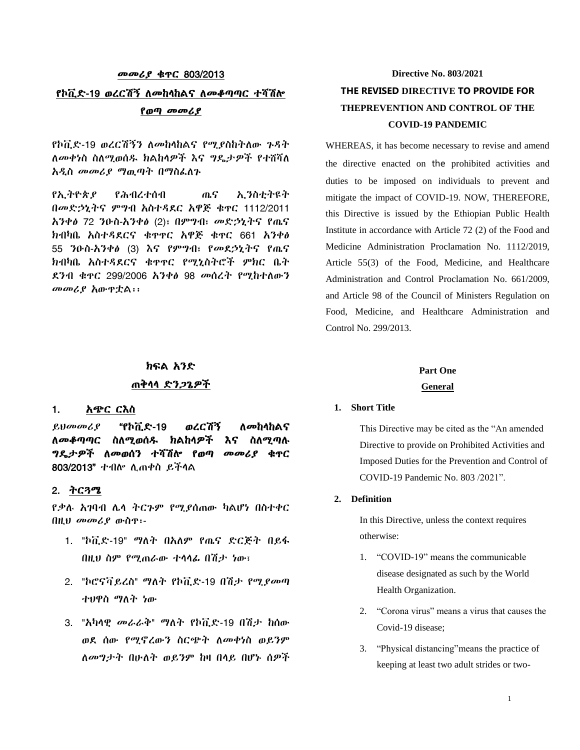# መመሪያ ቁጥር 803/2013

## የኮቪድ-19 ወረርሽኝ ለመከላከልና ለመቆጣጣር ተሻሽሎ የወጣ መመሪያ

የኮቪድ-19 ወረርሽኝን ለመከላከልና የሚያስከትለው ጉዳት ለመቀነስ ስለሚወሰዱ ክልከላዎች እና ግዴታዎች የተሻሻለ አዲስ መመሪያ ማዉጣት በማስፈለጉ

የኢትዮጵያ የሕብረተሰብ ጤና ኢንስቲትዩት በመድኃኒትና ምግብ አስተዳደር አዋጅ ቁጥር 1112/2011 አንቀፅ 72 ንዑስ-አንቀፅ (2)፣ በምግብ፣ መድኃኒትና የጤና ክብካቤ አስተዳደርና ቁጥጥር አዋጅ ቁጥር 661 አንቀፅ 55 ንዑስ-አንቀፅ (3) እና የምግብ፣ የመደኃኒትና የጤና ክብካቤ አስተዳደርና ቁጥጥር የሚኒስትሮች ምክር ቤት ደንብ ቁጥር 299/2006 አንቀፅ 98 መሰረት የሚከተለውን መመሪያ አውጥቷል፡፡

## ክፍል አንድ

### ጠቅላላ ድንጋጌዎች

#### 1. አጭር ርእስ

ይህመመሪያ **"የኮቪድ-19 ወረርሽኝ ለመከላከልና ለመቆጣጣር ስለሚወሰዱ ክልከላዎች እና ስለሚጣሉ ግዴታዎች ለመወሰን ተሻሽሎ የወጣ መመሪያ ቁጥር 803/2013"** ተብሎ ሊጠቀስ ይችላል

#### 2. ትርጓሜ

የቃሉ አገባብ ሌላ ትርጉም የሚያሰጠው ካልሆነ በስተቀር በዚህ መመሪያ ውስጥ፡-

1. "ኮቪድ-19" ማለት በአለም የጤና ድርጅት በይፋ በዚህ ስም የሚጠራው ተላላፊ በሽታ ነው፣
2. "ኮሮናቫይረስ" ማለት የኮቪድ-19 በሽታ የሚያመጣ ተህዋስ ማለት ነው
3. "አካላዊ መራራቅ" ማለት የኮቪድ-19 በሽታ ከሰው ወደ ሰው የሚኖረውን ስርጭት ለመቀነስ ወይንም ለመግታት በሁለት ወይንም ከዛ በላይ በሆኑ ሰዎች

# Directive No. 803/2021

## THE REVISED DIRECTIVE TO PROVIDE FOR THEPREVENTION AND CONTROL OF THE COVID-19 PANDEMIC

WHEREAS, it has become necessary to revise and amend the directive enacted on the prohibited activities and duties to be imposed on individuals to prevent and mitigate the impact of COVID-19. NOW, THEREFORE, this Directive is issued by the Ethiopian Public Health Institute in accordance with Article 72 (2) of the Food and Medicine Administration Proclamation No. 1112/2019, Article 55(3) of the Food, Medicine, and Healthcare Administration and Control Proclamation No. 661/2009, and Article 98 of the Council of Ministers Regulation on Food, Medicine, and Healthcare Administration and Control No. 299/2013.

## Part One

### General

#### 1. Short Title

This Directive may be cited as the "An amended Directive to provide on Prohibited Activities and Imposed Duties for the Prevention and Control of COVID-19 Pandemic No. 803 /2021".

#### 2. Definition

In this Directive, unless the context requires otherwise:

1. "COVID-19" means the communicable disease designated as such by the World Health Organization.
2. "Corona virus" means a virus that causes the Covid-19 disease;
3. "Physical distancing"means the practice of keeping at least two adult strides or two-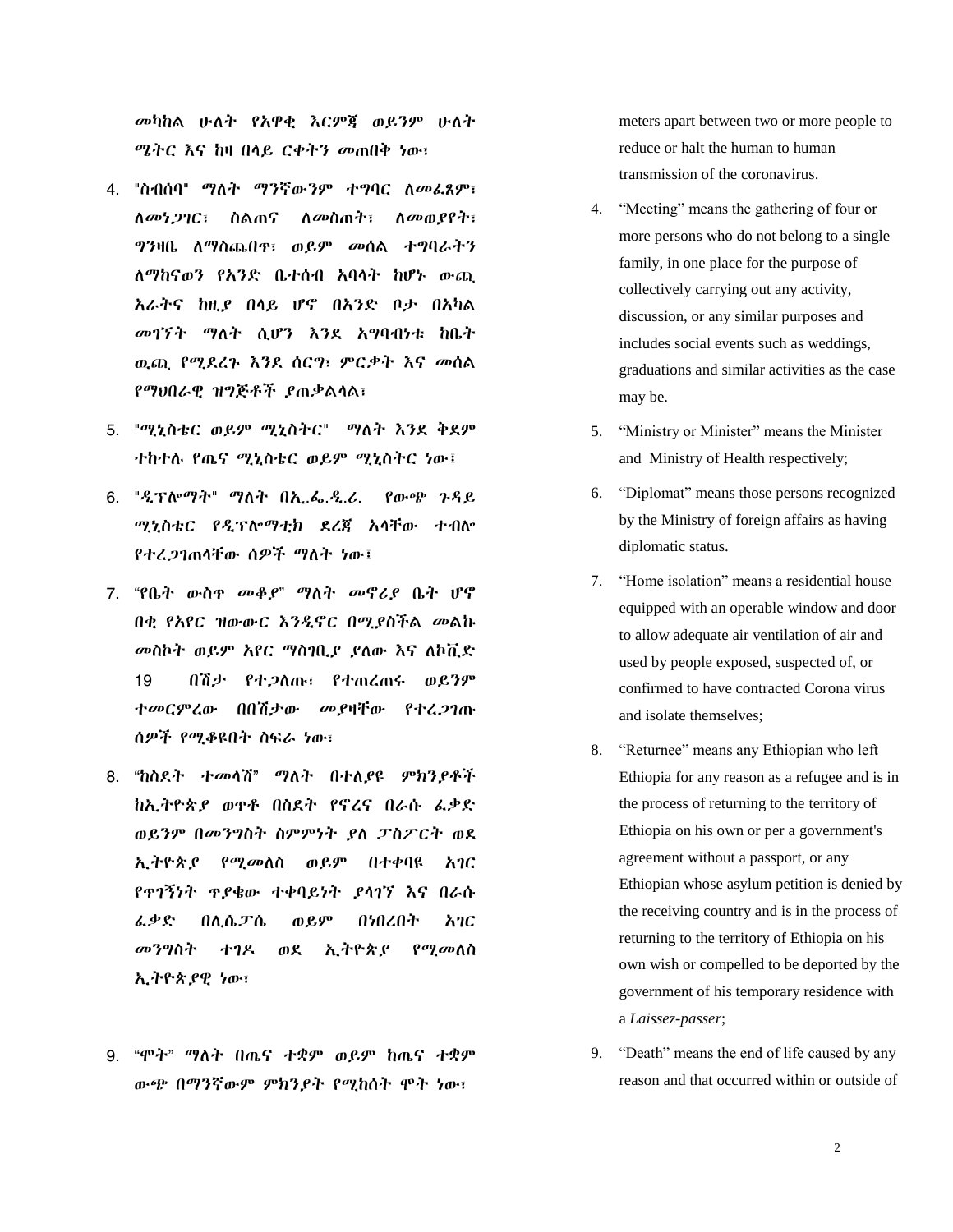መካከል ሁለት የአዋቂ እርምጃ ወይንም ሁለት ሜትር እና ከዛ በላይ ርቀትን መጠበቅ ነው፣

meters apart between two or more people to reduce or halt the human to human transmission of the coronavirus.

4. "ስብሰባ" ማለት ማንኛውንም ተግባር ለመፈጸም፣ ለመነጋገር፣ ስልጠና ለመስጠት፣ ለመወያየት፣ ግንዛቤ ለማስጨበጥ፣ ወይም መሰል ተግባራትን ለማከናወን የአንድ ቤተሰብ አባላት ከሆኑ ውጪ አራትና ከዚያ በላይ ሆኖ በአንድ ቦታ በአካል መገኘት ማለት ሲሆን እንደ አግባብነቱ ከቤት ዉጪ የሚደረጉ እንደ ሰርግ፣ ምርቃት እና መሰል የማህበራዊ ዝግጅቶች ያጠቃልላል፣

4. "Meeting" means the gathering of four or more persons who do not belong to a single family, in one place for the purpose of collectively carrying out any activity, discussion, or any similar purposes and includes social events such as weddings, graduations and similar activities as the case may be.

5. "ሚኒስቴር ወይም ሚኒስትር" ማለት እንደ ቅደም ተከተሉ የጤና ሚኒስቴር ወይም ሚኒስትር ነው፤

5. "Ministry or Minister" means the Minister and Ministry of Health respectively;

6. "ዲፕሎማት" ማለት በኢ.ፌ.ዲ.ሪ. የውጭ ጉዳይ ሚኒስቴር የዲፕሎማቲክ ደረጃ አላቸው ተብሎ የተረጋገጠላቸው ሰዎች ማለት ነው፤

6. "Diplomat" means those persons recognized by the Ministry of foreign affairs as having diplomatic status.

7. "የቤት ውስጥ መቆያ" ማለት መኖሪያ ቤት ሆኖ በቂ የአየር ዝውውር እንዲኖር በሚያስችል መልኩ መስኮት ወይም አየር ማስገቢያ ያለው እና ለኮቪድ 19 በሽታ የተጋለጡ፣ የተጠረጠሩ ወይንም ተመርምረው በበሽታው መያዛቸው የተረጋገጡ ሰዎች የሚቆዩበት ስፍራ ነው፣

7. "Home isolation" means a residential house equipped with an operable window and door to allow adequate air ventilation of air and used by people exposed, suspected of, or confirmed to have contracted Corona virus and isolate themselves;

8. "ከስደት ተመላሽ" ማለት በተለያዩ ምክንያቶች ከኢትዮጵያ ወጥቶ በስደት የኖረና በራሱ ፈቃድ ወይንም በመንግስት ስምምነት ያለ ፓስፖርት ወደ ኢትዮጵያ የሚመለስ ወይም በተቀባዩ አገር የጥገኝነት ጥያቄው ተቀባይነት ያላገኘ እና በራሱ ፈቃድ በሊሴፓሴ ወይም በነበረበት አገር መንግስት ተገዶ ወደ ኢትዮጵያ የሚመለስ ኢትዮጵያዊ ነው፣

8. "Returnee" means any Ethiopian who left Ethiopia for any reason as a refugee and is in the process of returning to the territory of Ethiopia on his own or per a government's agreement without a passport, or any Ethiopian whose asylum petition is denied by the receiving country and is in the process of returning to the territory of Ethiopia on his own wish or compelled to be deported by the government of his temporary residence with a *Laissez-passer*;

9. "ሞት" ማለት በጤና ተቋም ወይም ከጤና ተቋም ውጭ በማንኛውም ምክንያት የሚከሰት ሞት ነው፣

9. "Death" means the end of life caused by any reason and that occurred within or outside of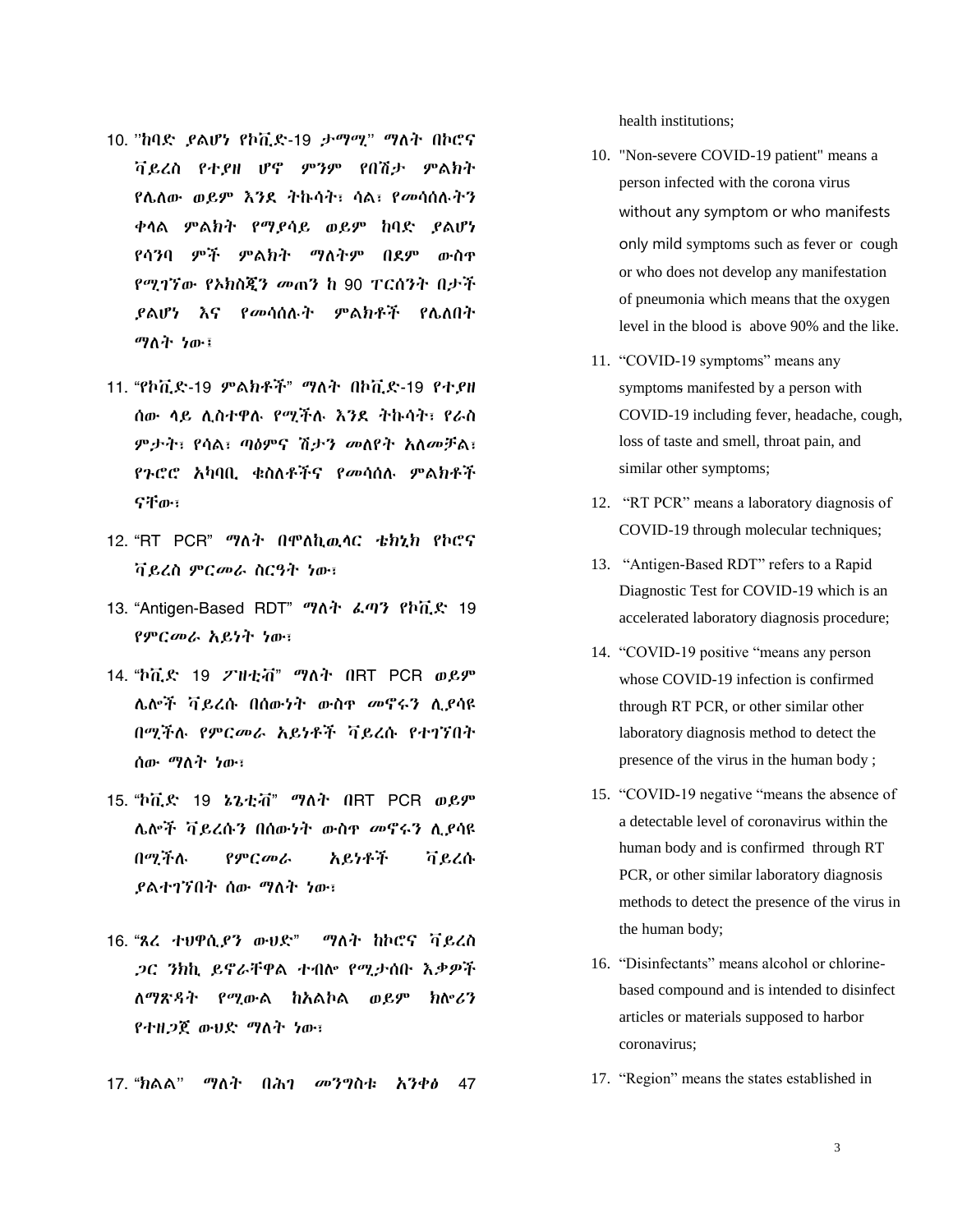10. "ከባድ ያልሆነ የኮቪድ-19 ታማሚ" ማለት በኮሮና ቫይረስ የተያዘ ሆኖ ምንም የበሽታ ምልክት የሌለው ወይም እንደ ትኩሳት፣ ሳል፣ የመሳሰሉትን ቀላል ምልክት የሚያሳይ ወይም ከባድ ያልሆነ የሳንባ ምች ምልክት ማለትም በደም ውስጥ የሚገኘው የኦክስጂን መጠን ከ 90 ፐርሰንት በታች ያልሆነ እና የመሳሰሉት ምልክቶች የሌለበት ማለት ነው፤

11. "የኮቪድ-19 ምልክቶች" ማለት በኮቪድ-19 የተያዘ ሰው ላይ ሊስተዋሉ የሚችሉ እንደ ትኩሳት፣ የራስ ምታት፣ የሳል፣ ጣዕምና ሽታን መለየት አለመቻል፣ የጉሮሮ አካባቢ ቁስለቶችና የመሳሰሉ ምልክቶች ናቸው፣

12. "RT PCR" ማለት በሞለኪዉላር ቴክኒክ የኮሮና ቫይረስ ምርመራ ስርዓት ነው፣

13. "Antigen-Based RDT" ማለት ፈጣን የኮቪድ 19 የምርመራ አይነት ነው፣

14. "ኮቪድ 19 ፖዘቲቭ" ማለት በRT PCR ወይም ሌሎች ቫይረሱ በሰውነት ውስጥ መኖሩን ሊያሳዩ በሚችሉ የምርመራ አይነቶች ቫይረሱ የተገኘበት ሰው ማለት ነው፣

15. "ኮቪድ 19 ኔጌቲቭ" ማለት በRT PCR ወይም ሌሎች ቫይረሱን በሰውነት ውስጥ መኖሩን ሊያሳዩ በሚችሉ የምርመራ አይነቶች ቫይረሱ ያልተገኘበት ሰው ማለት ነው፣

16. "ጸረ ተህዋሲያን ውህድ" ማለት ከኮሮና ቫይረስ ጋር ንክኪ ይኖራቸዋል ተብሎ የሚታሰቡ እቃዎች ለማጽዳት የሚውል ከአልኮል ወይም ክሎሪን የተዘጋጀ ውህድ ማለት ነው፣

17. "ክልል" ማለት በሕገ መንግስቱ አንቀፅ 47

health institutions;

10. "Non-severe COVID-19 patient" means a person infected with the corona virus without any symptom or who manifests only mild symptoms such as fever or cough or who does not develop any manifestation of pneumonia which means that the oxygen level in the blood is above 90% and the like.

11. "COVID-19 symptoms" means any symptoms manifested by a person with COVID-19 including fever, headache, cough, loss of taste and smell, throat pain, and similar other symptoms;

12. "RT PCR" means a laboratory diagnosis of COVID-19 through molecular techniques;

13. "Antigen-Based RDT" refers to a Rapid Diagnostic Test for COVID-19 which is an accelerated laboratory diagnosis procedure;

14. "COVID-19 positive "means any person whose COVID-19 infection is confirmed through RT PCR, or other similar other laboratory diagnosis method to detect the presence of the virus in the human body ;

15. "COVID-19 negative "means the absence of a detectable level of coronavirus within the human body and is confirmed through RT PCR, or other similar laboratory diagnosis methods to detect the presence of the virus in the human body;

16. "Disinfectants" means alcohol or chlorine-based compound and is intended to disinfect articles or materials supposed to harbor coronavirus;

17. "Region" means the states established in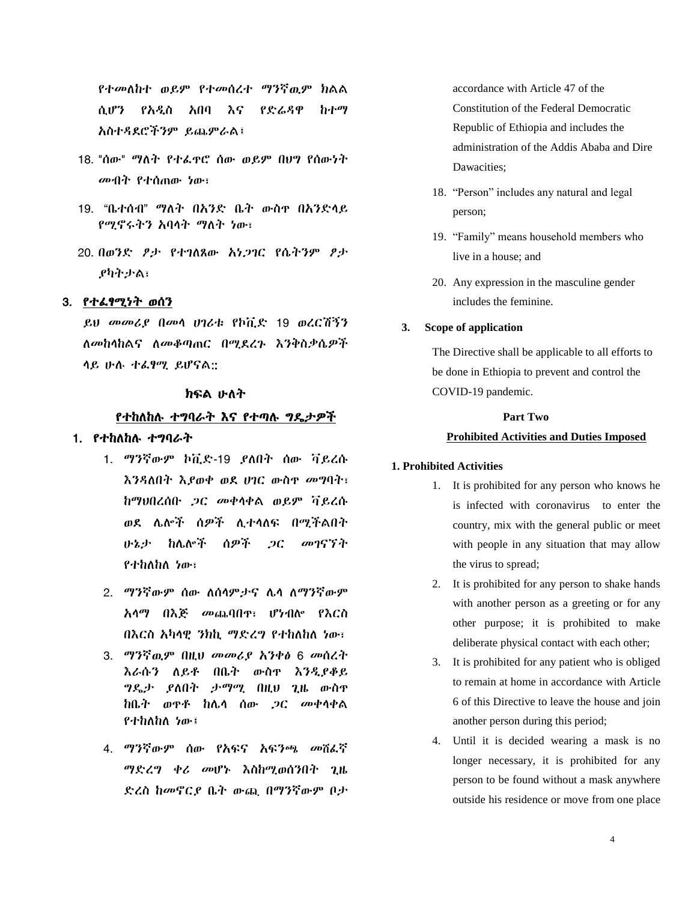የተመለከተ ወይም የተመሰረተ ማንኛዉም ክልል ሲሆን የአዲስ አበባ እና የድሬዳዋ ከተማ አስተዳደሮችንም ይጨምራል፣

18. "ሰው" ማለት የተፈጥሮ ሰው ወይም በህግ የሰውነት መብት የተሰጠው ነው፣

19. "ቤተሰብ" ማለት በአንድ ቤት ውስጥ በአንድላይ የሚኖሩትን አባላት ማለት ነው፣

20. በወንድ ፆታ የተገለጸው አነጋገር የሴትንም ፆታ ያካትታል፣

### 3. የተፈፃሚነት ወሰን

ይህ መመሪያ በመላ ሀገሪቱ የኮቪድ 19 ወረርሽኝን ለመከላከልና ለመቆጣጠር በሚደረጉ እንቅስቃሴዎች ላይ ሁሉ ተፈፃሚ ይሆናል።

## ክፍል ሁለት

## የተከለከሉ ተግባራት እና የተጣሉ ግዴታዎች

### 1. የተከለከሉ ተግባራት

1. ማንኛውም ኮቪድ-19 ያለበት ሰው ቫይረሱ እንዳለበት እያወቀ ወደ ሀገር ውስጥ መግባት፣ ከማህበረሰቡ ጋር መቀላቀል ወይም ቫይረሱ ወደ ሌሎች ሰዎች ሊተላለፍ በሚችልበት ሁኔታ ከሌሎች ሰዎች ጋር መገናኘት የተከለከለ ነው፣

2. ማንኛውም ሰው ለሰላምታና ሌላ ለማንኛውም አላማ በእጅ መጨባበጥ፣ ሆነብሎ የእርስ በእርስ አካላዊ ንክኪ ማድረግ የተከለከለ ነው፣

3. ማንኛዉም በዚህ መመሪያ አንቀፅ 6 መሰረት እራሱን ለይቶ በቤት ውስጥ እንዲያቆይ ግዴታ ያለበት ታማሚ በዚህ ጊዜ ውስጥ ከቤት ወጥቶ ከሌላ ሰው ጋር መቀላቀል የተከለከለ ነው፤

4. ማንኛውም ሰው የአፍና አፍንጫ መሸፈኛ ማድረግ ቀሪ መሆኑ እስከሚወሰንበት ጊዜ ድረስ ከመኖርያ ቤት ውጪ በማንኛውም ቦታ

accordance with Article 47 of the Constitution of the Federal Democratic Republic of Ethiopia and includes the administration of the Addis Ababa and Dire Dawacities;

18. "Person" includes any natural and legal person;

19. "Family" means household members who live in a house; and

20. Any expression in the masculine gender includes the feminine.

### 3. Scope of application

The Directive shall be applicable to all efforts to be done in Ethiopia to prevent and control the COVID-19 pandemic.

## Part Two

## Prohibited Activities and Duties Imposed

### 1. Prohibited Activities

1. It is prohibited for any person who knows he is infected with coronavirus to enter the country, mix with the general public or meet with people in any situation that may allow the virus to spread;

2. It is prohibited for any person to shake hands with another person as a greeting or for any other purpose; it is prohibited to make deliberate physical contact with each other;

3. It is prohibited for any patient who is obliged to remain at home in accordance with Article 6 of this Directive to leave the house and join another person during this period;

4. Until it is decided wearing a mask is no longer necessary, it is prohibited for any person to be found without a mask anywhere outside his residence or move from one place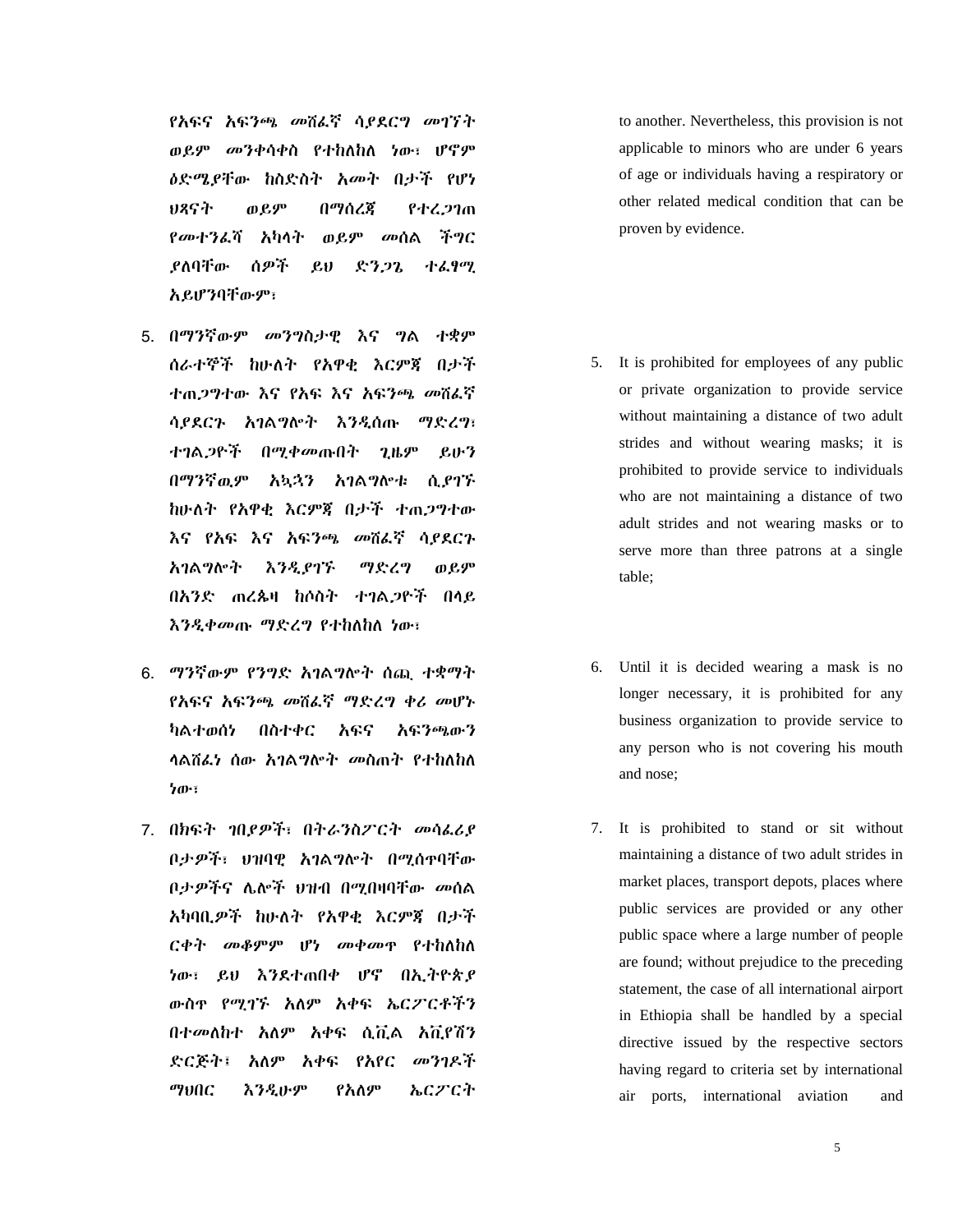የአፍና አፍንጫ መሸፈኛ ሳያደርግ መገኘት ወይም መንቀሳቀስ የተከለከለ ነው፣ ሆኖም ዕድሜያቸው ከስድስት አመት በታች የሆነ ህጻናት ወይም በማሰረጃ የተረጋገጠ የመተንፈሻ አካላት ወይም መሰል ችግር ያለባቸው ሰዎች ይህ ድንጋጌ ተፈፃሚ አይሆንባቸውም፣

5. በማንኛውም መንግስታዊ እና ግል ተቋም ሰራተኞች ከሁለት የአዋቂ እርምጃ በታች ተጠጋግተው እና የአፍ እና አፍንጫ መሸፈኛ ሳያደርጉ አገልግሎት እንዲሰጡ ማድረግ፣ ተገልጋዮች በሚቀመጡበት ጊዜም ይሁን በማንኛዉም አኳኋን አገልግሎቱ ሲያገኙ ከሁለት የአዋቂ እርምጃ በታች ተጠጋግተው እና የአፍ እና አፍንጫ መሸፈኛ ሳያደርጉ አገልግሎት እንዲያገኙ ማድረግ ወይም በአንድ ጠረጴዛ ከሶስት ተገልጋዮች በላይ እንዲቀመጡ ማድረግ የተከለከለ ነው፣

6. ማንኛውም የንግድ አገልግሎት ሰጪ ተቋማት የአፍና አፍንጫ መሸፈኛ ማድረግ ቀሪ መሆኑ ካልተወሰነ በስተቀር አፍና አፍንጫውን ላልሸፈነ ሰው አገልግሎት መስጠት የተከለከለ ነው፣

7. በክፍት ገበያዎች፣ በትራንስፖርት መሳፈሪያ ቦታዎች፣ ህዝባዊ አገልግሎት በሚሰጥባቸው ቦታዎችና ሌሎች ህዝብ በሚበዛባቸው መሰል አካባቢዎች ከሁለት የአዋቂ እርምጃ በታች ርቀት መቆምም ሆነ መቀመጥ የተከለከለ ነው፣ ይህ እንደተጠበቀ ሆኖ በኢትዮጵያ ውስጥ የሚገኙ አለም አቀፍ ኤርፖርቶችን በተመለከተ አለም አቀፍ ሲቪል አቪየሽን ድርጅት፣ አለም አቀፍ የአየር መንገዶች ማህበር እንዲሁም የአለም ኤርፖርት

to another. Nevertheless, this provision is not applicable to minors who are under 6 years of age or individuals having a respiratory or other related medical condition that can be proven by evidence.

5. It is prohibited for employees of any public or private organization to provide service without maintaining a distance of two adult strides and without wearing masks; it is prohibited to provide service to individuals who are not maintaining a distance of two adult strides and not wearing masks or to serve more than three patrons at a single table;

6. Until it is decided wearing a mask is no longer necessary, it is prohibited for any business organization to provide service to any person who is not covering his mouth and nose;

7. It is prohibited to stand or sit without maintaining a distance of two adult strides in market places, transport depots, places where public services are provided or any other public space where a large number of people are found; without prejudice to the preceding statement, the case of all international airport in Ethiopia shall be handled by a special directive issued by the respective sectors having regard to criteria set by international air ports, international aviation and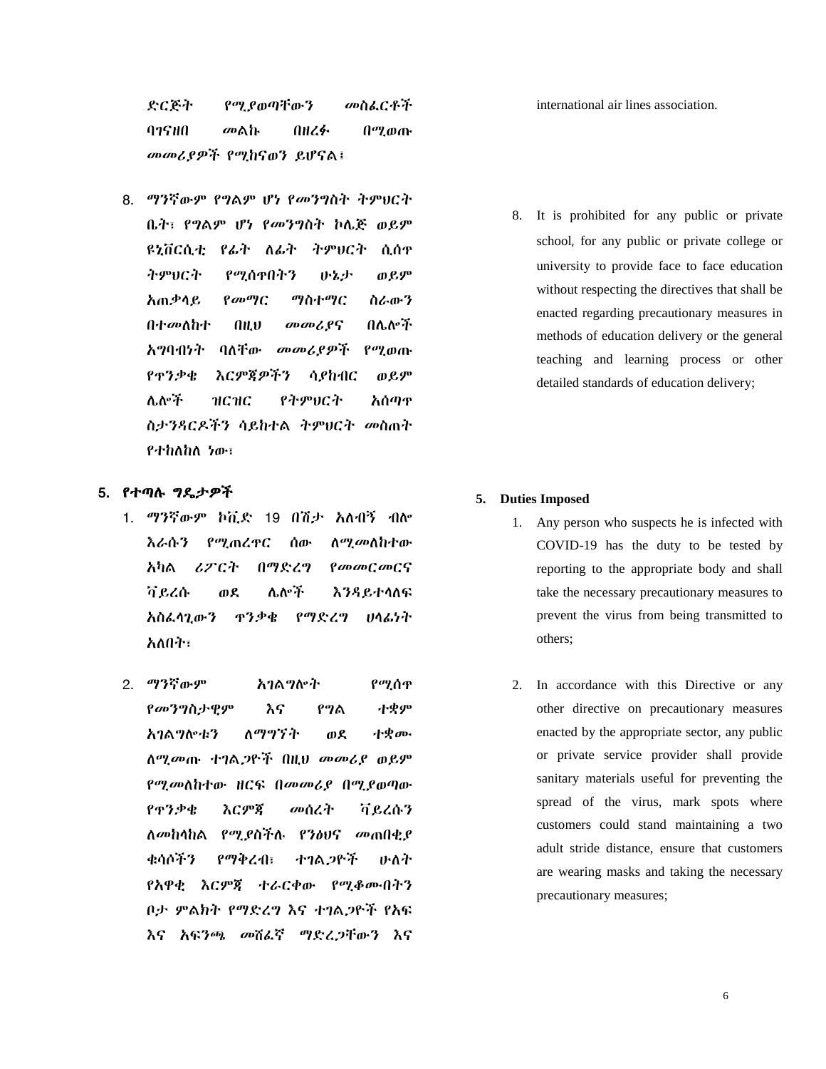ድርጅት የሚያወጣቸውን መስፈርቶች ባገናዘበ መልኩ በዘረፉ በሚወጡ መመሪያዎች የሚከናወን ይሆናል፣

international air lines association.

8. ማንኛውም የግልም ሆነ የመንግስት ትምህርት ቤት፣ የግልም ሆነ የመንግስት ኮሌጅ ወይም ዩኒቨርሲቲ የፊት ለፊት ትምህርት ሲሰጥ ትምህርት የሚሰጥበትን ሁኔታ ወይም አጠቃላይ የመማር ማስተማር ስራውን በተመለከተ በዚህ መመሪያና በሌሎች አግባብነት ባላቸው መመሪያዎች የሚወጡ የጥንቃቄ እርምጃዎችን ሳያከብር ወይም ሌሎች ዝርዝር የትምህርት አሰጣጥ ስታንዳርዶችን ሳይከተል ትምህርት መስጠት የተከለከለ ነው፣

8. It is prohibited for any public or private school, for any public or private college or university to provide face to face education without respecting the directives that shall be enacted regarding precautionary measures in methods of education delivery or the general teaching and learning process or other detailed standards of education delivery;

## 5. የተጣሉ ግዴታዎች

1. ማንኛውም ኮቪድ 19 በሽታ አለብኝ ብሎ እራሱን የሚጠረጥር ሰው ለሚመለከተው አካል ሪፖርት በማድረግ የመመርመርና ቫይረሱ ወደ ሌሎች እንዳይተላለፍ አስፈላጊውን ጥንቃቄ የማድረግ ሀላፊነት አለበት፣

2. ማንኛውም አገልግሎት የሚሰጥ የመንግስታዊም እና የግል ተቋም አገልግሎቱን ለማግኘት ወደ ተቋሙ ለሚመጡ ተገልጋዮች በዚህ መመሪያ ወይም የሚመለከተው ዘርፍ በመመሪያ በሚያወጣው የጥንቃቄ እርምጃ መሰረት ቫይረሱን ለመከላከል የሚያስችሉ የንፅህና መጠበቂያ ቁሳቁሶችን የማቅረብ፣ ተገልጋዮች ሁለት የአዋቂ እርምጃ ተራርቀው የሚቆሙበትን ቦታ ምልክት የማድረግ እና ተገልጋዮች የአፍ እና አፍንጫ መሸፈኛ ማድረጋቸውን እና

## 5. Duties Imposed

1. Any person who suspects he is infected with COVID-19 has the duty to be tested by reporting to the appropriate body and shall take the necessary precautionary measures to prevent the virus from being transmitted to others;

2. In accordance with this Directive or any other directive on precautionary measures enacted by the appropriate sector, any public or private service provider shall provide sanitary materials useful for preventing the spread of the virus, mark spots where customers could stand maintaining a two adult stride distance, ensure that customers are wearing masks and taking the necessary precautionary measures;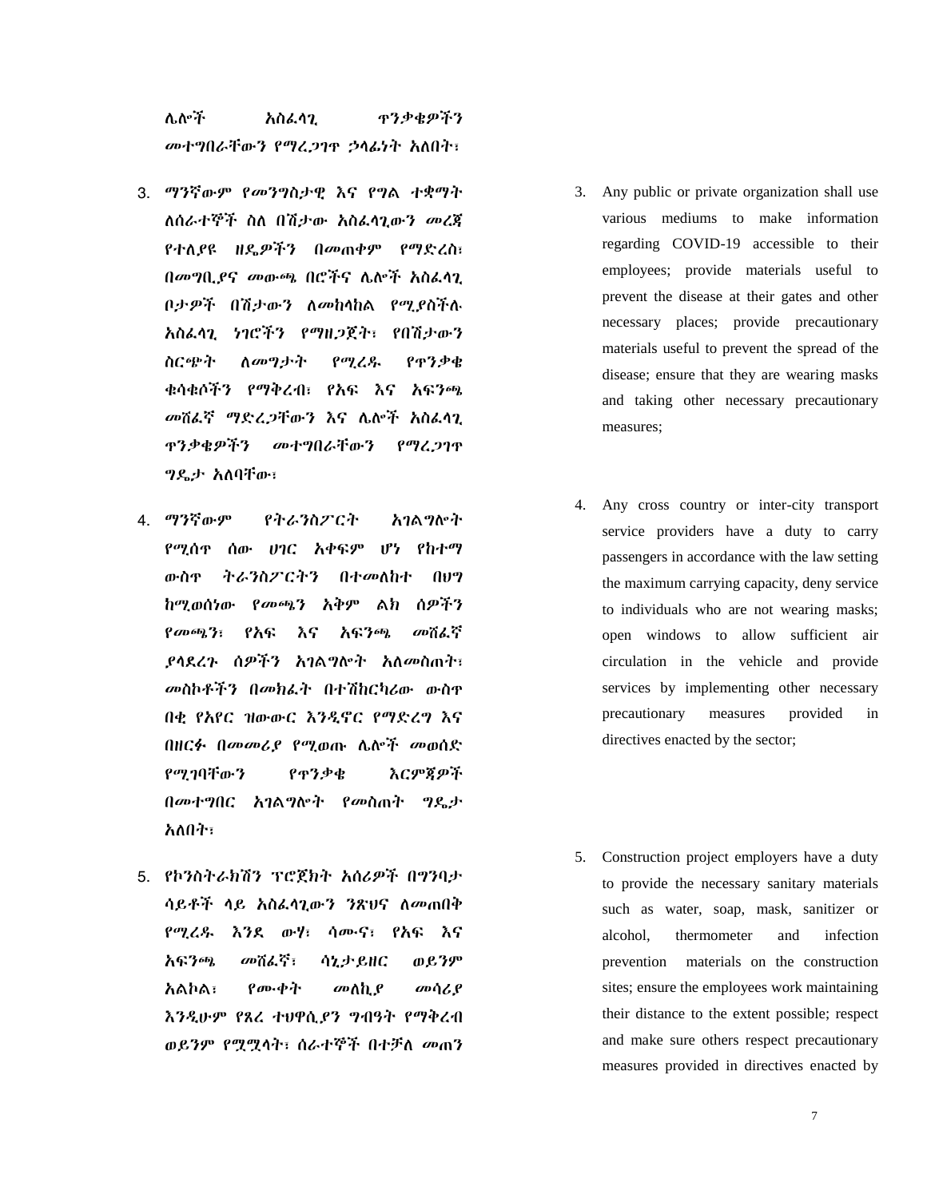ሌሎች አስፈላጊ ጥንቃቄዎችን መተግበራቸውን የማረጋገጥ ኃላፊነት አለበት፣

3. ማንኛውም የመንግስታዊ እና የግል ተቋማት ለሰራተኞች ስለ በሽታው አስፈላጊውን መረጃ የተለያዩ ዘዴዎችን በመጠቀም የማድረስ፣ በመግቢያና መውጫ በሮችና ሌሎች አስፈላጊ ቦታዎች በሽታውን ለመከላከል የሚያስችሉ አስፈላጊ ነገሮችን የማዘጋጀት፣ የበሽታውን ስርጭት ለመግታት የሚረዱ የጥንቃቄ ቁሳቁሶችን የማቅረብ፣ የአፍ እና አፍንጫ መሸፈኛ ማድረጋቸውን እና ሌሎች አስፈላጊ ጥንቃቄዎችን መተግበራቸውን የማረጋገጥ ግዴታ አለባቸው፣

4. ማንኛውም የትራንስፖርት አገልግሎት የሚሰጥ ሰው ሀገር አቀፍም ሆነ የከተማ ውስጥ ትራንስፖርትን በተመለከተ በህግ ከሚወሰነው የመጫን አቅም ልክ ሰዎችን የመጫን፣ የአፍ እና አፍንጫ መሸፈኛ ያላደረጉ ሰዎችን አገልግሎት አለመስጠት፣ መስኮቶችን በመክፈት በተሽከርካሪው ውስጥ በቂ የአየር ዝውውር እንዲኖር የማድረግ እና በዘርፉ በመመሪያ የሚወጡ ሌሎች መወሰድ የሚገባቸውን የጥንቃቄ እርምጃዎች በመተግበር አገልግሎት የመስጠት ግዴታ አለበት፣

5. የኮንስትራክሽን ፕሮጀክት አሰሪዎች በግንባታ ሳይቶች ላይ አስፈላጊውን ንጽህና ለመጠበቅ የሚረዱ እንደ ውሃ፣ ሳሙና፣ የአፍ እና አፍንጫ መሸፈኛ፣ ሳኒታይዘር ወይንም አልኮል፣ የሙቀት መለኪያ መሳሪያ እንዲሁም የጸረ ተህዋሲያን ግብዓት የማቅረብ ወይንም የሚሟላት፣ ሰራተኞች በተቻለ መጠን

3. Any public or private organization shall use various mediums to make information regarding COVID-19 accessible to their employees; provide materials useful to prevent the disease at their gates and other necessary places; provide precautionary materials useful to prevent the spread of the disease; ensure that they are wearing masks and taking other necessary precautionary measures;

4. Any cross country or inter-city transport service providers have a duty to carry passengers in accordance with the law setting the maximum carrying capacity, deny service to individuals who are not wearing masks; open windows to allow sufficient air circulation in the vehicle and provide services by implementing other necessary precautionary measures provided in directives enacted by the sector;

5. Construction project employers have a duty to provide the necessary sanitary materials such as water, soap, mask, sanitizer or alcohol, thermometer and infection prevention materials on the construction sites; ensure the employees work maintaining their distance to the extent possible; respect and make sure others respect precautionary measures provided in directives enacted by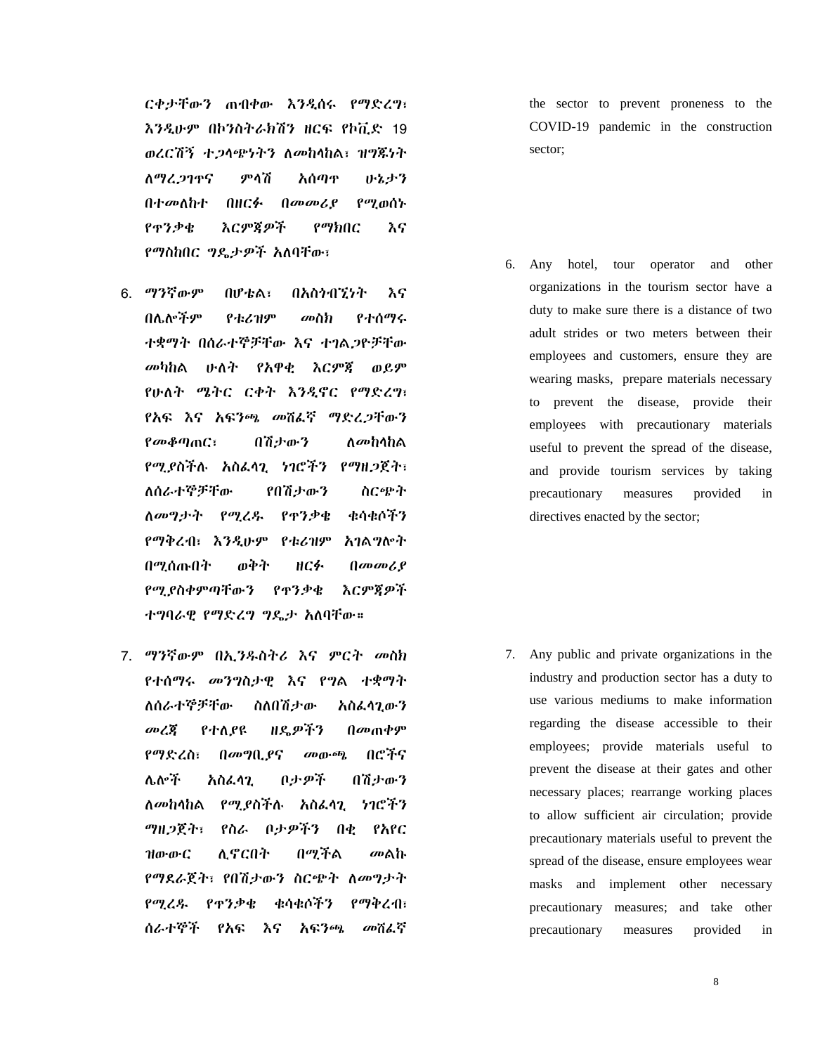ርቀታቸውን ጠብቀው እንዲሰሩ የማድረግ፣ እንዲሁም በኮንስትራክሽን ዘርፍ የኮቪድ 19 ወረርሽኝ ተጋላጭነትን ለመከላከል፣ ዝግጁነት ለማረጋገጥና ምላሽ አሰጣጥ ሁኔታን በተመለከተ በዘርፉ በመመሪያ የሚወሰኑ የጥንቃቄ እርምጃዎች የማክበር እና የማስከበር ግዴታዎች አለባቸው፣

the sector to prevent proneness to the COVID-19 pandemic in the construction sector;

6. ማንኛውም በሆቴል፣ በአስጎብኚነት እና በሌሎችም የቱሪዝም መስክ የተሰማሩ ተቋማት በሰራተኞቻቸው እና ተገልጋዮቻቸው መካከል ሁለት የአዋቂ እርምጃ ወይም የሁለት ሜትር ርቀት እንዲኖር የማድረግ፣ የአፍ እና አፍንጫ መሸፈኛ ማድረጋቸውን የመቆጣጠር፣ በሽታውን ለመከላከል የሚያስችሉ አስፈላጊ ነገሮችን የማዘጋጀት፣ ለሰራተኞቻቸው የበሽታውን ስርጭት ለመግታት የሚረዱ የጥንቃቄ ቁሳቁሶችን የማቅረብ፣ እንዲሁም የቱሪዝም አገልግሎት በሚሰጡበት ወቅት ዘርፉ በመመሪያ የሚያስቀምጣቸውን የጥንቃቄ እርምጃዎች ተግባራዊ የማድረግ ግዴታ አለባቸው።

6. Any hotel, tour operator and other organizations in the tourism sector have a duty to make sure there is a distance of two adult strides or two meters between their employees and customers, ensure they are wearing masks, prepare materials necessary to prevent the disease, provide their employees with precautionary materials useful to prevent the spread of the disease, and provide tourism services by taking precautionary measures provided in directives enacted by the sector;

7. ማንኛውም በኢንዱስትሪ እና ምርት መስክ የተሰማሩ መንግስታዊ እና የግል ተቋማት ለሰራተኞቻቸው ስለበሽታው አስፈላጊውን መረጃ የተለያዩ ዘዴዎችን በመጠቀም የማድረስ፣ በመግቢያና መውጫ በሮችና ሌሎች አስፈላጊ ቦታዎች በሽታውን ለመከላከል የሚያስችሉ አስፈላጊ ነገሮችን ማዘጋጀት፣ የስራ ቦታዎችን በቂ የአየር ዝውውር ሊኖርበት በሚችል መልኩ የማደራጀት፣ የበሽታውን ስርጭት ለመግታት የሚረዱ የጥንቃቄ ቁሳቁሶችን የማቅረብ፣ ሰራተኞች የአፍ እና አፍንጫ መሸፈኛ

7. Any public and private organizations in the industry and production sector has a duty to use various mediums to make information regarding the disease accessible to their employees; provide materials useful to prevent the disease at their gates and other necessary places; rearrange working places to allow sufficient air circulation; provide precautionary materials useful to prevent the spread of the disease, ensure employees wear masks and implement other necessary precautionary measures; and take other precautionary measures provided in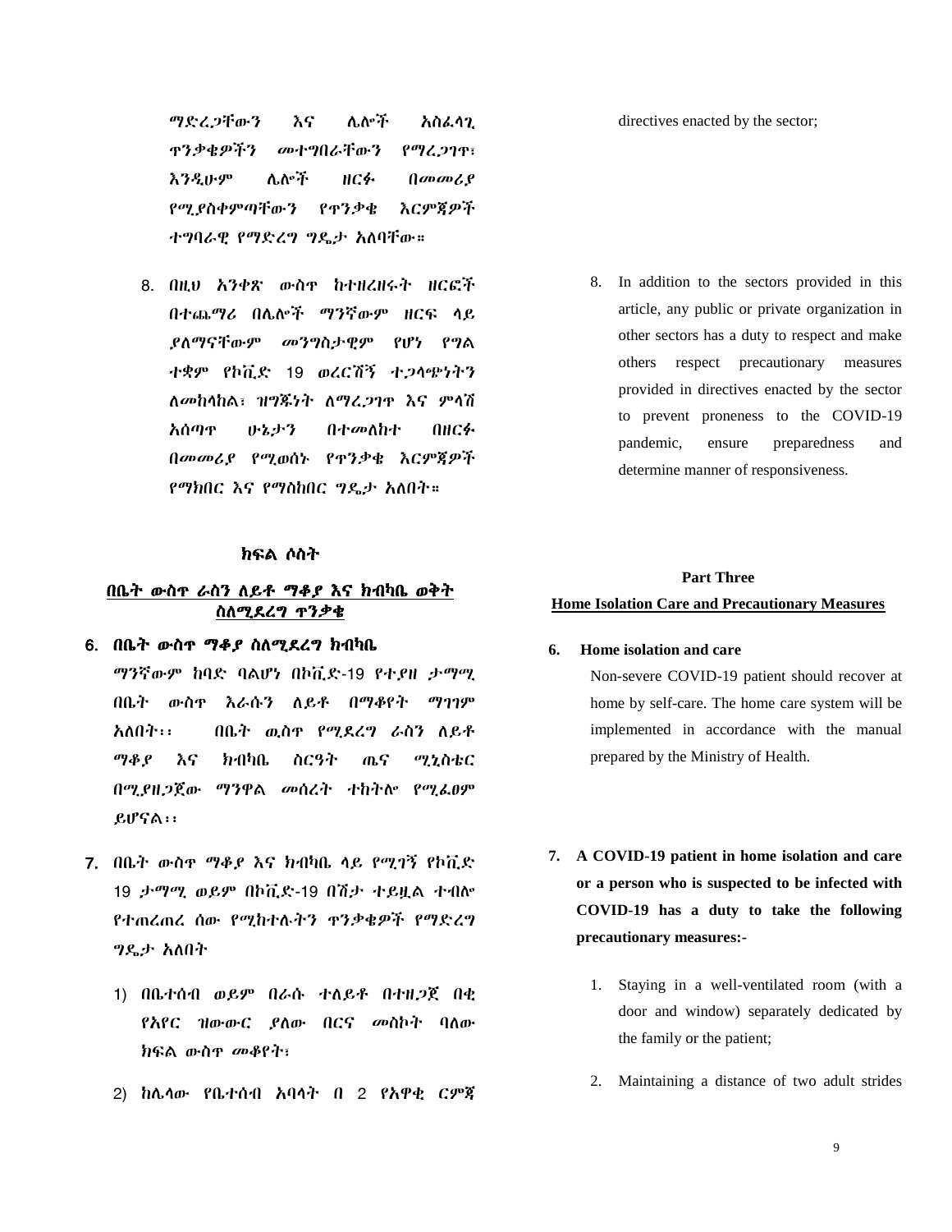ማድረጋቸውን እና ሌሎች አስፈላጊ ጥንቃቄዎችን መተግበራቸውን የማረጋገጥ፣ እንዲሁም ሌሎች ዘርፉ በመመሪያ የሚያስቀምጣቸውን የጥንቃቄ እርምጃዎች ተግባራዊ የማድረግ ግዴታ አለባቸው።

8. በዚህ አንቀጽ ውስጥ ከተዘረዘሩት ዘርፎች በተጨማሪ በሌሎች ማንኛውም ዘርፍ ላይ ያለማናቸውም መንግስታዊም የሆነ የግል ተቋም የኮቪድ 19 ወረርሽኝ ተጋላጭነትን ለመከላከል፣ ዝግጁነት ለማረጋገጥ እና ምላሽ አሰጣጥ ሁኔታን በተመለከተ በዘርፉ በመመሪያ የሚወሰኑ የጥንቃቄ እርምጃዎች የማክበር እና የማስከበር ግዴታ አለበት።

## ክፍል ሶስት

## በቤት ውስጥ ራስን ለይቶ ማቆያ እና ክብካቤ ወቅት ስለሚደረግ ጥንቃቄ

### 6. በቤት ውስጥ ማቆያ ስለሚደረግ ክብካቤ

ማንኛውም ከባድ ባልሆነ በኮቪድ-19 የተያዘ ታማሚ በቤት ውስጥ እራሱን ለይቶ በማቆየት ማገገም አለበት፡፡ በቤት ዉስጥ የሚደረግ ራስን ለይቶ ማቆያ እና ክብካቤ ስርዓት ጤና ሚኒስቴር በሚያዘጋጀው ማንዋል መሰረት ተከትሎ የሚፈፀም ይሆናል፡፡

### 7. በቤት ውስጥ ማቆያ እና ክብካቤ ላይ የሚገኝ የኮቪድ 19 ታማሚ ወይም በኮቪድ-19 በሽታ ተይዟል ተብሎ የተጠረጠረ ሰው የሚከተሉትን ጥንቃቄዎች የማድረግ ግዴታ አለበት

1) በቤተሰብ ወይም በራሱ ተለይቶ በተዘጋጀ በቂ የአየር ዝውውር ያለው በርና መስኮት ባለው ክፍል ውስጥ መቆየት፣

2) ከሌላው የቤተሰብ አባላት በ 2 የአዋቂ ርምጃ

directives enacted by the sector;

8. In addition to the sectors provided in this article, any public or private organization in other sectors has a duty to respect and make others respect precautionary measures provided in directives enacted by the sector to prevent proneness to the COVID-19 pandemic, ensure preparedness and determine manner of responsiveness.

## Part Three

## Home Isolation Care and Precautionary Measures

### 6. Home isolation and care

Non-severe COVID-19 patient should recover at home by self-care. The home care system will be implemented in accordance with the manual prepared by the Ministry of Health.

### 7. A COVID-19 patient in home isolation and care or a person who is suspected to be infected with COVID-19 has a duty to take the following precautionary measures:-

1. Staying in a well-ventilated room (with a door and window) separately dedicated by the family or the patient;

2. Maintaining a distance of two adult strides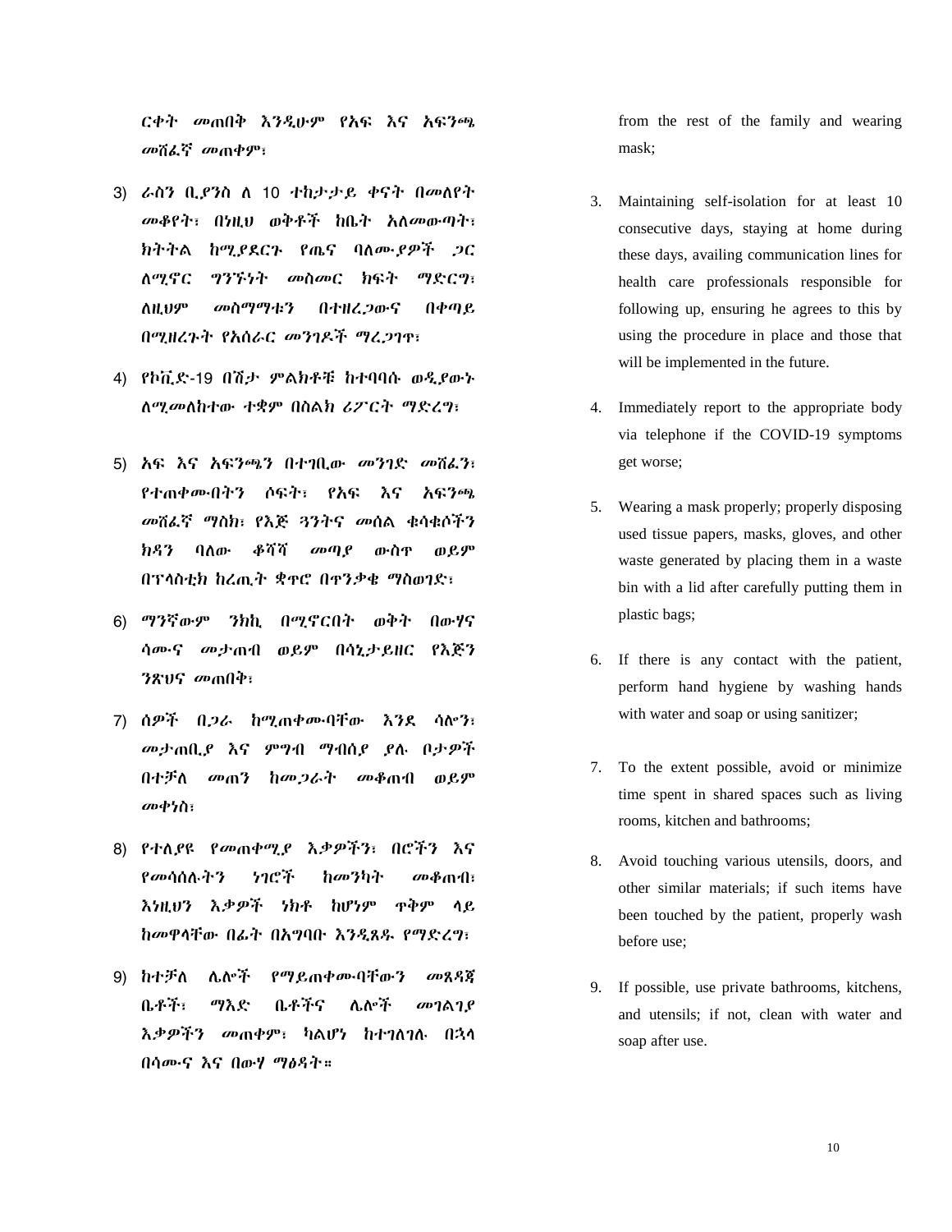ርቀት መጠበቅ እንዲሁም የአፍ እና አፍንጫ መሸፈኛ መጠቀም፣

3) ራስን ቢያንስ ለ 10 ተከታታይ ቀናት በመለየት መቆየት፣ በነዚህ ወቅቶች ከቤት አለመውጣት፣ ክትትል ከሚያደርጉ የጤና ባለሙያዎች ጋር ለሚኖር ግንኙነት መስመር ክፍት ማድርግ፣ ለዚህም መስማማቱን በተዘረጋውና በቀጣይ በሚዘረጉት የአሰራር መንገዶች ማረጋገጥ፣

4) የኮቪድ-19 በሽታ ምልክቶቹ ከተባባሱ ወዲያውኑ ለሚመለከተው ተቋም በስልክ ሪፖርት ማድረግ፣

5) አፍ እና አፍንጫን በተገቢው መንገድ መሸፈን፣ የተጠቀሙበትን ሶፍት፣ የአፍ እና አፍንጫ መሸፈኛ ማስክ፣ የእጅ ጓንትና መሰል ቁሳቁሶችን ክዳን ባለው ቆሻሻ መጣያ ውስጥ ወይም በፕላስቲክ ከረጢት ቋጥሮ በጥንቃቄ ማስወገድ፣

6) ማንኛውም ንክኪ በሚኖርበት ወቅት በውሃና ሳሙና መታጠብ ወይም በሳኒታይዘር የእጅን ንጽህና መጠበቅ፣

7) ሰዎች በጋራ ከሚጠቀሙባቸው እንደ ሳሎን፣ መታጠቢያ እና ምግብ ማብሰያ ያሉ ቦታዎች በተቻለ መጠን ከመጋራት መቆጠብ ወይም መቀነስ፣

8) የተለያዩ የመጠቀሚያ እቃዎችን፣ በሮችን እና የመሳሰሉትን ነገሮች ከመንካት መቆጠብ፣ እነዚህን እቃዎች ነክቶ ከሆነም ጥቅም ላይ ከመዋላቸው በፊት በአግባቡ እንዲጸዱ የማድረግ፣

9) ከተቻለ ሌሎች የማይጠቀሙባቸውን መጸዳጃ ቤቶች፣ ማእድ ቤቶችና ሌሎች መገልገያ እቃዎችን መጠቀም፣ ካልሆነ ከተገለገሉ በኋላ በሳሙና እና በውሃ ማፅዳት።

from the rest of the family and wearing mask;

3. Maintaining self-isolation for at least 10 consecutive days, staying at home during these days, availing communication lines for health care professionals responsible for following up, ensuring he agrees to this by using the procedure in place and those that will be implemented in the future.

4. Immediately report to the appropriate body via telephone if the COVID-19 symptoms get worse;

5. Wearing a mask properly; properly disposing used tissue papers, masks, gloves, and other waste generated by placing them in a waste bin with a lid after carefully putting them in plastic bags;

6. If there is any contact with the patient, perform hand hygiene by washing hands with water and soap or using sanitizer;

7. To the extent possible, avoid or minimize time spent in shared spaces such as living rooms, kitchen and bathrooms;

8. Avoid touching various utensils, doors, and other similar materials; if such items have been touched by the patient, properly wash before use;

9. If possible, use private bathrooms, kitchens, and utensils; if not, clean with water and soap after use.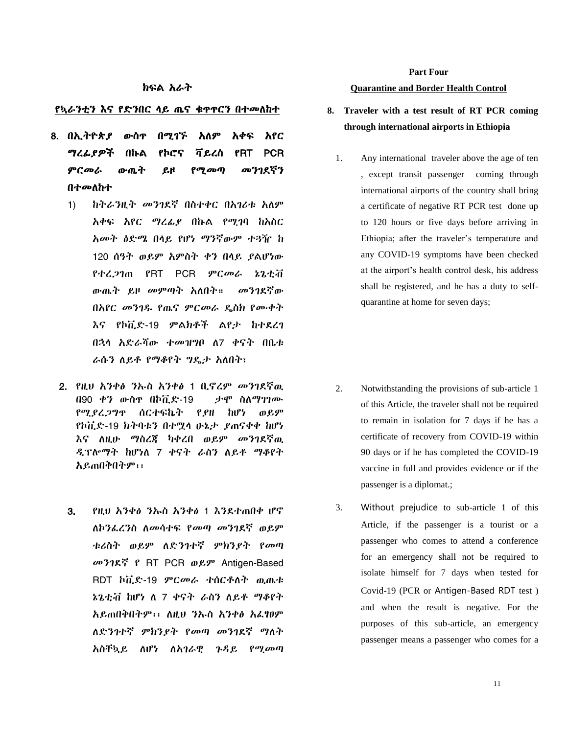## ክፍል አራት

**የኳራንቲን እና የድንበር ላይ ጤና ቁጥጥርን በተመለከተ**

**8. በኢትዮጵያ ውስጥ በሚገኙ አለም አቀፍ አየር ማረፊያዎች በኩል የኮሮና ቫይረስ የRT PCR ምርመራ ውጤት ይዞ የሚመጣ መንገደኛን በተመለከተ**

1) ከትራንዚት መንገደኛ በስተቀር በአገሪቱ አለም አቀፍ አየር ማረፊያ በኩል የሚገባ ከአስር አመት ዕድሜ በላይ የሆነ ማንኛውም ተጓዥ ከ 120 ሰዓት ወይም አምስት ቀን በላይ ያልሆነው የተረጋገጠ የRT PCR ምርመራ ኔጌቲቭ ውጤት ይዞ መምጣት አለበት። መንገደኛው በአየር መንገዱ የጤና ምርመራ ዴስክ የሙቀት እና የኮቪድ-19 ምልክቶች ልየታ ከተደረገ በኋላ አድራሻው ተመዝግቦ ለ7 ቀናት በቤቱ ራሱን ለይቶ የማቆየት ግዴታ አለበት፣

2. የዚህ አንቀፅ ንኡስ አንቀፅ 1 ቢኖረም መንገደኛዉ በ90 ቀን ውስጥ በኮቪድ-19 ታሞ ስለማገገሙ የሚያረጋግጥ ሰርተፍኬት የያዘ ከሆነ ወይም የኮቪድ-19 ክትባቱን በተሟላ ሁኔታ ያጠናቀቀ ከሆነ እና ለዚሁ ማስረጃ ካቀረበ ወይም መንገደኛዉ ዲፕሎማት ከሆነለ 7 ቀናት ራስን ለይቶ ማቆየት አይጠበቅበትም፡፡

3. የዚህ አንቀፅ ንኡስ አንቀፅ 1 እንደተጠበቀ ሆኖ ለኮንፈረንስ ለመሳተፍ የመጣ መንገደኛ ወይም ቱሪስት ወይም ለድንገተኛ ምክንያት የመጣ መንገደኛ የ RT PCR ወይም Antigen-Based RDT ኮቪድ-19 ምርመራ ተሰርቶለት ዉጤቱ ኔጌቲቭ ከሆነ ለ 7 ቀናት ራስን ለይቶ ማቆየት አይጠበቅበትም፡፡ ለዚህ ንኡስ አንቀፅ አፈፃፀም ለድንገተኛ ምክንያት የመጣ መንገደኛ ማለት አስቸኳይ ለሆነ ለአገራዊ ጉዳይ የሚመጣ

## Part Four

**Quarantine and Border Health Control**

**8. Traveler with a test result of RT PCR coming through international airports in Ethiopia**

1. Any international traveler above the age of ten , except transit passenger coming through international airports of the country shall bring a certificate of negative RT PCR test done up to 120 hours or five days before arriving in Ethiopia; after the traveler's temperature and any COVID-19 symptoms have been checked at the airport's health control desk, his address shall be registered, and he has a duty to self-quarantine at home for seven days;

2. Notwithstanding the provisions of sub-article 1 of this Article, the traveler shall not be required to remain in isolation for 7 days if he has a certificate of recovery from COVID-19 within 90 days or if he has completed the COVID-19 vaccine in full and provides evidence or if the passenger is a diplomat.;

3. Without prejudice to sub-article 1 of this Article, if the passenger is a tourist or a passenger who comes to attend a conference for an emergency shall not be required to isolate himself for 7 days when tested for Covid-19 (PCR or Antigen-Based RDT test ) and when the result is negative. For the purposes of this sub-article, an emergency passenger means a passenger who comes for a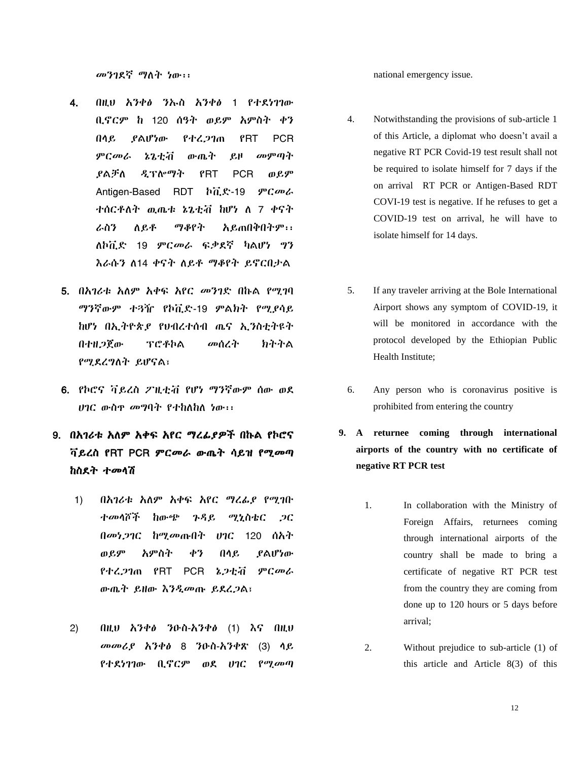መንገደኛ ማለት ነው፡፡

4. በዚህ አንቀፅ ንኡስ አንቀፅ 1 የተደነገገው ቢኖርም ከ 120 ሰዓት ወይም አምስት ቀን በላይ ያልሆነው የተረጋገጠ የRT PCR ምርመራ ኔጌቲቭ ውጤት ይዞ መምጣት ያልቻለ ዲፕሎማት የRT PCR ወይም Antigen-Based RDT ኮቪድ-19 ምርመራ ተሰርቶለት ዉጤቱ ኔጌቲቭ ከሆነ ለ 7 ቀናት ራስን ለይቶ ማቆየት አይጠበቅበትም፡፡ ለኮቪድ 19 ምርመራ ፍቃደኛ ካልሆነ ግን እራሱን ለ14 ቀናት ለይቶ ማቆየት ይኖርበታል

5. በአገሪቱ አለም አቀፍ አየር መንገድ በኩል የሚገባ ማንኛውም ተጓዥ የኮቪድ-19 ምልክት የሚያሳይ ከሆነ በኢትዮጵያ የህብረተሰብ ጤና ኢንስቲትዩት በተዘጋጀው ፕሮቶኮል መሰረት ክትትል የሚደረግለት ይሆናል፣

6. የኮሮና ቫይረስ ፖዚቲቭ የሆነ ማንኛውም ሰው ወደ ሀገር ውስጥ መግባት የተከለከለ ነው፡፡

## 9. በአገሪቱ አለም አቀፍ አየር ማረፊያዎች በኩል የኮሮና ቫይረስ የRT PCR ምርመራ ውጤት ሳይዝ የሚመጣ ከስደት ተመላሽ

1) በአገሪቱ አለም አቀፍ አየር ማረፊያ የሚገቡ ተመላሾች ከውጭ ጉዳይ ሚኒስቴር ጋር በመነጋገር ከሚመጡበት ሀገር 120 ሰአት ወይም አምስት ቀን በላይ ያልሆነው የተረጋገጠ የRT PCR ኔጋቲቭ ምርመራ ውጤት ይዘው እንዲመጡ ይደረጋል፣

2) በዚህ አንቀፅ ንዑስ-አንቀፅ (1) እና በዚህ መመሪያ አንቀፅ 8 ንዑስ-አንቀጽ (3) ላይ የተደነገገው ቢኖርም ወደ ሀገር የሚመጣ

national emergency issue.

4. Notwithstanding the provisions of sub-article 1 of this Article, a diplomat who doesn't avail a negative RT PCR Covid-19 test result shall not be required to isolate himself for 7 days if the on arrival RT PCR or Antigen-Based RDT COVI-19 test is negative. If he refuses to get a COVID-19 test on arrival, he will have to isolate himself for 14 days.

5. If any traveler arriving at the Bole International Airport shows any symptom of COVID-19, it will be monitored in accordance with the protocol developed by the Ethiopian Public Health Institute;

6. Any person who is coronavirus positive is prohibited from entering the country

## 9. A returnee coming through international airports of the country with no certificate of negative RT PCR test

1. In collaboration with the Ministry of Foreign Affairs, returnees coming through international airports of the country shall be made to bring a certificate of negative RT PCR test from the country they are coming from done up to 120 hours or 5 days before arrival;

2. Without prejudice to sub-article (1) of this article and Article 8(3) of this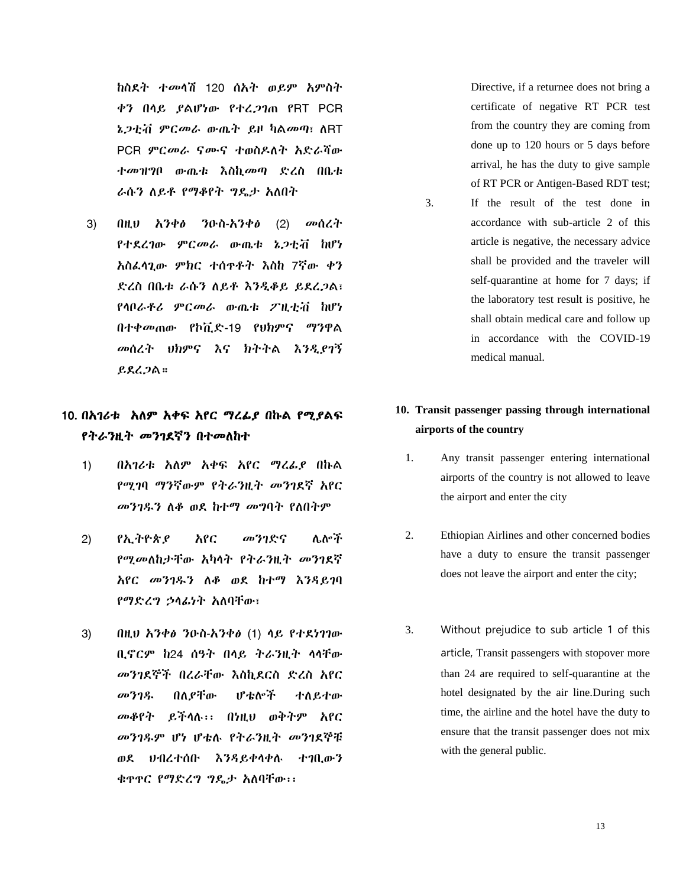ከስደት ተመላሽ 120 ሰአት ወይም አምስት ቀን በላይ ያልሆነው የተረጋገጠ የRT PCR ኔጋቲቭ ምርመራ ውጤት ይዞ ካልመጣ፣ ለRT PCR ምርመራ ናሙና ተወስዶለት አድራሻው ተመዝግቦ ውጤቱ እስኪመጣ ድረስ በቤቱ ራሱን ለይቶ የማቆየት ግዴታ አለበት

3) በዚህ አንቀፅ ንዑስ-አንቀፅ (2) መሰረት የተደረገው ምርመራ ውጤቱ ኔጋቲቭ ከሆነ አስፈላጊው ምክር ተሰጥቶት እስከ 7ኛው ቀን ድረስ በቤቱ ራሱን ለይቶ እንዲቆይ ይደረጋል፣ የላቦራቶሪ ምርመራ ውጤቱ ፖዚቲቭ ከሆነ በተቀመጠው የኮቪድ-19 የህክምና ማንዋል መሰረት ህክምና እና ክትትል እንዲያገኝ ይደረጋል።

## 10. በአገሪቱ አለም አቀፍ አየር ማረፊያ በኩል የሚያልፍ የትራንዚት መንገደኛን በተመለከተ

1) በአገሪቱ አለም አቀፍ አየር ማረፊያ በኩል የሚገባ ማንኛውም የትራንዚት መንገደኛ አየር መንገዱን ለቆ ወደ ከተማ መግባት የለበትም

2) የኢትዮጵያ አየር መንገድና ሌሎች የሚመለከታቸው አካላት የትራንዚት መንገደኛ አየር መንገዱን ለቆ ወደ ከተማ እንዳይገባ የማድረግ ኃላፊነት አለባቸው፣

3) በዚህ አንቀፅ ንዑስ-አንቀፅ (1) ላይ የተደነገገው ቢኖርም ከ24 ሰዓት በላይ ትራንዚት ላላቸው መንገደኞች በረራቸው እስኪደርስ ድረስ አየር መንገዱ በለያቸው ሆቴሎች ተለይተው መቆየት ይችላሉ፡፡ በነዚህ ወቅትም አየር መንገዱም ሆነ ሆቴሉ የትራንዚት መንገደኞቹ ወደ ህብረተሰቡ እንዳይቀላቀሉ ተገቢውን ቁጥጥር የማድረግ ግዴታ አለባቸው፡፡

Directive, if a returnee does not bring a certificate of negative RT PCR test from the country they are coming from done up to 120 hours or 5 days before arrival, he has the duty to give sample of RT PCR or Antigen-Based RDT test;

3. If the result of the test done in accordance with sub-article 2 of this article is negative, the necessary advice shall be provided and the traveler will self-quarantine at home for 7 days; if the laboratory test result is positive, he shall obtain medical care and follow up in accordance with the COVID-19 medical manual.

## 10. Transit passenger passing through international airports of the country

1. Any transit passenger entering international airports of the country is not allowed to leave the airport and enter the city

2. Ethiopian Airlines and other concerned bodies have a duty to ensure the transit passenger does not leave the airport and enter the city;

3. Without prejudice to sub article 1 of this article, Transit passengers with stopover more than 24 are required to self-quarantine at the hotel designated by the air line.During such time, the airline and the hotel have the duty to ensure that the transit passenger does not mix with the general public.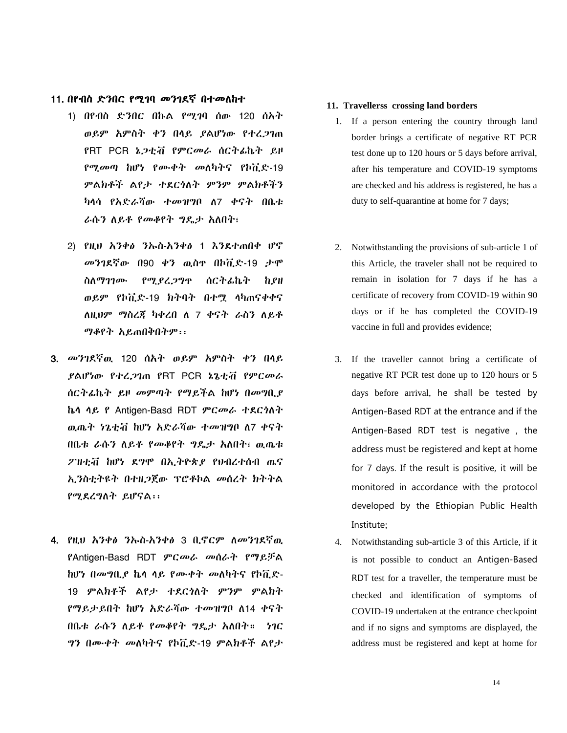## 11. በየብስ ድንበር የሚገባ መንገደኛ በተመለከተ

1) በየብስ ድንበር በኩል የሚገባ ሰው 120 ሰአት ወይም አምስት ቀን በላይ ያልሆነው የተረጋገጠ የRT PCR ኔጋቲቭ የምርመራ ሰርትፊኬት ይዞ የሚመጣ ከሆነ የሙቀት መለካትና የኮቪድ-19 ምልክቶች ልየታ ተደርጎለት ምንም ምልክቶችን ካላሳ የአድራሻው ተመዝግቦ ለ7 ቀናት በቤቱ ራሱን ለይቶ የመቆየት ግዴታ አለበት፣

2) የዚህ አንቀፅ ንኡስ-አንቀፅ 1 እንደተጠበቀ ሆኖ መንገደኛው በ90 ቀን ዉስጥ በኮቪድ-19 ታሞ ስለማገገሙ የሚያረጋግጥ ሰርትፊኬት ከያዘ ወይም የኮቪድ-19 ክትባት በተሟ ላካጠናቀቀና ለዚህም ማስረጃ ካቀረበ ለ 7 ቀናት ራስን ለይቶ ማቆየት አይጠበቅበትም፡፡

3. መንገደኛዉ 120 ሰአት ወይም አምስት ቀን በላይ ያልሆነው የተረጋገጠ የRT PCR ኔጌቲቭ የምርመራ ሰርትፊኬት ይዞ መምጣት የማይችል ከሆነ በመግቢያ ኬላ ላይ የ Antigen-Basd RDT ምርመራ ተደርጎለት ዉጤት ነጌቲቭ ከሆነ አድራሻው ተመዝግቦ ለ7 ቀናት በቤቱ ራሱን ለይቶ የመቆየት ግዴታ አለበት፣ ዉጤቱ ፖዘቲቭ ከሆነ ደግሞ በኢትዮጵያ የህብረተሰብ ጤና ኢንስቲትዩት በተዘጋጀው ፕሮቶኮል መሰረት ክትትል የሚደረግለት ይሆናል፡፡

4. የዚህ አንቀፅ ንኡስ-አንቀፅ 3 ቢኖርም ለመንገደኛዉ የAntigen-Basd RDT ምርመራ መሰራት የማይቻል ከሆነ በመግቢያ ኬላ ላይ የሙቀት መለካትና የኮቪድ-19 ምልክቶች ልየታ ተደርጎለት ምንም ምልክት የማይታይበት ከሆነ አድራሻው ተመዝግቦ ለ14 ቀናት በቤቱ ራሱን ለይቶ የመቆየት ግዴታ አለበት። ነገር ግን በሙቀት መለካትና የኮቪድ-19 ምልክቶች ልየታ

## 11. Travellerss crossing land borders

1. If a person entering the country through land border brings a certificate of negative RT PCR test done up to 120 hours or 5 days before arrival, after his temperature and COVID-19 symptoms are checked and his address is registered, he has a duty to self-quarantine at home for 7 days;

2. Notwithstanding the provisions of sub-article 1 of this Article, the traveler shall not be required to remain in isolation for 7 days if he has a certificate of recovery from COVID-19 within 90 days or if he has completed the COVID-19 vaccine in full and provides evidence;

3. If the traveller cannot bring a certificate of negative RT PCR test done up to 120 hours or 5 days before arrival, he shall be tested by Antigen-Based RDT at the entrance and if the Antigen-Based RDT test is negative , the address must be registered and kept at home for 7 days. If the result is positive, it will be monitored in accordance with the protocol developed by the Ethiopian Public Health Institute;

4. Notwithstanding sub-article 3 of this Article, if it is not possible to conduct an Antigen-Based RDT test for a traveller, the temperature must be checked and identification of symptoms of COVID-19 undertaken at the entrance checkpoint and if no signs and symptoms are displayed, the address must be registered and kept at home for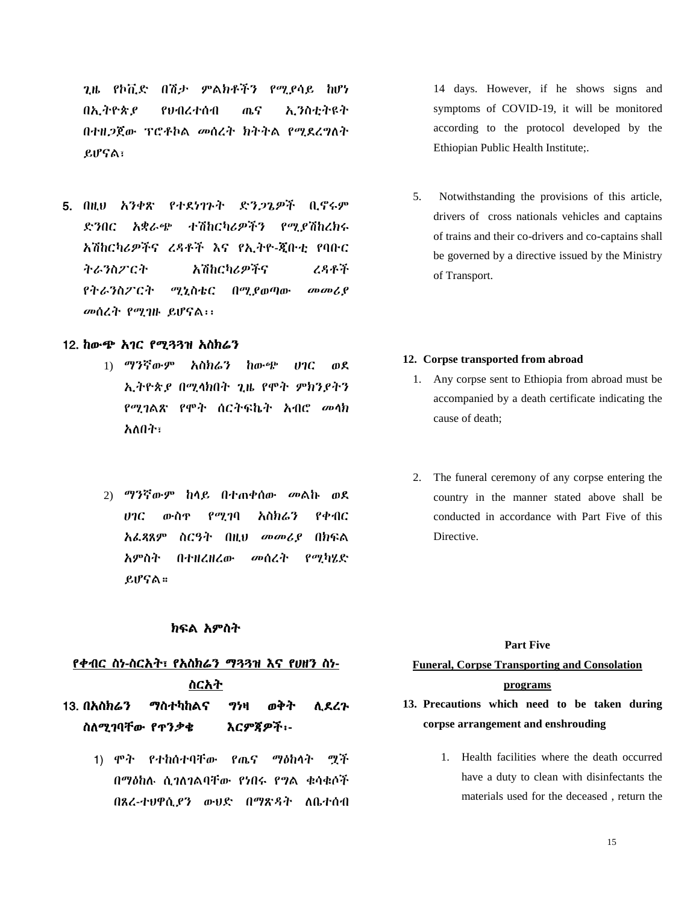ጊዜ የኮቪድ በሽታ ምልክቶችን የሚያሳይ ከሆነ በኢትዮጵያ የህብረተሰብ ጤና ኢንስቲትዩት በተዘጋጀው ፕሮቶኮል መሰረት ክትትል የሚደረግለት ይሆናል፣

5. በዚህ አንቀጽ የተደነገጉት ድንጋጌዎች ቢኖሩም ድንበር አቋራጭ ተሽከርካሪዎችን የሚያሽከረክሩ አሽከርካሪዎችና ረዳቶች እና የኢትዮ-ጂቡቲ የባቡር ትራንስፖርት አሽከርካሪዎችና ረዳቶች የትራንስፖርት ሚኒስቴር በሚያወጣው መመሪያ መሰረት የሚገዙ ይሆናል፡፡

## 12. ከውጭ አገር የሚጓጓዝ አስክሬን

1) ማንኛውም አስክሬን ከውጭ ሀገር ወደ ኢትዮጵያ በሚላክበት ጊዜ የሞት ምክንያትን የሚገልጽ የሞት ሰርትፍኬት አብሮ መላክ አለበት፣

2) ማንኛውም ከላይ በተጠቀሰው መልኩ ወደ ሀገር ውስጥ የሚገባ አስክሬን የቀብር አፈጻጸም ስርዓት በዚህ መመሪያ በክፍል አምስት በተዘረዘረው መሰረት የሚካሄድ ይሆናል።

## ክፍል አምስት

## የቀብር ስነ-ስርአት፣ የአስክሬን ማጓጓዝ እና የሀዘን ስነ-ስርአት

## 13. በአስክሬን ማስተካከልና ግነዛ ወቅት ሊደረጉ ስለሚገባቸው የጥንቃቄ እርምጃዎች፡-

1) ሞት የተከሰተባቸው የጤና ማዕከላት ሟች በማዕከሉ ሲገለገልባቸው የነበሩ የግል ቁሳቁሶች በጸረ-ተህዋሲያን ውህድ በማጽዳት ለቤተሰብ

14 days. However, if he shows signs and symptoms of COVID-19, it will be monitored according to the protocol developed by the Ethiopian Public Health Institute;.

5. Notwithstanding the provisions of this article, drivers of cross nationals vehicles and captains of trains and their co-drivers and co-captains shall be governed by a directive issued by the Ministry of Transport.

## 12. Corpse transported from abroad

1. Any corpse sent to Ethiopia from abroad must be accompanied by a death certificate indicating the cause of death;

2. The funeral ceremony of any corpse entering the country in the manner stated above shall be conducted in accordance with Part Five of this Directive.

## Part Five

## Funeral, Corpse Transporting and Consolation programs

## 13. Precautions which need to be taken during corpse arrangement and enshrouding

1. Health facilities where the death occurred have a duty to clean with disinfectants the materials used for the deceased , return the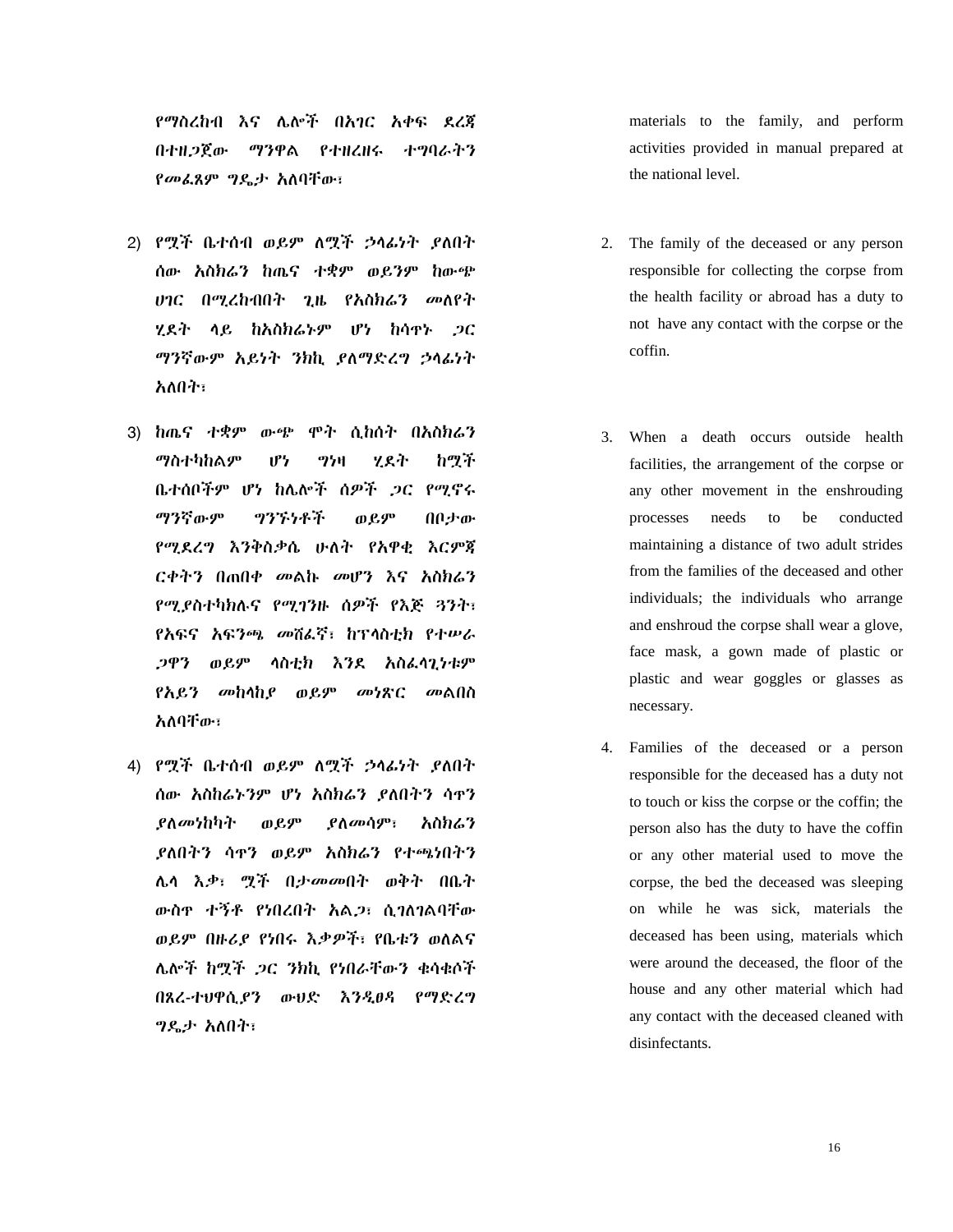የማስረከብ እና ሌሎች በአገር አቀፍ ደረጃ በተዘጋጀው ማንዋል የተዘረዘሩ ተግባራትን የመፈጸም ግዴታ አለባቸው፣

2) የሟች ቤተሰብ ወይም ለሟች ኃላፊነት ያለበት ሰው አስክሬን ከጤና ተቋም ወይንም ከውጭ ሀገር በሚረከብበት ጊዜ የአስክሬን መለየት ሂደት ላይ ከአስክሬኑም ሆነ ከሳጥኑ ጋር ማንኛውም አይነት ንክኪ ያለማድረግ ኃላፊነት አለበት፣

3) ከጤና ተቋም ውጭ ሞት ሲከሰት በአስክሬን ማስተካከልም ሆነ ግነዛ ሂደት ከሟች ቤተሰቦችም ሆነ ከሌሎች ሰዎች ጋር የሚኖሩ ማንኛውም ግንኙነቶች ወይም በቦታው የሚደረግ እንቅስቃሴ ሁለት የአዋቂ እርምጃ ርቀትን በጠበቀ መልኩ መሆን እና አስክሬን የሚያስተካክሉና የሚገንዙ ሰዎች የእጅ ጓንት፣ የአፍና አፍንጫ መሸፈኛ፣ ከፕላስቲክ የተሠራ ጋዋን ወይም ላስቲክ እንደ አስፈላጊነቱም የአይን መከላከያ ወይም መነጽር መልበስ አለባቸው፣

4) የሟች ቤተሰብ ወይም ለሟች ኃላፊነት ያለበት ሰው አስከሬኑንም ሆነ አስክሬን ያለበትን ሳጥን ያለመነካካት ወይም ያለመሳም፣ አስክሬን ያለበትን ሳጥን ወይም አስክሬን የተጫነበትን ሌላ እቃ፣ ሟች በታመመበት ወቅት በቤት ውስጥ ተኝቶ የነበረበት አልጋ፣ ሲገለገልባቸው ወይም በዙሪያ የነበሩ እቃዎች፣ የቤቱን ወለልና ሌሎች ከሟች ጋር ንክኪ የነበራቸውን ቁሳቁሶች በጸረ-ተህዋሲያን ውህድ እንዲፀዳ የማድረግ ግዴታ አለበት፣

materials to the family, and perform activities provided in manual prepared at the national level.

2. The family of the deceased or any person responsible for collecting the corpse from the health facility or abroad has a duty to not have any contact with the corpse or the coffin.

3. When a death occurs outside health facilities, the arrangement of the corpse or any other movement in the enshrouding processes needs to be conducted maintaining a distance of two adult strides from the families of the deceased and other individuals; the individuals who arrange and enshroud the corpse shall wear a glove, face mask, a gown made of plastic or plastic and wear goggles or glasses as necessary.

4. Families of the deceased or a person responsible for the deceased has a duty not to touch or kiss the corpse or the coffin; the person also has the duty to have the coffin or any other material used to move the corpse, the bed the deceased was sleeping on while he was sick, materials the deceased has been using, materials which were around the deceased, the floor of the house and any other material which had any contact with the deceased cleaned with disinfectants.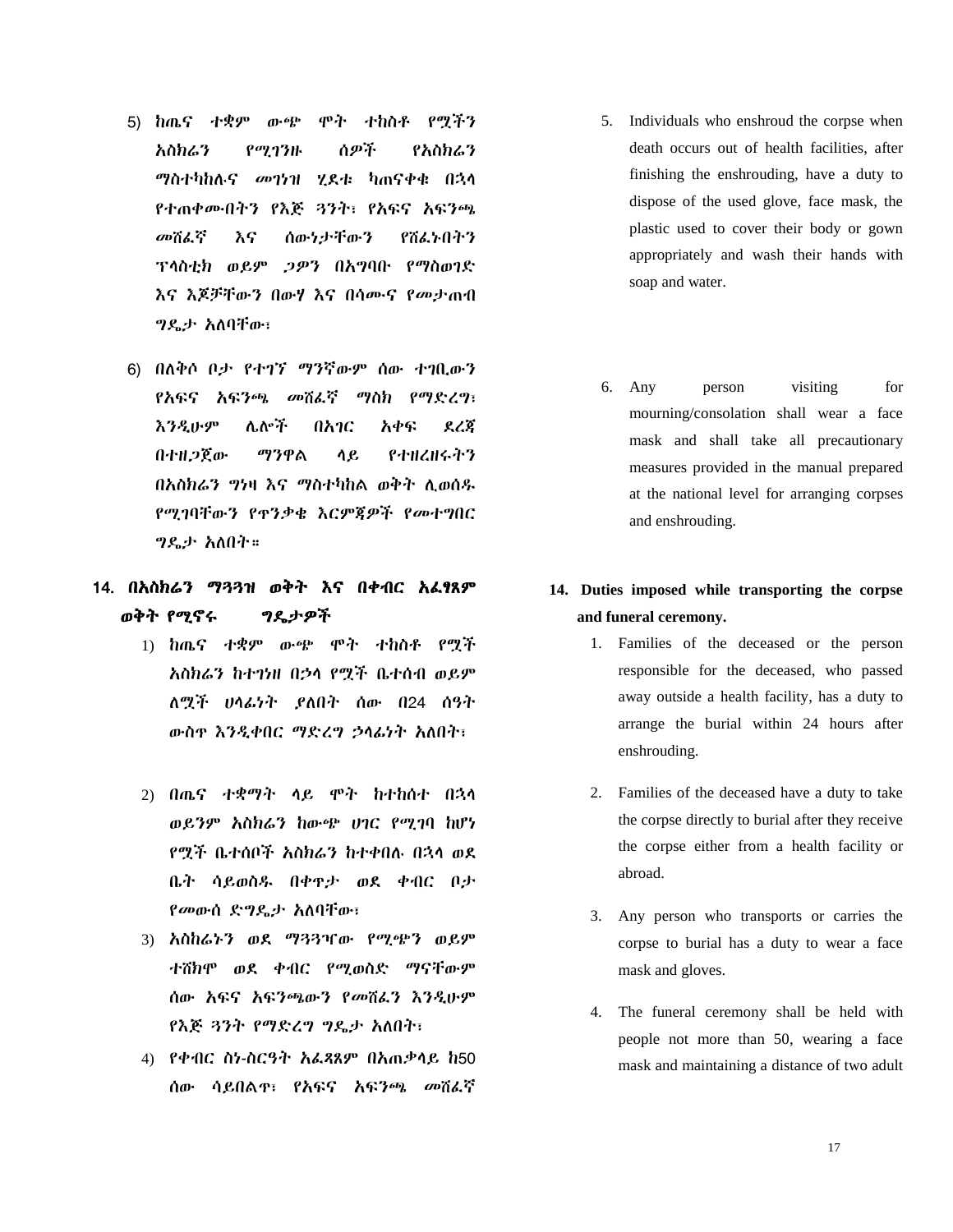5) ከጤና ተቋም ውጭ ሞት ተከስቶ የሟችን አስክሬን የሚገንዙ ሰዎች የአስክሬን ማስተካከሉና መገነዝ ሂደቱ ካጠናቀቁ በኋላ የተጠቀሙበትን የእጅ ጓንት፣ የአፍና አፍንጫ መሸፈኛ እና ሰውነታቸውን የሸፈኑበትን ፕላስቲክ ወይም ጋዎን በአግባቡ የማስወገድ እና እጆቻቸውን በውሃ እና በሳሙና የመታጠብ ግዴታ አለባቸው፣

6) በለቅሶ ቦታ የተገኘ ማንኛውም ሰው ተገቢውን የአፍና አፍንጫ መሸፈኛ ማስክ የማድረግ፣ እንዲሁም ሌሎች በአገር አቀፍ ደረጃ በተዘጋጀው ማንዋል ላይ የተዘረዘሩትን በአስክሬን ግነዛ እና ማስተካከል ወቅት ሊወሰዱ የሚገባቸውን የጥንቃቄ እርምጃዎች የመተግበር ግዴታ አለበት።

5. Individuals who enshroud the corpse when death occurs out of health facilities, after finishing the enshrouding, have a duty to dispose of the used glove, face mask, the plastic used to cover their body or gown appropriately and wash their hands with soap and water.

6. Any person visiting for mourning/consolation shall wear a face mask and shall take all precautionary measures provided in the manual prepared at the national level for arranging corpses and enshrouding.

## 14. በአስክሬን ማጓጓዝ ወቅት እና በቀብር አፈፃጸም ወቅት የሚኖሩ ግዴታዎች

1) ከጤና ተቋም ውጭ ሞት ተከስቶ የሟች አስክሬን ከተገነዘ በኃላ የሟች ቤተሰብ ወይም ለሟች ሀላፊነት ያለበት ሰው በ24 ሰዓት ውስጥ እንዲቀበር ማድረግ ኃላፊነት አለበት፣

2) በጤና ተቋማት ላይ ሞት ከተከሰተ በኋላ ወይንም አስክሬን ከውጭ ሀገር የሚገባ ከሆነ የሟች ቤተሰቦች አስክሬን ከተቀበሉ በኋላ ወደ ቤት ሳይወስዱ በቀጥታ ወደ ቀብር ቦታ የመውሰ ድግዴታ አለባቸው፣

3) አስክሬኑን ወደ ማጓጓዣው የሚጭን ወይም ተሸክሞ ወደ ቀብር የሚወስድ ማናቸውም ሰው አፍና አፍንጫውን የመሸፈን እንዲሁም የእጅ ጓንት የማድረግ ግዴታ አለበት፣

4) የቀብር ስነ-ስርዓት አፈጻጸም በአጠቃላይ ከ50 ሰው ሳይበልጥ፣ የአፍና አፍንጫ መሸፈኛ

## 14. Duties imposed while transporting the corpse and funeral ceremony.

1. Families of the deceased or the person responsible for the deceased, who passed away outside a health facility, has a duty to arrange the burial within 24 hours after enshrouding.

2. Families of the deceased have a duty to take the corpse directly to burial after they receive the corpse either from a health facility or abroad.

3. Any person who transports or carries the corpse to burial has a duty to wear a face mask and gloves.

4. The funeral ceremony shall be held with people not more than 50, wearing a face mask and maintaining a distance of two adult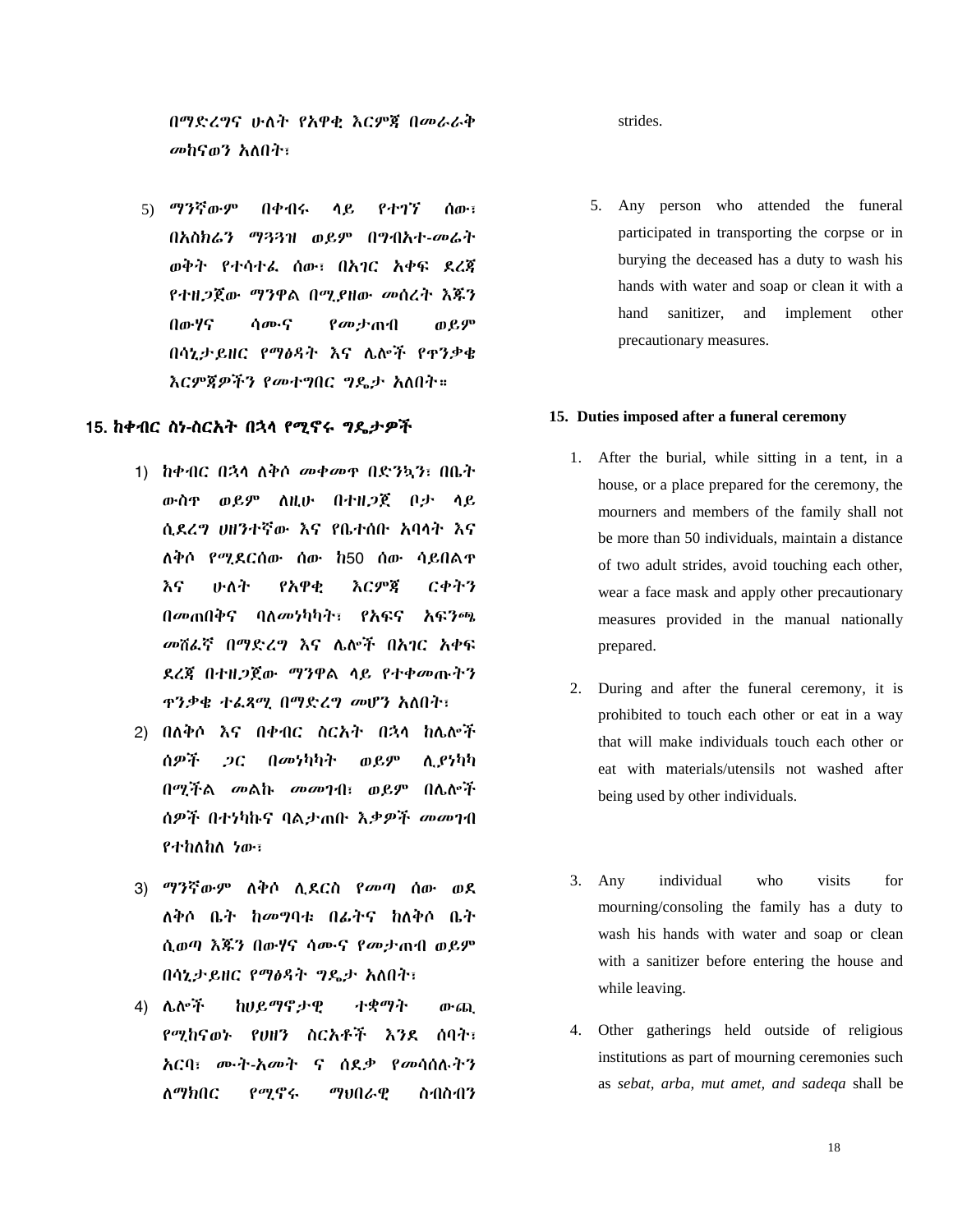በማድረግና ሁለት የአዋቂ እርምጃ በመራራቅ መከናወን አለበት፣

5) ማንኛውም በቀብሩ ላይ የተገኘ ሰው፣ በአስክሬን ማጓጓዝ ወይም በግብአተ-መሬት ወቅት የተሳተፈ ሰው፣ በአገር አቀፍ ደረጃ የተዘጋጀው ማንዋል በሚያዘው መሰረት እጁን በውሃና ሳሙና የመታጠብ ወይም በሳኒታይዘር የማፅዳት እና ሌሎች የጥንቃቄ እርምጃዎችን የመተግበር ግዴታ አለበት።

## 15. ከቀብር ስነ-ስርአት በኋላ የሚኖሩ ግዴታዎች

1) ከቀብር በኋላ ለቅሶ መቀመጥ በድንኳን፣ በቤት ውስጥ ወይም ለዚሁ በተዘጋጀ ቦታ ላይ ሲደረግ ሀዘንተኛው እና የቤተሰቡ አባላት እና ለቅሶ የሚደርሰው ሰው ከ50 ሰው ሳይበልጥ እና ሁለት የአዋቂ እርምጃ ርቀትን በመጠበቅና ባለመነካካት፣ የአፍና አፍንጫ መሸፈኛ በማድረግ እና ሌሎች በአገር አቀፍ ደረጃ በተዘጋጀው ማንዋል ላይ የተቀመጡትን ጥንቃቄ ተፈጻሚ በማድረግ መሆን አለበት፣

2) በለቅሶ እና በቀብር ስርአት በኋላ ከሌሎች ሰዎች ጋር በመነካካት ወይም ሊያነካካ በሚችል መልኩ መመገብ፣ ወይም በሌሎች ሰዎች በተነካኩና ባልታጠቡ እቃዎች መመገብ የተከለከለ ነው፣

3) ማንኛውም ለቅሶ ሊደርስ የመጣ ሰው ወደ ለቅሶ ቤት ከመግባቱ በፊትና ከለቅሶ ቤት ሲወጣ እጁን በውሃና ሳሙና የመታጠብ ወይም በሳኒታይዘር የማፅዳት ግዴታ አለበት፣

4) ሌሎች ከሀይማኖታዊ ተቋማት ውጪ የሚከናወኑ የሀዘን ስርአቶች እንደ ሰባት፣ አርባ፣ ሙት-አመት ና ሰደቃ የመሳሰሉትን ለማክበር የሚኖሩ ማህበራዊ ስብስብን

strides.

5. Any person who attended the funeral participated in transporting the corpse or in burying the deceased has a duty to wash his hands with water and soap or clean it with a hand sanitizer, and implement other precautionary measures.

## 15. Duties imposed after a funeral ceremony

1. After the burial, while sitting in a tent, in a house, or a place prepared for the ceremony, the mourners and members of the family shall not be more than 50 individuals, maintain a distance of two adult strides, avoid touching each other, wear a face mask and apply other precautionary measures provided in the manual nationally prepared.

2. During and after the funeral ceremony, it is prohibited to touch each other or eat in a way that will make individuals touch each other or eat with materials/utensils not washed after being used by other individuals.

3. Any individual who visits for mourning/consoling the family has a duty to wash his hands with water and soap or clean with a sanitizer before entering the house and while leaving.

4. Other gatherings held outside of religious institutions as part of mourning ceremonies such as *sebat, arba, mut amet, and sadeqa* shall be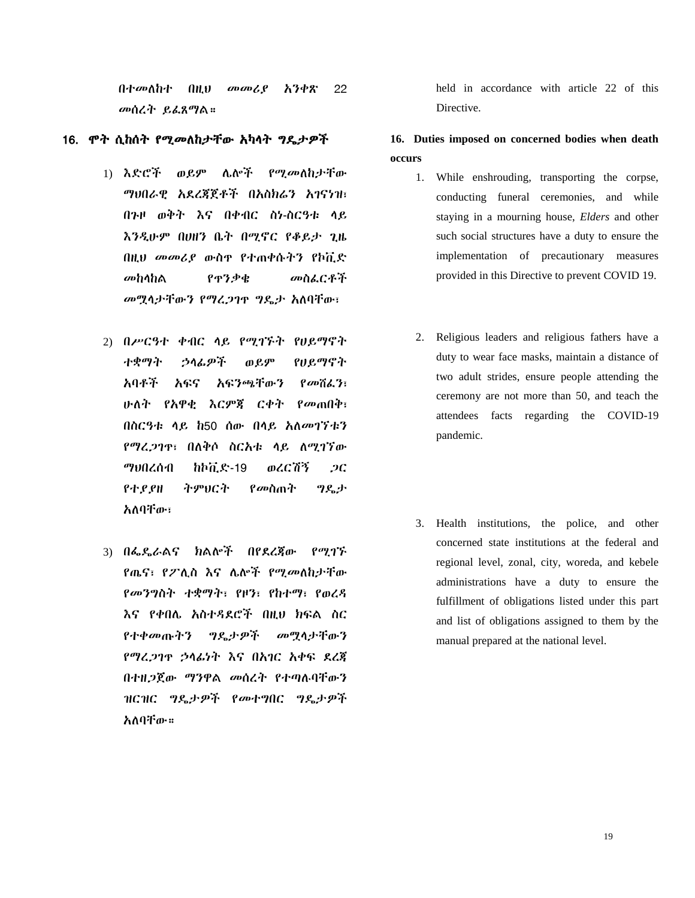በተመለከተ በዚህ መመሪያ አንቀጽ 22 መሰረት ይፈጸማል።

held in accordance with article 22 of this Directive.

## 16. ሞት ሲከሰት የሚመለከታቸው አካላት ግዴታዎች

1) እድሮች ወይም ሌሎች የሚመለከታቸው ማህበራዊ አደረጃጀቶች በአስክሬን አገናነዝ፣ በጉዞ ወቅት እና በቀብር ስነ-ስርዓቱ ላይ እንዲሁም በሀዘን ቤት በሚኖር የቆይታ ጊዜ በዚህ መመሪያ ውስጥ የተጠቀሱትን የኮቪድ መከላከል የጥንቃቄ መስፈርቶች መሟላታቸውን የማረጋገጥ ግዴታ አለባቸው፣

2) በሥርዓተ ቀብር ላይ የሚገኙት የሀይማኖት ተቋማት ኃላፊዎች ወይም የሀይማኖት አባቶች አፍና አፍንጫቸውን የመሸፈን፣ ሁለት የአዋቂ እርምጃ ርቀት የመጠበቅ፣ በስርዓቱ ላይ ከ50 ሰው በላይ አለመገኘቱን የማረጋገጥ፣ በለቅሶ ስርአቱ ላይ ለሚገኘው ማህበረሰብ ከኮቪድ-19 ወረርሽኝ ጋር የተያያዘ ትምህርት የመስጠት ግዴታ አለባቸው፣

3) በፌዴራልና ክልሎች በየደረጃው የሚገኙ የጤና፣ የፖሊስ እና ሌሎች የሚመለከታቸው የመንግስት ተቋማት፣ የዞን፣ የከተማ፣ የወረዳ እና የቀበሌ አስተዳደሮች በዚህ ክፍል ስር የተቀመጡትን ግዴታዎች መሟላታቸውን የማረጋገጥ ኃላፊነት እና በአገር አቀፍ ደረጃ በተዘጋጀው ማንዋል መሰረት የተጣሉባቸውን ዝርዝር ግዴታዎች የመተግበር ግዴታዎች አለባቸው።

## 16. Duties imposed on concerned bodies when death occurs

1. While enshrouding, transporting the corpse, conducting funeral ceremonies, and while staying in a mourning house, *Elders* and other such social structures have a duty to ensure the implementation of precautionary measures provided in this Directive to prevent COVID 19.

2. Religious leaders and religious fathers have a duty to wear face masks, maintain a distance of two adult strides, ensure people attending the ceremony are not more than 50, and teach the attendees facts regarding the COVID-19 pandemic.

3. Health institutions, the police, and other concerned state institutions at the federal and regional level, zonal, city, woreda, and kebele administrations have a duty to ensure the fulfillment of obligations listed under this part and list of obligations assigned to them by the manual prepared at the national level.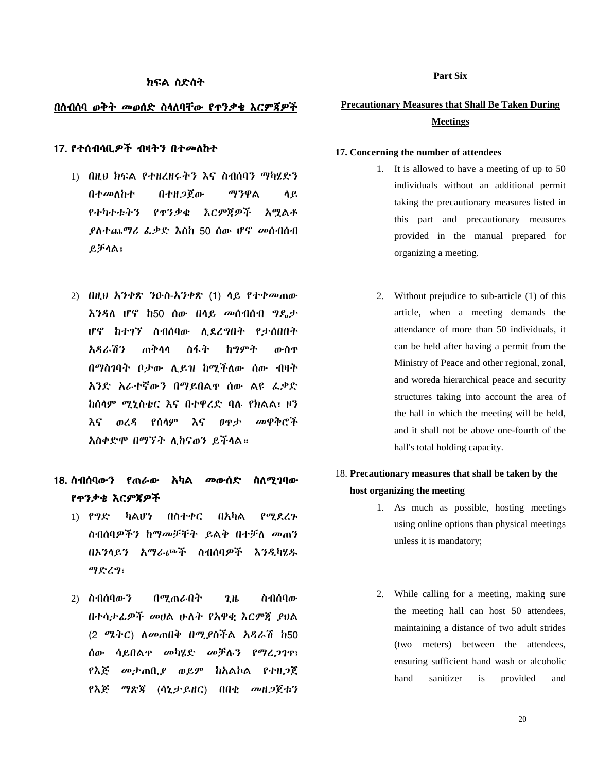## ክፍል ስድስት

**በስብሰባ ወቅት መወሰድ ስላለባቸው የጥንቃቄ እርምጃዎች**

### 17. የተሰብሳቢዎች ብዛትን በተመለከተ

1) በዚህ ክፍል የተዘረዘሩትን እና ስብሰባን ማካሄድን በተመለከተ በተዘጋጀው ማንዋል ላይ የተካተቱትን የጥንቃቄ እርምጃች አሟልቶ ያለተጨማሪ ፈቃድ እስከ 50 ሰው ሆኖ መሰብሰብ ይቻላል፣

2) በዚህ አንቀጽ ንዑስ-አንቀጽ (1) ላይ የተቀመጠው እንዳለ ሆኖ ከ50 ሰው በላይ መሰብሰብ ግዴታ ሆኖ ከተገኘ ስብሰባው ሊደረግበት የታሰበበት አዳራሽን ጠቅላላ ስፋት ከግምት ውስጥ በማስገባት ቦታው ሊይዝ ከሚችለው ሰው ብዛት አንድ አራተኛውን በማይበልጥ ሰው ልዩ ፈቃድ ከሰላም ሚኒስቴር እና በተዋረድ ባሉ የክልል፣ ዞን እና ወረዳ የሰላም እና ፀጥታ መዋቅሮች አስቀድሞ በማግኘት ሊከናወን ይችላል።

### 18. ስብሰባውን የጠራው አካል መውሰድ ስለሚገባው የጥንቃቄ እርምጃዎች

1) የግድ ካልሆነ በስተቀር በአካል የሚደረጉ ስብሰባዎችን ከማመቻቸት ይልቅ በተቻለ መጠን በኦንላይን አማራጮች ስብሰባዎች እንዲካሄዱ ማድረግ፣

2) ስብሰባውን በሚጠራበት ጊዜ ስብሰባው በተሳታፊዎች መሀል ሁለት የአዋቂ እርምጃ ያህል (2 ሜትር) ለመጠበቅ በሚያስችል አዳራሽ ከ50 ሰው ሳይበልጥ መካሄድ መቻሉን የማረጋገጥ፣ የእጅ መታጠቢያ ወይም ከአልኮል የተዘጋጀ የእጅ ማጽጃ (ሳኒታይዘር) በበቂ መዘጋጀቱን

## Part Six

**Precautionary Measures that Shall Be Taken During Meetings**

### 17. Concerning the number of attendees

1. It is allowed to have a meeting of up to 50 individuals without an additional permit taking the precautionary measures listed in this part and precautionary measures provided in the manual prepared for organizing a meeting.

2. Without prejudice to sub-article (1) of this article, when a meeting demands the attendance of more than 50 individuals, it can be held after having a permit from the Ministry of Peace and other regional, zonal, and woreda hierarchical peace and security structures taking into account the area of the hall in which the meeting will be held, and it shall not be above one-fourth of the hall's total holding capacity.

### 18. Precautionary measures that shall be taken by the host organizing the meeting

1. As much as possible, hosting meetings using online options than physical meetings unless it is mandatory;

2. While calling for a meeting, making sure the meeting hall can host 50 attendees, maintaining a distance of two adult strides (two meters) between the attendees, ensuring sufficient hand wash or alcoholic hand sanitizer is provided and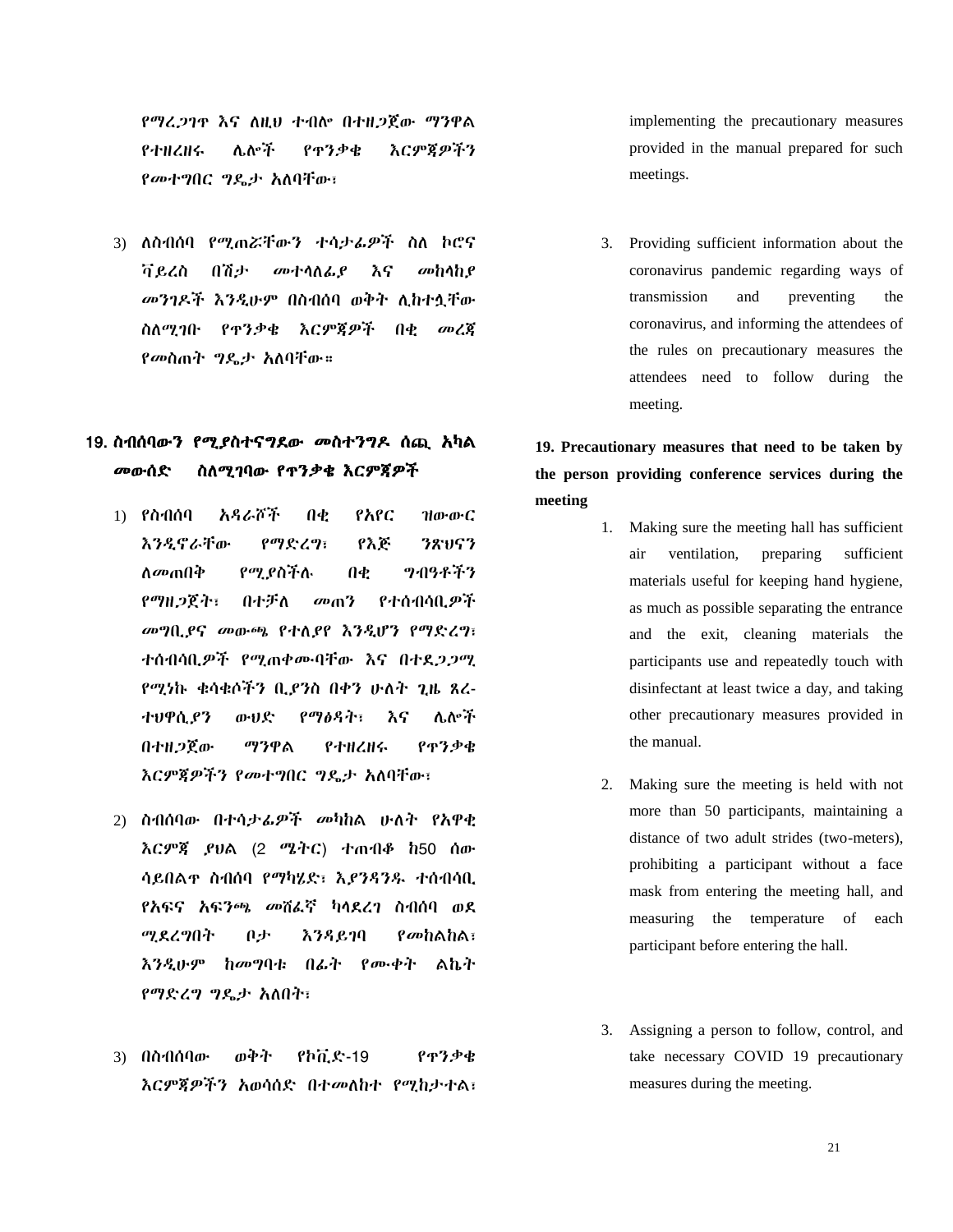የማረጋገጥ እና ለዚህ ተብሎ በተዘጋጀው ማንዋል የተዘረዘሩ ሌሎች የጥንቃቄ እርምጃዎችን የመተግበር ግዴታ አለባቸው፣

3) ለስብሰባ የሚጠሯቸውን ተሳታፊዎች ስለ ኮሮና ቫይረስ በሽታ መተላለፊያ እና መከላከያ መንገዶች እንዲሁም በስብሰባ ወቅት ሊከተሏቸው ስለሚገቡ የጥንቃቄ እርምጃዎች በቂ መረጃ የመስጠት ግዴታ አለባቸው።

## 19. ስብሰባውን የሚያስተናግደው መስተንግዶ ሰጪ አካል መውሰድ ስለሚገባው የጥንቃቄ እርምጃዎች

1) የስብሰባ አዳራሾች በቂ የአየር ዝውውር እንዲኖራቸው የማድረግ፣ የእጅ ንጽህናን ለመጠበቅ የሚያስችሉ በቂ ግብዓቶችን የማዘጋጀት፣ በተቻለ መጠን የተሰብሳቢዎች መግቢያና መውጫ የተለያየ እንዲሆን የማድረግ፣ ተሰብሳቢዎች የሚጠቀሙባቸው እና በተደጋጋሚ የሚነኩ ቁሳቁሶችን ቢያንስ በቀን ሁለት ጊዜ ጸረ-ተህዋሲያን ውህድ የማፅዳት፣ እና ሌሎች በተዘጋጀው ማንዋል የተዘረዘሩ የጥንቃቄ እርምጃዎችን የመተግበር ግዴታ አለባቸው፣

2) ስብሰባው በተሳታፊዎች መካከል ሁለት የአዋቂ እርምጃ ያህል (2 ሜትር) ተጠብቆ ከ50 ሰው ሳይበልጥ ስብሰባ የማካሄድ፣ እያንዳንዱ ተሰብሳቢ የአፍና አፍንጫ መሸፈኛ ካላደረገ ስብሰባ ወደ ሚደረግበት ቦታ እንዳይገባ የመከልከል፣ እንዲሁም ከመግባቱ በፊት የሙቀት ልኬት የማድረግ ግዴታ አለበት፣

3) በስብሰባው ወቅት የኮቪድ-19 የጥንቃቄ እርምጃዎችን አወሳሰድ በተመለከተ የሚከታተል፣

implementing the precautionary measures provided in the manual prepared for such meetings.

3. Providing sufficient information about the coronavirus pandemic regarding ways of transmission and preventing the coronavirus, and informing the attendees of the rules on precautionary measures the attendees need to follow during the meeting.

## 19. Precautionary measures that need to be taken by the person providing conference services during the meeting

1. Making sure the meeting hall has sufficient air ventilation, preparing sufficient materials useful for keeping hand hygiene, as much as possible separating the entrance and the exit, cleaning materials the participants use and repeatedly touch with disinfectant at least twice a day, and taking other precautionary measures provided in the manual.

2. Making sure the meeting is held with not more than 50 participants, maintaining a distance of two adult strides (two-meters), prohibiting a participant without a face mask from entering the meeting hall, and measuring the temperature of each participant before entering the hall.

3. Assigning a person to follow, control, and take necessary COVID 19 precautionary measures during the meeting.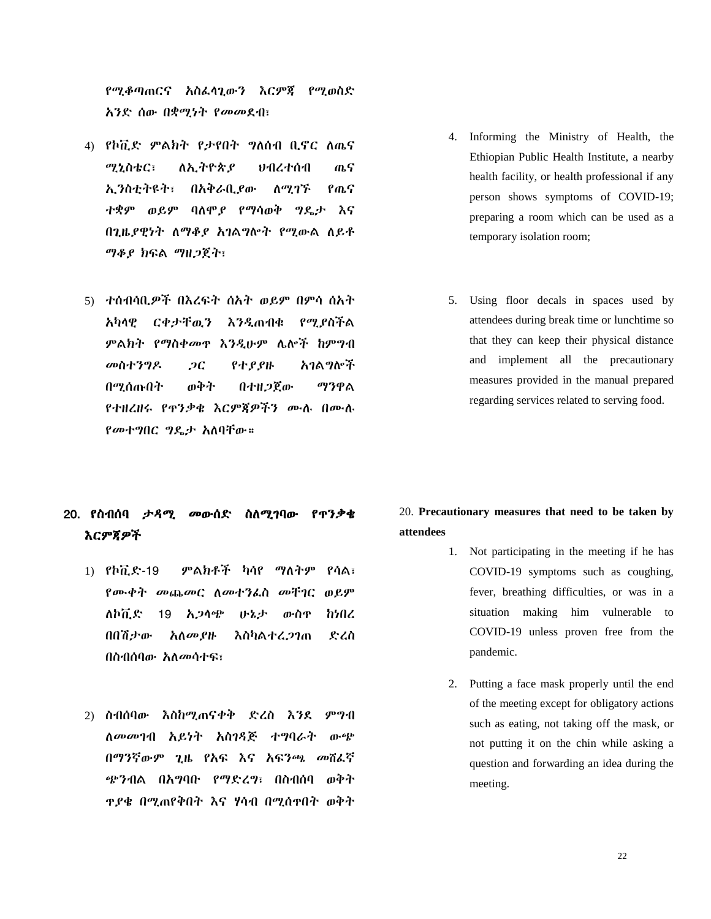የሚቆጣጠርና አስፈላጊውን እርምጃ የሚወስድ አንድ ሰው በቋሚነት የመመደብ፣

4) የኮቪድ ምልክት የታየበት ግለሰብ ቢኖር ለጤና ሚኒስቴር፣ ለኢትዮጵያ ህብረተሰብ ጤና ኢንስቲትዩት፣ በአቅራቢያው ለሚገኙ የጤና ተቋም ወይም ባለሞያ የማሳወቅ ግዴታ እና በጊዜያዊነት ለማቆያ አገልግሎት የሚውል ለይቶ ማቆያ ክፍል ማዘጋጀት፣

5) ተሰብሳቢዎች በእረፍት ሰአት ወይም በምሳ ሰአት አካላዊ ርቀታቸዉን እንዲጠብቁ የሚያስችል ምልክት የማስቀመጥ እንዲሁም ሌሎች ከምግብ መስተንግዶ ጋር የተያያዙ አገልግሎች በሚሰጡበት ወቅት በተዘጋጀው ማንዋል የተዘረዘሩ የጥንቃቄ እርምጃዎችን ሙሉ በሙሉ የመተግበር ግዴታ አለባቸው።

4. Informing the Ministry of Health, the Ethiopian Public Health Institute, a nearby health facility, or health professional if any person shows symptoms of COVID-19; preparing a room which can be used as a temporary isolation room;

5. Using floor decals in spaces used by attendees during break time or lunchtime so that they can keep their physical distance and implement all the precautionary measures provided in the manual prepared regarding services related to serving food.

## 20. የስብሰባ ታዳሚ መውሰድ ስለሚገባው የጥንቃቄ እርምጃዎች

1) የኮቪድ-19 ምልክቶች ካሳየ ማለትም የሳል፣ የሙቀት መጨመር ለመተንፈስ መቸገር ወይም ለኮቪድ 19 አጋላጭ ሁኔታ ውስጥ ከነበረ በበሽታው አለመያዙ እስካልተረጋገጠ ድረስ በስብሰባው አለመሳተፍ፣

2) ስብሰባው እስከሚጠናቀቅ ድረስ እንደ ምግብ ለመመገብ አይነት አስገዳጅ ተግባራት ውጭ በማንኛውም ጊዜ የአፍ እና አፍንጫ መሸፈኛ ጭንብል በአግባቡ የማድረግ፣ በስብሰባ ወቅት ጥያቄ በሚጠየቅበት እና ሃሳብ በሚሰጥበት ወቅት

## 20. **Precautionary measures that need to be taken by attendees**

1. Not participating in the meeting if he has COVID-19 symptoms such as coughing, fever, breathing difficulties, or was in a situation making him vulnerable to COVID-19 unless proven free from the pandemic.

2. Putting a face mask properly until the end of the meeting except for obligatory actions such as eating, not taking off the mask, or not putting it on the chin while asking a question and forwarding an idea during the meeting.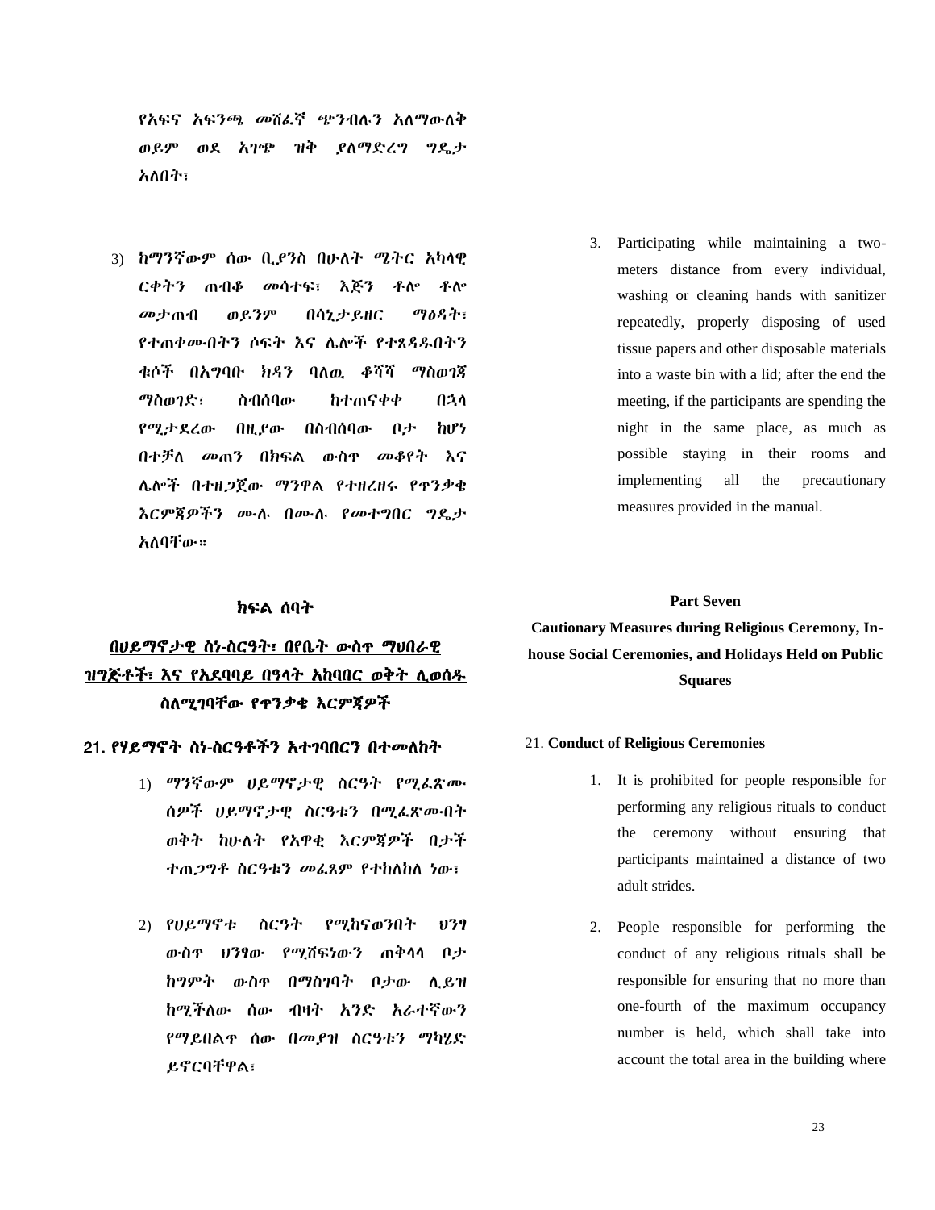*የአፍና አፍንጫ መሸፈኛ ጭንብሉን አለማውለቅ ወይም ወደ አገጭ ዝቅ ያለማድረግ ግዴታ አለበት፣*

3) *ከማንኛውም ሰው ቢያንስ በሁለት ሜትር አካላዊ ርቀትን ጠብቆ መሳተፍ፣ እጅን ቶሎ ቶሎ መታጠብ ወይንም በሳኒታይዘር ማፅዳት፣ የተጠቀሙበትን ሶፍት እና ሌሎች የተጸዳዱበትን ቁሶች በአግባቡ ክዳን ባለዉ ቆሻሻ ማስወገጃ ማስወገድ፣ ስብሰባው ከተጠናቀቀ በኋላ የሚታደረው በዚያው በስብሰባው ቦታ ከሆነ በተቻለ መጠን በክፍል ውስጥ መቆየት እና ሌሎች በተዘጋጀው ማንዋል የተዘረዘሩ የጥንቃቄ እርምጃዎችን ሙሉ በሙሉ የመተግበር ግዴታ አለባቸው።*

3. Participating while maintaining a two-meters distance from every individual, washing or cleaning hands with sanitizer repeatedly, properly disposing of used tissue papers and other disposable materials into a waste bin with a lid; after the end the meeting, if the participants are spending the night in the same place, as much as possible staying in their rooms and implementing all the precautionary measures provided in the manual.

## ክፍል ሰባት

## *በሀይማኖታዊ ስነ-ስርዓት፣ በየቤት ውስጥ ማህበራዊ ዝግጅቶች፣ እና የአደባባይ በዓላት አከባበር ወቅት ሊወሰዱ ስለሚገባቸው የጥንቃቄ እርምጃዎች*

## Part Seven

## Cautionary Measures during Religious Ceremony, In-house Social Ceremonies, and Holidays Held on Public Squares

### 21. የሃይማኖት ስነ-ስርዓቶችን አተገባበርን በተመለከተ

1) *ማንኛውም ሀይማኖታዊ ስርዓት የሚፈጽሙ ሰዎች ሀይማኖታዊ ስርዓቱን በሚፈጽሙበት ወቅት ከሁለት የአዋቂ እርምጃዎች በታች ተጠጋግቶ ስርዓቱን መፈጸም የተከለከለ ነው፣*

2) *የሀይማኖቱ ስርዓት የሚከናወንበት ህንፃ ውስጥ ህንፃው የሚሸፍነውን ጠቅላላ ቦታ ከግምት ውስጥ በማስገባት ቦታው ሊይዝ ከሚችለው ሰው ብዛት አንድ አራተኛውን የማይበልጥ ሰው በመያዝ ስርዓቱን ማካሄድ ይኖርባቸዋል፣*

### 21. **Conduct of Religious Ceremonies**

1. It is prohibited for people responsible for performing any religious rituals to conduct the ceremony without ensuring that participants maintained a distance of two adult strides.

2. People responsible for performing the conduct of any religious rituals shall be responsible for ensuring that no more than one-fourth of the maximum occupancy number is held, which shall take into account the total area in the building where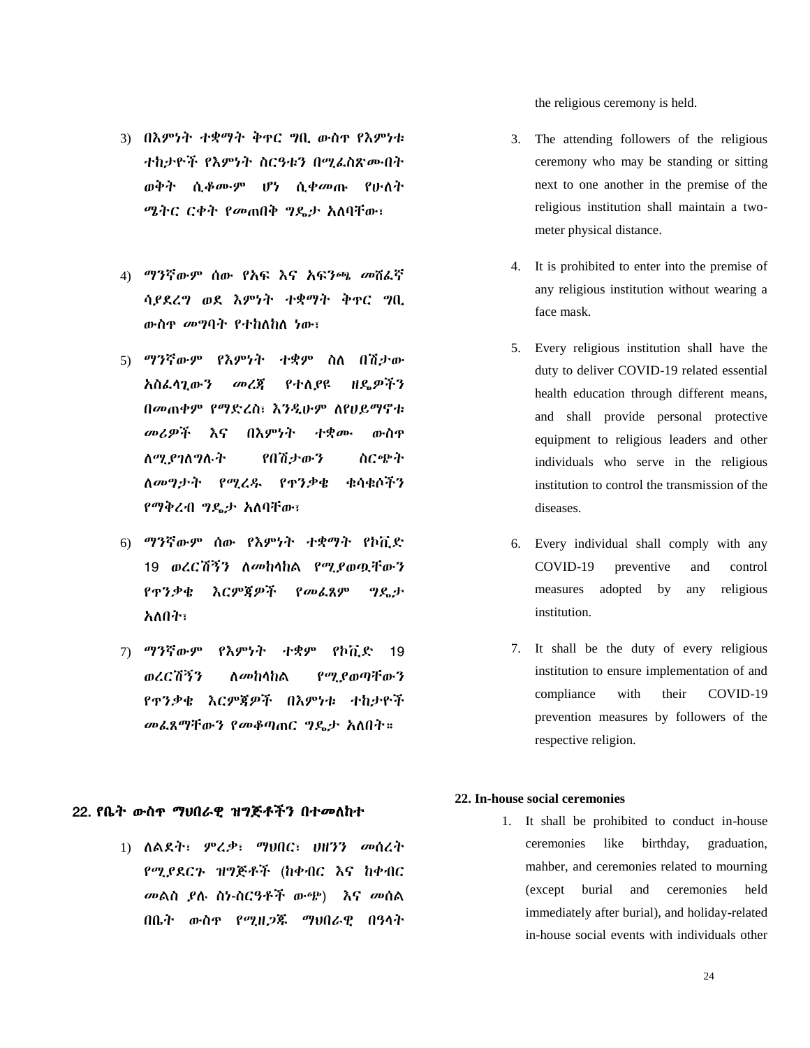3) በእምነት ተቋማት ቅጥር ግቢ ውስጥ የእምነቱ ተከታዮች የእምነት ስርዓቱን በሚፈስጽሙበት ወቅት ሲቆሙም ሆነ ሲቀመጡ የሁለት ሜትር ርቀት የመጠበቅ ግዴታ አለባቸው፣

4) ማንኛውም ሰው የአፍ እና አፍንጫ መሸፈኛ ሳያደረግ ወደ እምነት ተቋማት ቅጥር ግቢ ውስጥ መግባት የተከለከለ ነው፣

5) ማንኛውም የእምነት ተቋም ስለ በሽታው አስፈላጊውን መረጃ የተለያዩ ዘዴዎችን በመጠቀም የማድረስ፣ እንዲሁም ለየሀይማኖቱ መሪዎች እና በእምነት ተቋሙ ውስጥ ለሚያገለግሉት የበሽታውን ስርጭት ለመግታት የሚረዱ የጥንቃቄ ቁሳቁሶችን የማቅረብ ግዴታ አለባቸው፣

6) ማንኛውም ሰው የእምነት ተቋማት የኮቪድ 19 ወረርሽኝን ለመከላከል የሚያወጧቸውን የጥንቃቄ እርምጃዎች የመፈጸም ግዴታ አለበት፣

7) ማንኛውም የእምነት ተቋም የኮቪድ 19 ወረርሽኝን ለመከላከል የሚያወጣቸውን የጥንቃቄ እርምጃዎች በእምነቱ ተከታዮች መፈጸማቸውን የመቆጣጠር ግዴታ አለበት።

## 22. የቤት ውስጥ ማህበራዊ ዝግጅቶችን በተመለከተ

1) ለልደት፣ ምረቃ፣ ማህበር፣ ሀዘንን መሰረት የሚያደርጉ ዝግጅቶች (ከቀብር እና ከቀብር መልስ ያሉ ስነ-ስርዓቶች ውጭ) እና መሰል በቤት ውስጥ የሚዘጋጁ ማህበራዊ በዓላት

the religious ceremony is held.

3. The attending followers of the religious ceremony who may be standing or sitting next to one another in the premise of the religious institution shall maintain a two-meter physical distance.

4. It is prohibited to enter into the premise of any religious institution without wearing a face mask.

5. Every religious institution shall have the duty to deliver COVID-19 related essential health education through different means, and shall provide personal protective equipment to religious leaders and other individuals who serve in the religious institution to control the transmission of the diseases.

6. Every individual shall comply with any COVID-19 preventive and control measures adopted by any religious institution.

7. It shall be the duty of every religious institution to ensure implementation of and compliance with their COVID-19 prevention measures by followers of the respective religion.

**22. In-house social ceremonies**

1. It shall be prohibited to conduct in-house ceremonies like birthday, graduation, mahber, and ceremonies related to mourning (except burial and ceremonies held immediately after burial), and holiday-related in-house social events with individuals other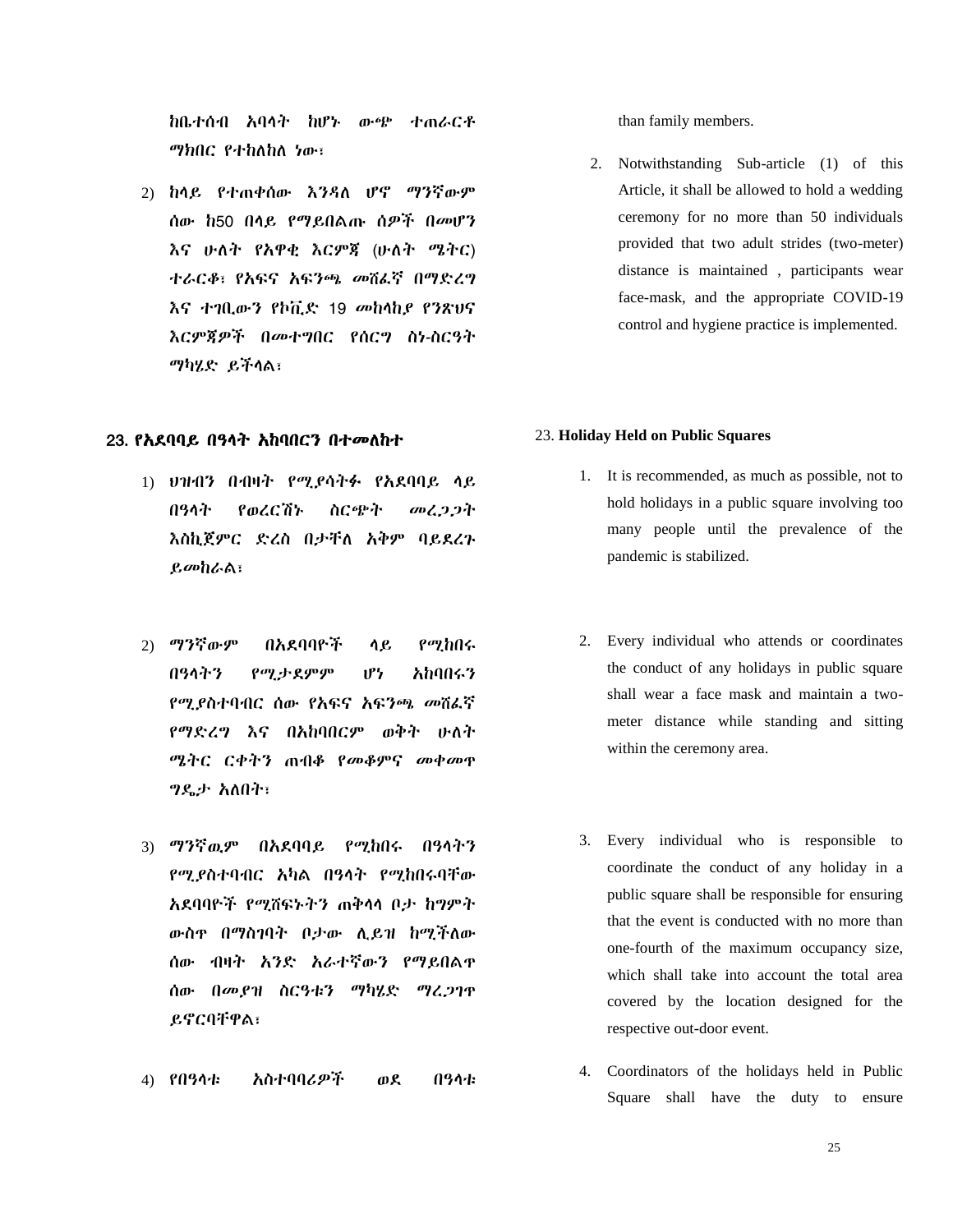ከቤተሰብ አባላት ከሆኑ ውጭ ተጠራርቶ ማክበር የተከለከለ ነው፣

2) ከላይ የተጠቀሰው እንዳለ ሆኖ ማንኛውም ሰው ከ50 በላይ የማይበልጡ ሰዎች በመሆን እና ሁለት የአዋቂ እርምጃ (ሁለት ሜትር) ተራርቆ፣ የአፍና አፍንጫ መሸፈኛ በማድረግ እና ተገቢውን የኮቪድ 19 መከላከያ የንጽህና እርምጃዎች በመተግበር የሰርግ ስነ-ስርዓት ማካሄድ ይችላል፣

## 23. የአደባባይ በዓላት አከባበርን በተመለከተ

1) ህዝብን በብዛት የሚያሳትፉ የአደባባይ ላይ በዓላት የወረርሽኑ ስርጭት መረጋጋት እስኪጀምር ድረስ በታቸለ አቅም ባይደረጉ ይመከራል፣

2) ማንኛውም በአደባባዮች ላይ የሚከበሩ በዓላትን የሚታደምም ሆነ አከባበሩን የሚያስተባብር ሰው የአፍና አፍንጫ መሸፈኛ የማድረግ እና በአከባበርም ወቅት ሁለት ሜትር ርቀትን ጠብቆ የመቆምና መቀመጥ ግዴታ አለበት፣

3) ማንኛዉም በአደባባይ የሚከበሩ በዓላትን የሚያስተባብር አካል በዓላት የሚከበሩባቸው አደባባዮች የሚሸፍኑትን ጠቅላላ ቦታ ከግምት ውስጥ በማስገባት ቦታው ሊይዝ ከሚችለው ሰው ብዛት አንድ አራተኛውን የማይበልጥ ሰው በመያዝ ስርዓቱን ማካሄድ ማረጋገጥ ይኖርባቸዋል፣

4) የበዓላቱ አስተባባሪዎች ወደ በዓላቱ

than family members.

2. Notwithstanding Sub-article (1) of this Article, it shall be allowed to hold a wedding ceremony for no more than 50 individuals provided that two adult strides (two-meter) distance is maintained , participants wear face-mask, and the appropriate COVID-19 control and hygiene practice is implemented.

## 23. Holiday Held on Public Squares

1. It is recommended, as much as possible, not to hold holidays in a public square involving too many people until the prevalence of the pandemic is stabilized.

2. Every individual who attends or coordinates the conduct of any holidays in public square shall wear a face mask and maintain a two-meter distance while standing and sitting within the ceremony area.

3. Every individual who is responsible to coordinate the conduct of any holiday in a public square shall be responsible for ensuring that the event is conducted with no more than one-fourth of the maximum occupancy size, which shall take into account the total area covered by the location designed for the respective out-door event.

4. Coordinators of the holidays held in Public Square shall have the duty to ensure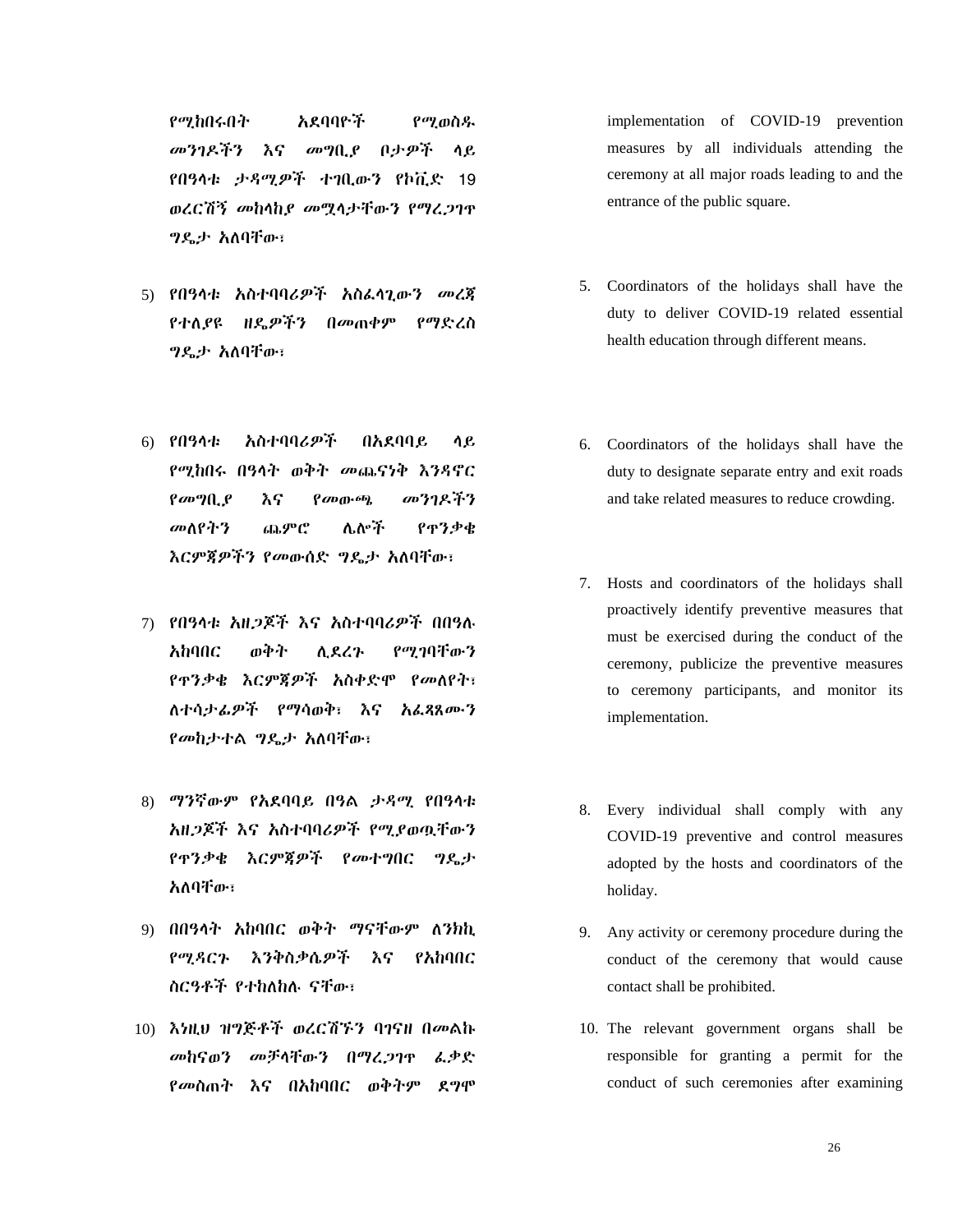የሚከበሩበት አደባባዮች የሚወስዱ መንገዶችን እና መግቢያ ቦታዎች ላይ የበዓላቱ ታዳሚዎች ተገቢውን የኮቪድ 19 ወረርሽኝ መከላከያ መሚላታቸውን የማረጋገጥ ግዴታ አለባቸው፣

implementation of COVID-19 prevention measures by all individuals attending the ceremony at all major roads leading to and the entrance of the public square.

5) የበዓላቱ አስተባባሪዎች አስፈላጊውን መረጃ የተለያዩ ዘዴዎችን በመጠቀም የማድረስ ግዴታ አለባቸው፣

5. Coordinators of the holidays shall have the duty to deliver COVID-19 related essential health education through different means.

6) የበዓላቱ አስተባባሪዎች በአደባባይ ላይ የሚከበሩ በዓላት ወቅት መጨናነቅ እንዳኖር የመግቢያ እና የመውጫ መንገዶችን መለየትን ጨምሮ ሌሎች የጥንቃቄ እርምጃዎችን የመውሰድ ግዴታ አለባቸው፣

6. Coordinators of the holidays shall have the duty to designate separate entry and exit roads and take related measures to reduce crowding.

7) የበዓላቱ አዘጋጆች እና አስተባባሪዎች በበዓሉ አከባበር ወቅት ሊደረጉ የሚገባቸውን የጥንቃቄ እርምጃዎች አስቀድሞ የመለየት፣ ለተሳታፊዎች የማሳወቅ፣ እና አፈጻጸሙን የመከታተል ግዴታ አለባቸው፣

7. Hosts and coordinators of the holidays shall proactively identify preventive measures that must be exercised during the conduct of the ceremony, publicize the preventive measures to ceremony participants, and monitor its implementation.

8) ማንኛውም የአደባባይ በዓል ታዳሚ የበዓላቱ አዘጋጆች እና አስተባባሪዎች የሚያወጧቸውን የጥንቃቄ እርምጃዎች የመተግበር ግዴታ አለባቸው፣

8. Every individual shall comply with any COVID-19 preventive and control measures adopted by the hosts and coordinators of the holiday.

9) በበዓላት አከባበር ወቅት ማናቸውም ለንክኪ የሚዳርጉ እንቅስቃሴዎች እና የአከባበር ስርዓቶች የተከለከሉ ናቸው፣

9. Any activity or ceremony procedure during the conduct of the ceremony that would cause contact shall be prohibited.

10) እነዚህ ዝግጅቶች ወረርሽኙን ባገናዘ በመልኩ መከናወን መቻላቸውን በማረጋገጥ ፈቃድ የመስጠት እና በአከባበር ወቅትም ደግሞ

10. The relevant government organs shall be responsible for granting a permit for the conduct of such ceremonies after examining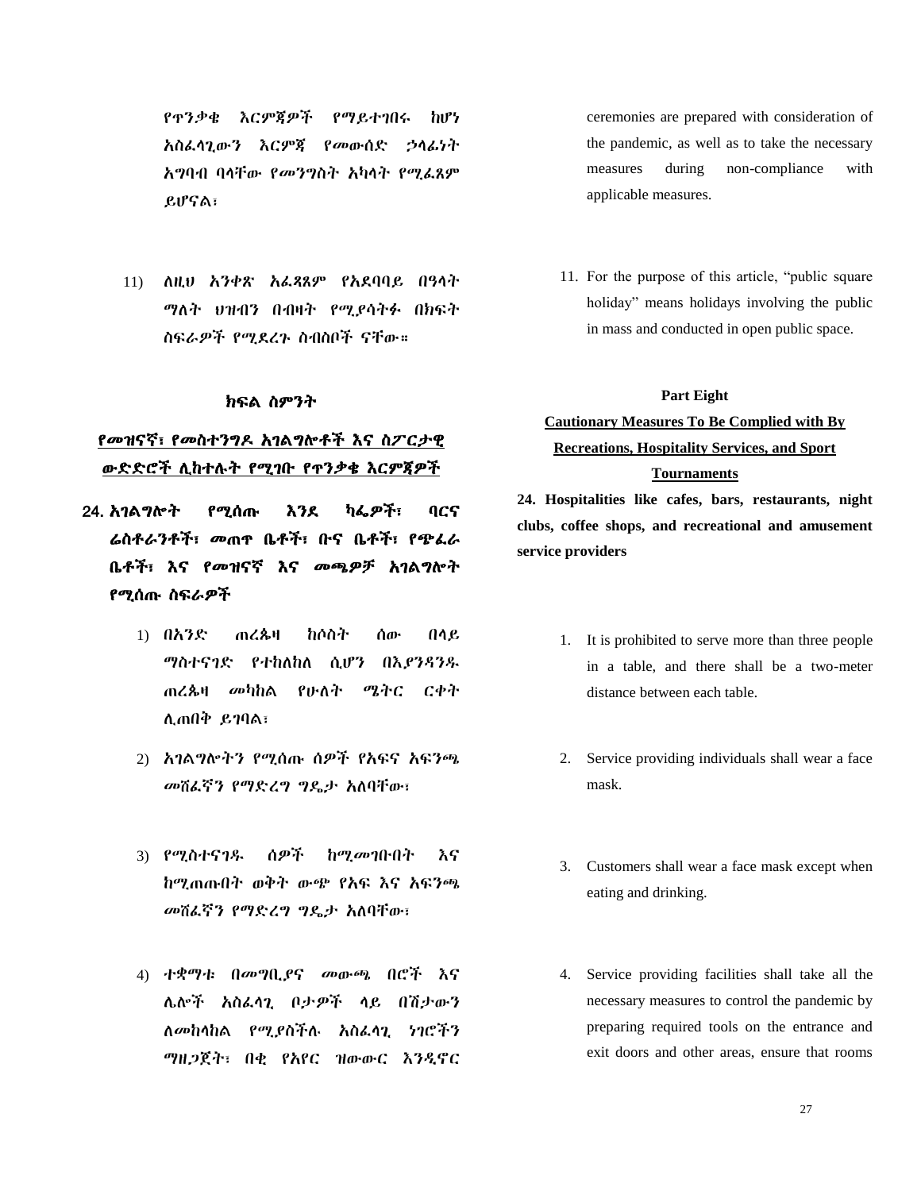*የጥንቃቄ እርምጃዎች የማይተገበሩ ከሆነ አስፈላጊውን እርምጃ የመውሰድ ኃላፊነት አግባብ ባላቸው የመንግስት አካላት የሚፈጸም ይሆናል፣*

ceremonies are prepared with consideration of the pandemic, as well as to take the necessary measures during non-compliance with applicable measures.

11) **ለዚህ አንቀጽ አፈጻጸም የአደባባይ በዓላት ማለት ህዝብን በብዛት የሚያሳትፉ በክፍት ስፍራዎች የሚደረጉ ስብስቦች ናቸው።**

11. For the purpose of this article, "public square holiday" means holidays involving the public in mass and conducted in open public space.

## ክፍል ስምንት

## የመዝናኛ፣ የመስተንግዶ አገልግሎቶች እና ስፖርታዊ ውድድሮች ሊከተሉት የሚገቡ የጥንቃቄ እርምጃዎች

## Part Eight

## Cautionary Measures To Be Complied with By Recreations, Hospitality Services, and Sport Tournaments

### 24. አገልግሎት የሚሰጡ እንደ ካፌዎች፣ ባርና ሬስቶራንቶች፣ መጠጥ ቤቶች፣ ቡና ቤቶች፣ የጭፈራ ቤቶች፣ እና የመዝናኛ እና መጫዎቻ አገልግሎት የሚሰጡ ስፍራዎች

### 24. Hospitalities like cafes, bars, restaurants, night clubs, coffee shops, and recreational and amusement service providers

1) **በአንድ ጠረጴዛ ከሶስት ሰው በላይ ማስተናገድ የተከለከለ ሲሆን በእያንዳንዱ ጠረጴዛ መካከል የሁለት ሜትር ርቀት ሊጠበቅ ይገባል፣**

1. It is prohibited to serve more than three people in a table, and there shall be a two-meter distance between each table.

2) **አገልግሎትን የሚሰጡ ሰዎች የአፍና አፍንጫ መሸፈኛን የማድረግ ግዴታ አለባቸው፣**

2. Service providing individuals shall wear a face mask.

3) **የሚስተናገዱ ሰዎች ከሚመገቡበት እና ከሚጠጡበት ወቅት ውጭ የአፍ እና አፍንጫ መሸፈኛን የማድረግ ግዴታ አለባቸው፣**

3. Customers shall wear a face mask except when eating and drinking.

4) **ተቋማቱ በመግቢያና መውጫ በሮች እና ሌሎች አስፈላጊ ቦታዎች ላይ በሽታውን ለመከላከል የሚያስችሉ አስፈላጊ ነገሮችን ማዘጋጀት፣ በቂ የአየር ዝውውር እንዲኖር**

4. Service providing facilities shall take all the necessary measures to control the pandemic by preparing required tools on the entrance and exit doors and other areas, ensure that rooms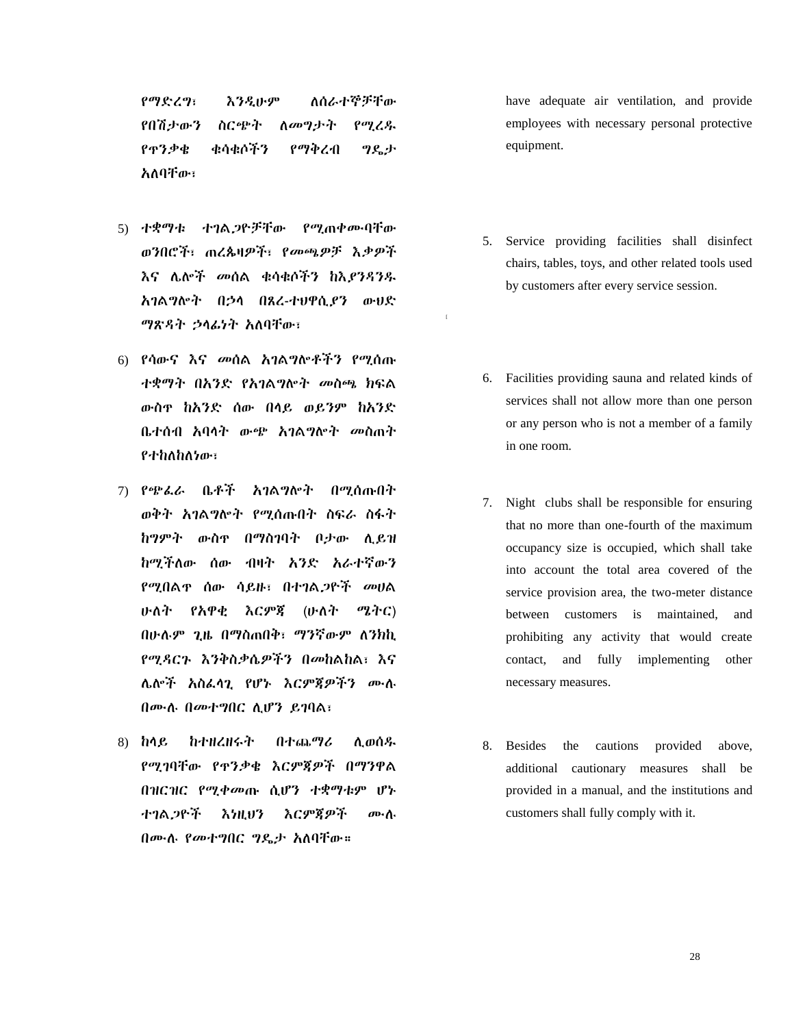የማድረግ፣ እንዲሁም ለሰራተኞቻቸው የበሽታውን ስርጭት ለመግታት የሚረዱ የጥንቃቄ ቁሳቁሶችን የማቅረብ ግዴታ አለባቸው፣

5) ተቋማቱ ተገልጋዮቻቸው የሚጠቀሙባቸው ወንበሮች፣ ጠረጴዛዎች፣ የመጫዎቻ እቃዎች እና ሌሎች መሰል ቁሳቁሶችን ከእያንዳንዱ አገልግሎት በኃላ በጸረ-ተህዋሲያን ውህድ ማጽዳት ኃላፊነት አለባቸው፣

6) የሳውና እና መሰል አገልግሎቶችን የሚሰጡ ተቋማት በአንድ የአገልግሎት መስጫ ክፍል ውስጥ ከአንድ ሰው በላይ ወይንም ከአንድ ቤተሰብ አባላት ውጭ አገልግሎት መስጠት የተከለከለነው፣

7) የጭፈራ ቤቶች አገልግሎት በሚሰጡበት ወቅት አገልግሎት የሚሰጡበት ስፍራ ስፋት ከግምት ውስጥ በማስገባት ቦታው ሊይዝ ከሚችለው ሰው ብዛት አንድ አራተኛውን የሚበልጥ ሰው ሳይዙ፣ በተገልጋዮች መሀል ሁለት የአዋቂ እርምጃ (ሁለት ሜትር) በሁሉም ጊዜ በማስጠበቅ፣ ማንኛውም ለንክኪ የሚዳርጉ እንቅስቃሴዎችን በመከልከል፣ እና ሌሎች አስፈላጊ የሆኑ እርምጃዎችን ሙሉ በሙሉ በመተግበር ሊሆን ይገባል፣

8) ከላይ ከተዘረዘሩት በተጨማሪ ሊወሰዱ የሚገባቸው የጥንቃቄ እርምጃዎች በማንዋል በዝርዝር የሚቀመጡ ሲሆን ተቋማቱም ሆኑ ተገልጋዮች እነዚህን እርምጃዎች ሙሉ በሙሉ የመተግበር ግዴታ አለባቸው።

have adequate air ventilation, and provide employees with necessary personal protective equipment.

5. Service providing facilities shall disinfect chairs, tables, toys, and other related tools used by customers after every service session.

6. Facilities providing sauna and related kinds of services shall not allow more than one person or any person who is not a member of a family in one room.

7. Night clubs shall be responsible for ensuring that no more than one-fourth of the maximum occupancy size is occupied, which shall take into account the total area covered of the service provision area, the two-meter distance between customers is maintained, and prohibiting any activity that would create contact, and fully implementing other necessary measures.

8. Besides the cautions provided above, additional cautionary measures shall be provided in a manual, and the institutions and customers shall fully comply with it.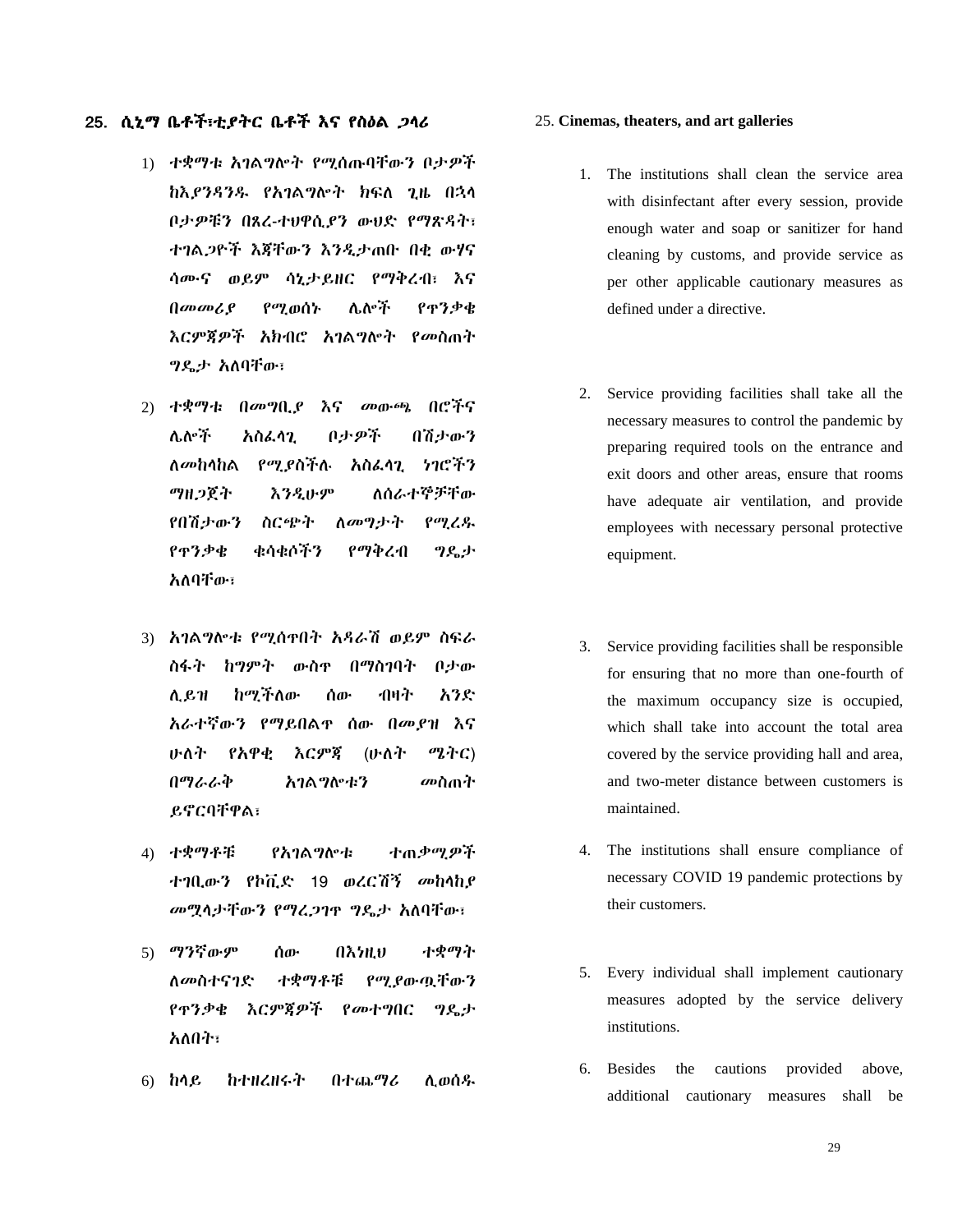## 25. ሲኒማ ቤቶች፣ቲያትር ቤቶች እና የስዕል ጋላሪ

1) ተቋማቱ አገልግሎት የሚሰጡባቸውን ቦታዎች ከእያንዳንዱ የአገልግሎት ክፍለ ጊዜ በኋላ ቦታዎቹን በጸረ-ተህዋሲያን ውህድ የማጽዳት፣ ተገልጋዮች እጃቸውን እንዲታጠቡ በቂ ውሃና ሳሙና ወይም ሳኒታይዘር የማቅረብ፣ እና በመመሪያ የሚወሰኑ ሌሎች የጥንቃቄ እርምጃዎች አክብሮ አገልግሎት የመስጠት ግዴታ አለባቸው፣

2) ተቋማቱ በመግቢያ እና መውጫ በሮችና ሌሎች አስፈላጊ ቦታዎች በሽታውን ለመከላከል የሚያስችሉ አስፈላጊ ነገሮችን ማዘጋጀት እንዲሁም ለሰራተኞቻቸው የበሽታውን ስርጭት ለመግታት የሚረዱ የጥንቃቄ ቁሳቁሶችን የማቅረብ ግዴታ አለባቸው፣

3) አገልግሎቱ የሚሰጥበት አዳራሽ ወይም ስፍራ ስፋት ከግምት ውስጥ በማስገባት ቦታው ሊይዝ ከሚችለው ሰው ብዛት አንድ አራተኛውን የማይበልጥ ሰው በመያዝ እና ሁለት የአዋቂ እርምጃ (ሁለት ሜትር) በማራራቅ አገልግሎቱን መስጠት ይኖርባቸዋል፣

4) ተቋማቶቹ የአገልግሎቱ ተጠቃሚዎች ተገቢውን የኮቪድ 19 ወረርሽኝ መከላከያ መሚላታቸውን የማረጋገጥ ግዴታ አለባቸው፣

5) ማንኛውም ሰው በእነዚህ ተቋማት ለመስተናገድ ተቋማቶቹ የሚያውጧቸውን የጥንቃቄ እርምጃዎች የመተግበር ግዴታ አለበት፣

6) ከላይ ከተዘረዘሩት በተጨማሪ ሊወሰዱ

## 25. Cinemas, theaters, and art galleries

1. The institutions shall clean the service area with disinfectant after every session, provide enough water and soap or sanitizer for hand cleaning by customs, and provide service as per other applicable cautionary measures as defined under a directive.

2. Service providing facilities shall take all the necessary measures to control the pandemic by preparing required tools on the entrance and exit doors and other areas, ensure that rooms have adequate air ventilation, and provide employees with necessary personal protective equipment.

3. Service providing facilities shall be responsible for ensuring that no more than one-fourth of the maximum occupancy size is occupied, which shall take into account the total area covered by the service providing hall and area, and two-meter distance between customers is maintained.

4. The institutions shall ensure compliance of necessary COVID 19 pandemic protections by their customers.

5. Every individual shall implement cautionary measures adopted by the service delivery institutions.

6. Besides the cautions provided above, additional cautionary measures shall be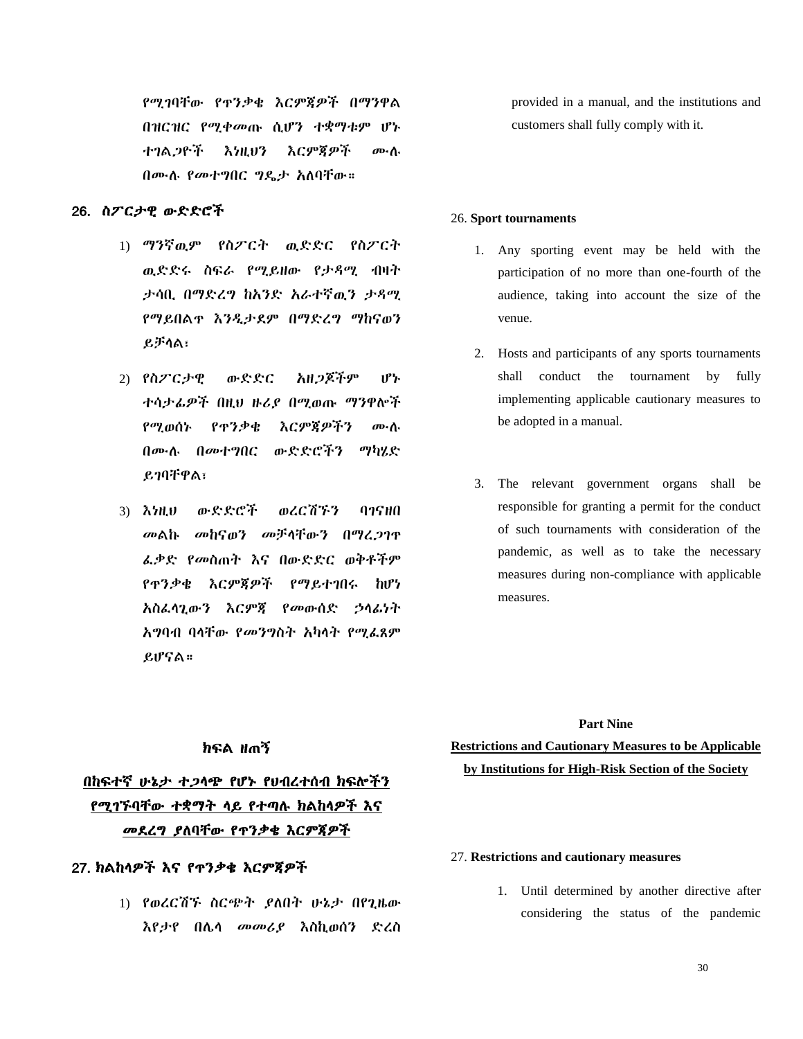የሚገባቸው የጥንቃቄ እርምጃዎች በማንዋል በዝርዝር የሚቀመጡ ሲሆን ተቋማቱም ሆኑ ተገልጋዮች እነዚህን እርምጃዎች ሙሉ በሙሉ የመተግበር ግዴታ አለባቸው።

provided in a manual, and the institutions and customers shall fully comply with it.

## 26. ስፖርታዊ ውድድሮች

1) ማንኛዉም የስፖርት ዉድድር የስፖርት ዉድድሩ ስፍራ የሚይዘው የታዳሚ ብዛት ታሳቢ በማድረግ ከአንድ አራተኛዉን ታዳሚ የማይበልጥ እንዲታደም በማድረግ ማከናወን ይቻላል፣

2) የስፖርታዊ ውድድር አዘጋጆችም ሆኑ ተሳታፊዎች በዚህ ዙሪያ በሚወጡ ማንዋሎች የሚወሰኑ የጥንቃቄ እርምጃዎችን ሙሉ በሙሉ በመተግበር ውድድሮችን ማካሄድ ይገባቸዋል፣

3) እነዚህ ውድድሮች ወረርሽኙን ባገናዘበ መልኩ መከናወን መቻላቸውን በማረጋገጥ ፈቃድ የመስጠት እና በውድድር ወቅቶችም የጥንቃቄ እርምጃዎች የማይተገበሩ ከሆነ አስፈላጊውን እርምጃ የመውሰድ ኃላፊነት አግባብ ባላቸው የመንግስት አካላት የሚፈጸም ይሆናል።

## 26. **Sport tournaments**

1. Any sporting event may be held with the participation of no more than one-fourth of the audience, taking into account the size of the venue.

2. Hosts and participants of any sports tournaments shall conduct the tournament by fully implementing applicable cautionary measures to be adopted in a manual.

3. The relevant government organs shall be responsible for granting a permit for the conduct of such tournaments with consideration of the pandemic, as well as to take the necessary measures during non-compliance with applicable measures.

# ክፍል ዘጠኝ

## <u>በከፍተኛ ሁኔታ ተጋላጭ የሆኑ የህብረተሰብ ክፍሎችን የሚገኙባቸው ተቋማት ላይ የተጣሉ ክልከላዎች እና መደረግ ያለባቸው የጥንቃቄ እርምጃዎች</u>

# Part Nine

## <u>Restrictions and Cautionary Measures to be Applicable by Institutions for High-Risk Section of the Society</u>

## 27. ክልከላዎች እና የጥንቃቄ እርምጃዎች

1) የወረርሽኙ ስርጭት ያለበት ሁኔታ በየጊዜው እየታየ በሌላ መመሪያ እስኪወሰን ድረስ

## 27. **Restrictions and cautionary measures**

1. Until determined by another directive after considering the status of the pandemic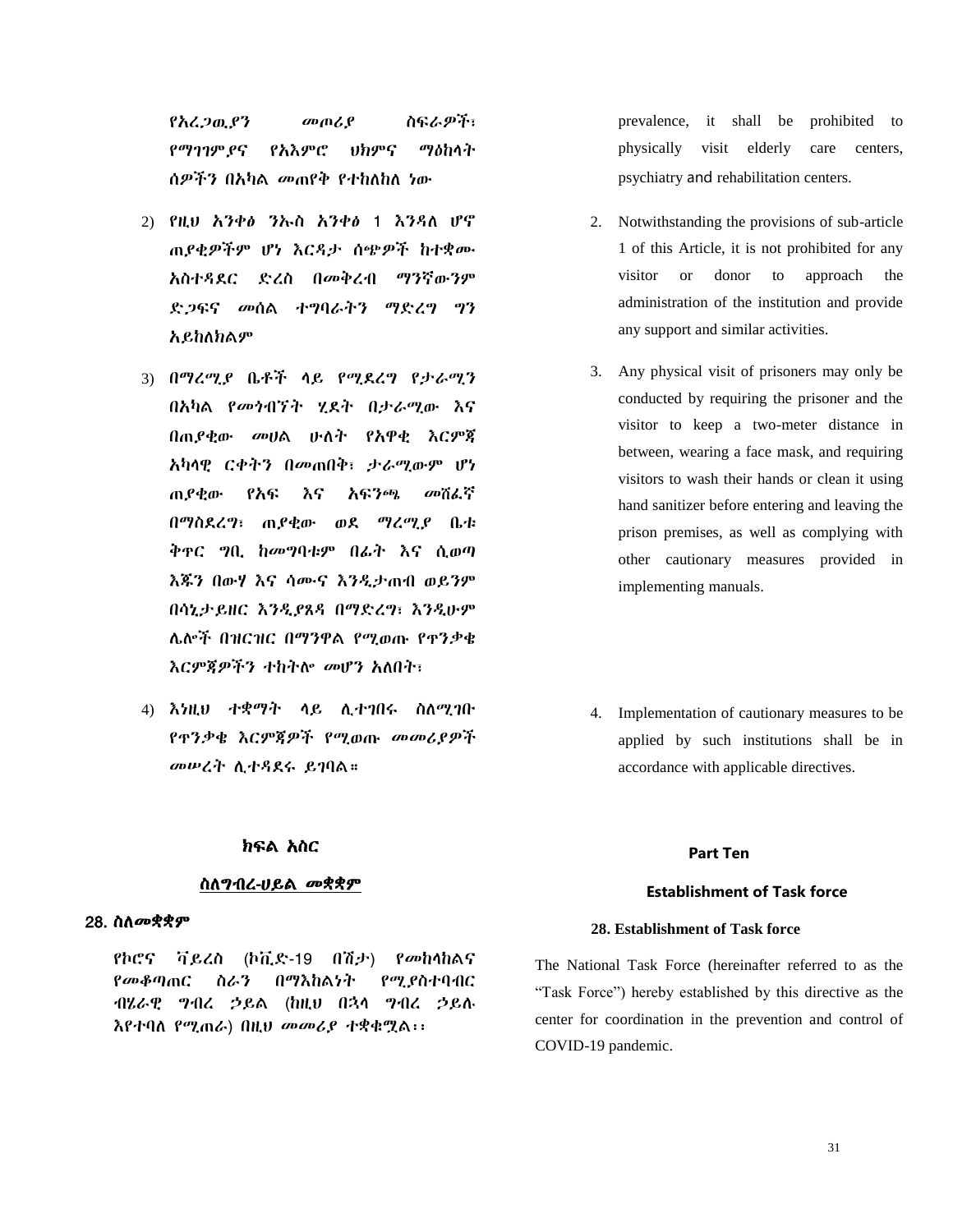የአረጋዉያን መጦሪያ ስፍራዎች፣ የማገገምያና የአእምሮ ህክምና ማዕከላት ሰዎችን በአካል መጠየቅ የተከለከለ ነው

2) የዚህ አንቀፅ ንኡስ አንቀፅ 1 እንዳለ ሆኖ ጠያቂዎችም ሆነ እርዳታ ሰጭዎች ከተቋሙ አስተዳደር ድረስ በመቅረብ ማንኛውንም ድጋፍና መሰል ተግባራትን ማድረግ ግን አይከለከልም

3) በማረሚያ ቤቶች ላይ የሚደረግ የታራሚን በአካል የመጎብኘት ሂደት በታራሚው እና በጠያቂው መሀል ሁለት የአዋቂ እርምጃ አካላዊ ርቀትን በመጠበቅ፣ ታራሚውም ሆነ ጠያቂው የአፍ እና አፍንጫ መሸፈኛ በማስደረግ፣ ጠያቂው ወደ ማረሚያ ቤቱ ቅጥር ግቢ ከመግባቱም በፊት እና ሲወጣ እጁን በውሃ እና ሳሙና እንዲታጠብ ወይንም በሳኒታይዘር እንዲያጸዳ በማድረግ፣ እንዲሁም ሌሎች በዝርዝር በማንዋል የሚወጡ የጥንቃቄ እርምጃዎችን ተከትሎ መሆን አለበት፣

4) እነዚህ ተቋማት ላይ ሊተገበሩ ስለሚገቡ የጥንቃቄ እርምጃዎች የሚወጡ መመሪያዎች መሠረት ሊተዳደሩ ይገባል።

prevalence, it shall be prohibited to physically visit elderly care centers, psychiatry and rehabilitation centers.

2. Notwithstanding the provisions of sub-article 1 of this Article, it is not prohibited for any visitor or donor to approach the administration of the institution and provide any support and similar activities.

3. Any physical visit of prisoners may only be conducted by requiring the prisoner and the visitor to keep a two-meter distance in between, wearing a face mask, and requiring visitors to wash their hands or clean it using hand sanitizer before entering and leaving the prison premises, as well as complying with other cautionary measures provided in implementing manuals.

4. Implementation of cautionary measures to be applied by such institutions shall be in accordance with applicable directives.

## ክፍል አስር

## ስለግብረ-ሀይል መቋቋም

### 28. ስለመቋቋም

የኮሮና ቫይረስ (ኮቪድ-19 በሽታ) የመከላከልና የመቆጣጠር ስራን በማእከልነት የሚያስተባብር ብሄራዊ ግብረ ኃይል (ከዚህ በኋላ ግብረ ኃይሉ እየተባለ የሚጠራ) በዚህ መመሪያ ተቋቁሟል፡፡

## Part Ten

## Establishment of Task force

### 28. Establishment of Task force

The National Task Force (hereinafter referred to as the "Task Force") hereby established by this directive as the center for coordination in the prevention and control of COVID-19 pandemic.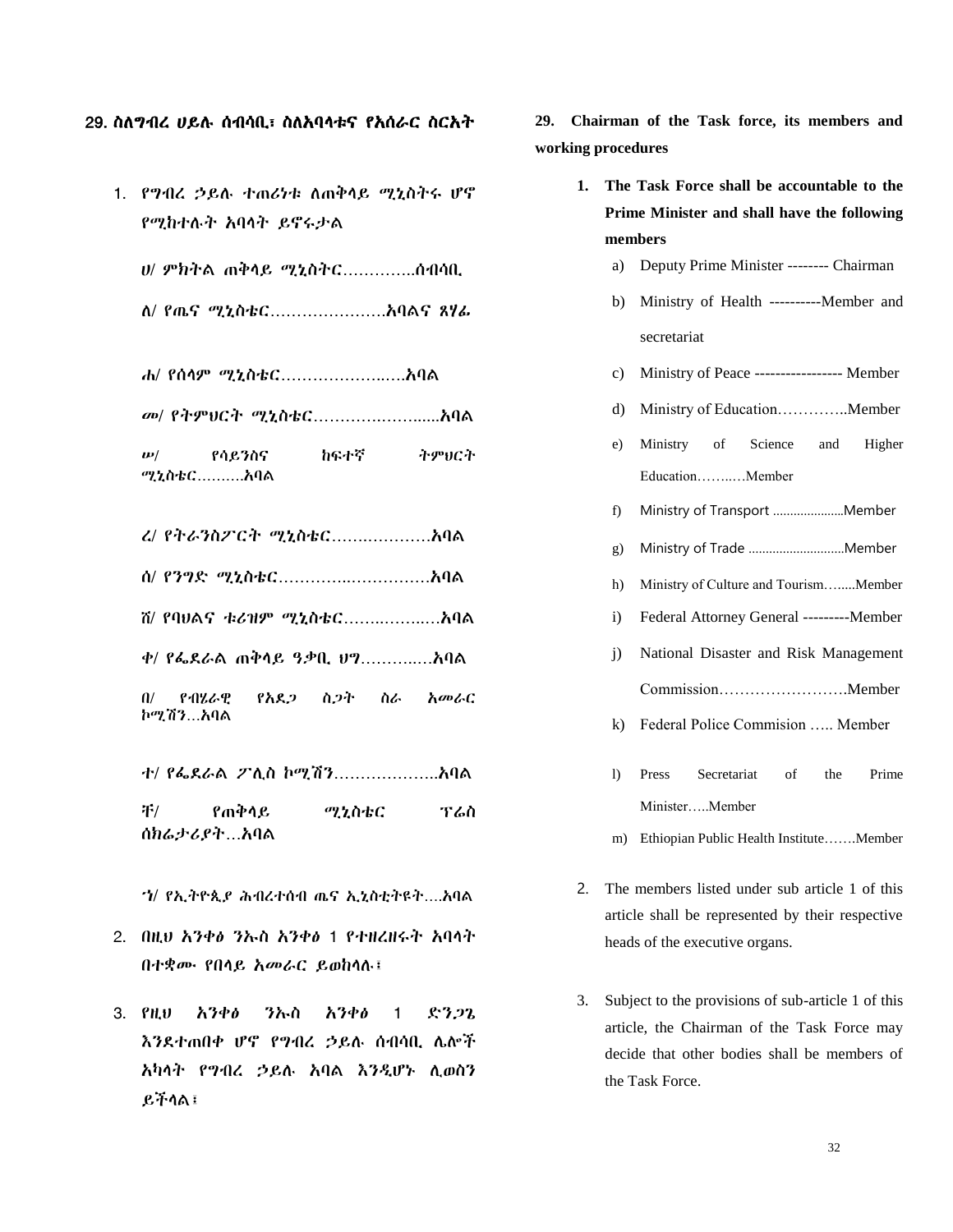## 29. ስለግብረ ሀይሉ ሰብሳቢ፣ ስለአባላቱና የአሰራር ስርአት

1. የግብረ ኃይሉ ተጠሪነቱ ለጠቅላይ ሚኒስትሩ ሆኖ የሚከተሉት አባላት ይኖሩታል

ሀ/ ምክትል ጠቅላይ ሚኒስትር…………..ሰብሳቢ

ለ/ የጤና ሚኒስቴር………………….አባልና ጸሃፊ

ሐ/ የሰላም ሚኒስቴር……………….….አባል

መ/ የትምህርት ሚኒስቴር…………….…......አባል

ሠ/ የሳይንስና ከፍተኛ ትምህርት ሚኒስቴር……….አባል

ረ/ የትራንስፖርት ሚኒስቴር……….………አባል

ሰ/ የንግድ ሚኒስቴር…………..……………አባል

ሸ/ የባህልና ቱሪዝም ሚኒስቴር…….…….…አባል

ቀ/ የፌደራል ጠቅላይ ዓቃቢ ህግ……….…አባል

በ/ የብሄራዊ የአደጋ ስጋት ስራ አመራር ኮሚሽን…አባል

ተ/ የፌደራል ፖሊስ ኮሚሽን………………..አባል

ቸ/ የጠቅላይ ሚኒስቴር ፕሬስ ሰክሬታሪያት…አባል

ኀ/ የኢትዮጲያ ሕብረተሰብ ጤና ኢኒስቲትዩት….አባል

2. በዚህ አንቀፅ ንኡስ አንቀፅ 1 የተዘረዘሩት አባላት በተቋሙ የበላይ አመራር ይወከላሉ፤

3. የዚህ አንቀፅ ንኡስ አንቀፅ 1 ድንጋጌ እንደተጠበቀ ሆኖ የግብረ ኃይሉ ሰብሳቢ ሌሎች አካላት የግብረ ኃይሉ አባል እንዲሆኑ ሊወስን ይችላል፤

## 29. Chairman of the Task force, its members and working procedures

1. **The Task Force shall be accountable to the Prime Minister and shall have the following members**
   a) Deputy Prime Minister -------- Chairman
   b) Ministry of Health ----------Member and secretariat
   c) Ministry of Peace ----------------- Member
   d) Ministry of Education…………..Member
   e) Ministry of Science and Higher Education……..…Member
   f) Ministry of Transport .....................Member
   g) Ministry of Trade ............................Member
   h) Ministry of Culture and Tourism….....Member
   i) Federal Attorney General ---------Member
   j) National Disaster and Risk Management Commission…………………….Member
   k) Federal Police Commision ….. Member
   l) Press Secretariat of the Prime Minister…..Member
   m) Ethiopian Public Health Institute…….Member

2. The members listed under sub article 1 of this article shall be represented by their respective heads of the executive organs.

3. Subject to the provisions of sub-article 1 of this article, the Chairman of the Task Force may decide that other bodies shall be members of the Task Force.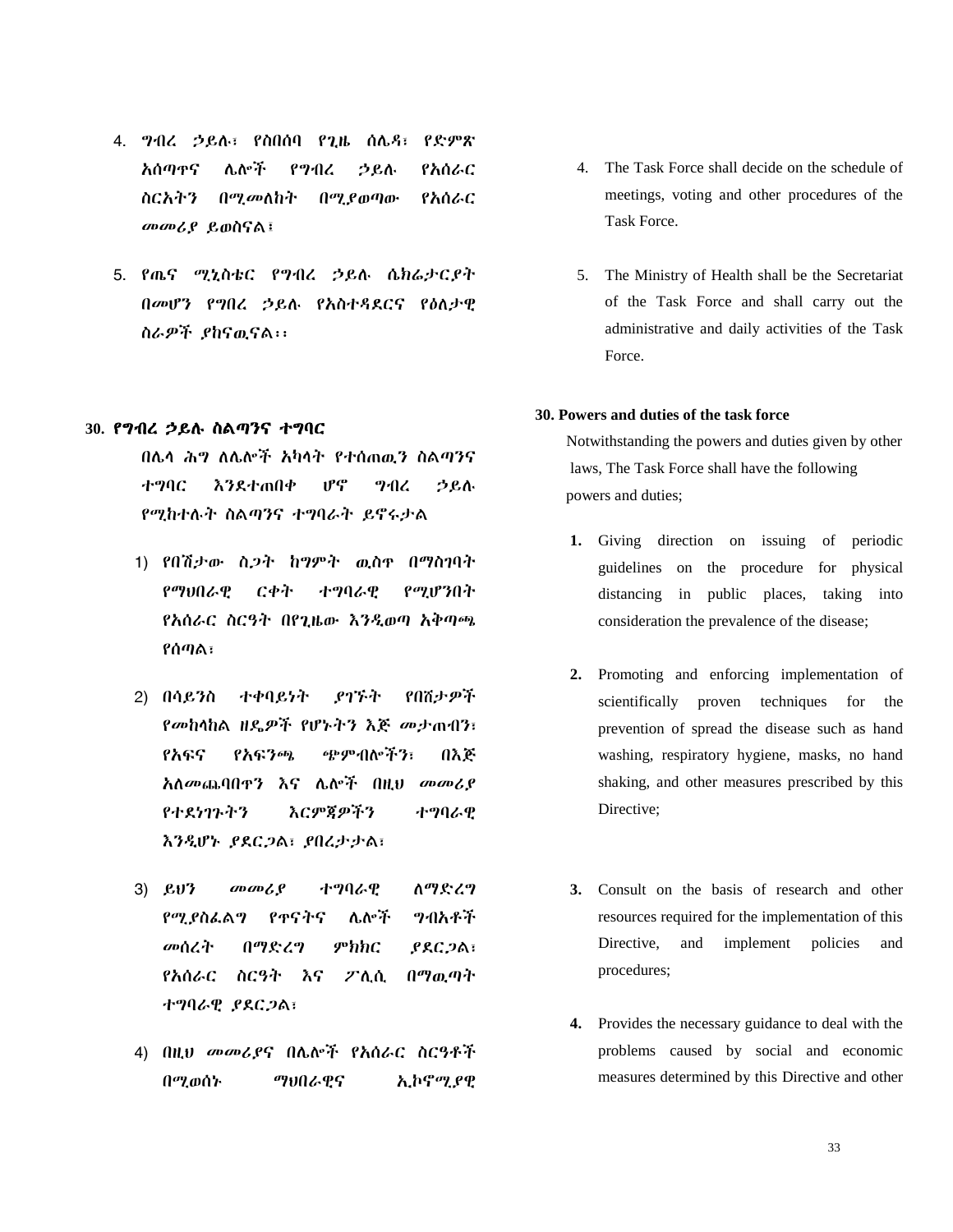4. ግብረ ኃይሉ፣ የስበሰባ የጊዜ ሰሌዳ፣ የድምጽ አሰጣጥና ሌሎች የግብረ ኃይሉ የአሰራር ስርአትን በሚመለከት በሚያወጣው የአሰራር መመሪያ ይወስናል፤

5. የጤና ሚኒስቴር የግብረ ኃይሉ ሴክሬታርያት በመሆን የግበረ ኃይሉ የአስተዳደርና የዕለታዊ ስራዎች ያከናዉናል፡፡

**30. የግብረ ኃይሉ ስልጣንና ተግባር**

በሌላ ሕግ ለሌሎች አካላት የተሰጠዉን ስልጣንና ተግባር እንደተጠበቀ ሆኖ ግብረ ኃይሉ የሚከተሉት ስልጣንና ተግባራት ይኖሩታል

1) የበሽታው ስጋት ከግምት ዉስጥ በማስገባት የማህበራዊ ርቀት ተግባራዊ የሚሆንበት የአሰራር ስርዓት በየጊዜው እንዲወጣ አቅጣጫ የሰጣል፣

2) በሳይንስ ተቀባይነት ያገኙት የበሽታዎች የመከላከል ዘዴዎች የሆኑትን እጅ መታጠብን፣ የአፍና የአፍንጫ ጭምብሎችን፣ በእጅ አለመጨባበጥን እና ሌሎች በዚህ መመሪያ የተደነገጉትን እርምጃዎችን ተግባራዊ እንዲሆኑ ያደርጋል፣ ያበረታታል፣

3) ይህን መመሪያ ተግባራዊ ለማድረግ የሚያስፈልግ የጥናትና ሌሎች ግብአቶች መሰረት በማድረግ ምክክር ያደርጋል፣ የአሰራር ስርዓት እና ፖሊሲ በማዉጣት ተግባራዊ ያደርጋል፣

4) በዚህ መመሪያና በሌሎች የአሰራር ስርዓቶች በሚወሰኑ ማህበራዊና ኢኮኖሚያዊ

4. The Task Force shall decide on the schedule of meetings, voting and other procedures of the Task Force.

5. The Ministry of Health shall be the Secretariat of the Task Force and shall carry out the administrative and daily activities of the Task Force.

**30. Powers and duties of the task force**

Notwithstanding the powers and duties given by other laws, The Task Force shall have the following powers and duties;

**1.** Giving direction on issuing of periodic guidelines on the procedure for physical distancing in public places, taking into consideration the prevalence of the disease;

**2.** Promoting and enforcing implementation of scientifically proven techniques for the prevention of spread the disease such as hand washing, respiratory hygiene, masks, no hand shaking, and other measures prescribed by this Directive;

**3.** Consult on the basis of research and other resources required for the implementation of this Directive, and implement policies and procedures;

**4.** Provides the necessary guidance to deal with the problems caused by social and economic measures determined by this Directive and other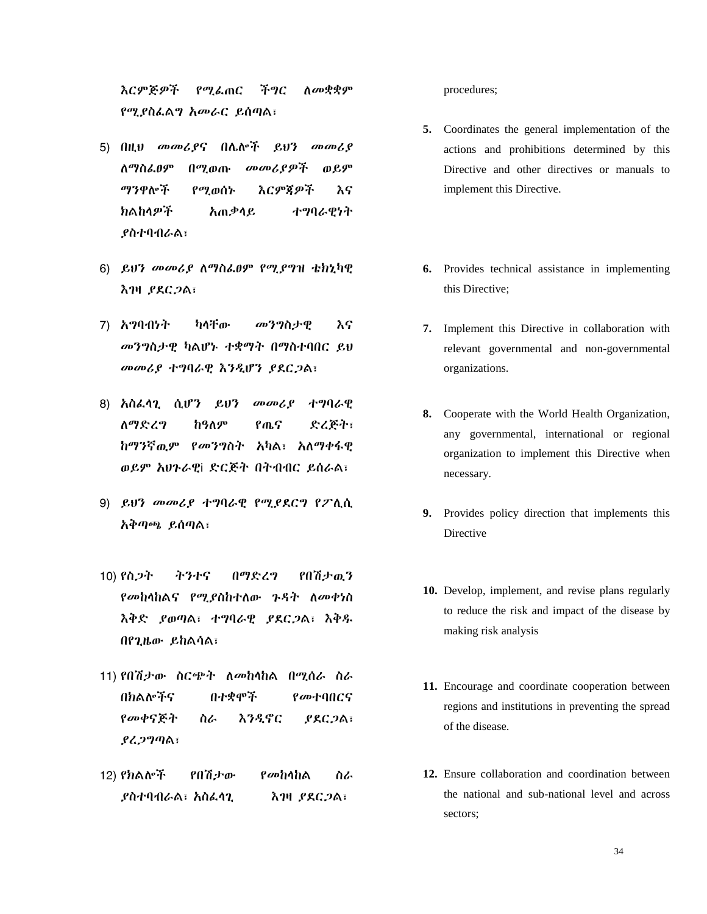እርምጃዎች የሚፈጠር ችግር ለመቋቋም የሚያስፈልግ አመራር ይሰጣል፣

5) በዚህ መመሪያና በሌሎች ይህን መመሪያ ለማስፈፀም በሚወጡ መመሪያዎች ወይም ማንዋሎች የሚወሰኑ እርምጃዎች እና ክልከላዎች አጠቃላይ ተግባራዊነት ያስተባብራል፣

6) ይህን መመሪያ ለማስፈፀም የሚያግዝ ቴክኒካዊ እገዛ ያደርጋል፣

7) አግባብነት ካላቸው መንግስታዊ እና መንግስታዊ ካልሆኑ ተቋማት በማስተባበር ይህ መመሪያ ተግባራዊ እንዲሆን ያደርጋል፣

8) አስፈላጊ ሲሆን ይህን መመሪያ ተግባራዊ ለማድረግ ከዓለም የጤና ድረጅት፣ ከማንኛዉም የመንግስት አካል፣ አለማቀፋዊ ወይም አህጉራዊ ድርጅት በትብብር ይሰራል፣

9) ይህን መመሪያ ተግባራዊ የሚያደርግ የፖሊሲ አቅጣጫ ይሰጣል፣

10) የስጋት ትንተና በማድረግ የበሽታዉን የመከላከልና የሚያስከተለው ጉዳት ለመቀነስ እቅድ ያወጣል፣ ተግባራዊ ያደርጋል፣ እቅዱ በየጊዜው ይከልሳል፣

11) የበሽታው ስርጭት ለመከላከል በሚሰራ ስራ በክልሎችና በተቋሞች የመተባበርና የመቀናጅት ስራ እንዲኖር ያደርጋል፣ ያረጋግጣል፣

12) የክልሎች የበሽታው የመከላከል ስራ ያስተባብራል፣ አስፈላጊ እገዛ ያደርጋል፣

procedures;

**5.** Coordinates the general implementation of the actions and prohibitions determined by this Directive and other directives or manuals to implement this Directive.

**6.** Provides technical assistance in implementing this Directive;

**7.** Implement this Directive in collaboration with relevant governmental and non-governmental organizations.

**8.** Cooperate with the World Health Organization, any governmental, international or regional organization to implement this Directive when necessary.

**9.** Provides policy direction that implements this Directive

**10.** Develop, implement, and revise plans regularly to reduce the risk and impact of the disease by making risk analysis

**11.** Encourage and coordinate cooperation between regions and institutions in preventing the spread of the disease.

**12.** Ensure collaboration and coordination between the national and sub-national level and across sectors;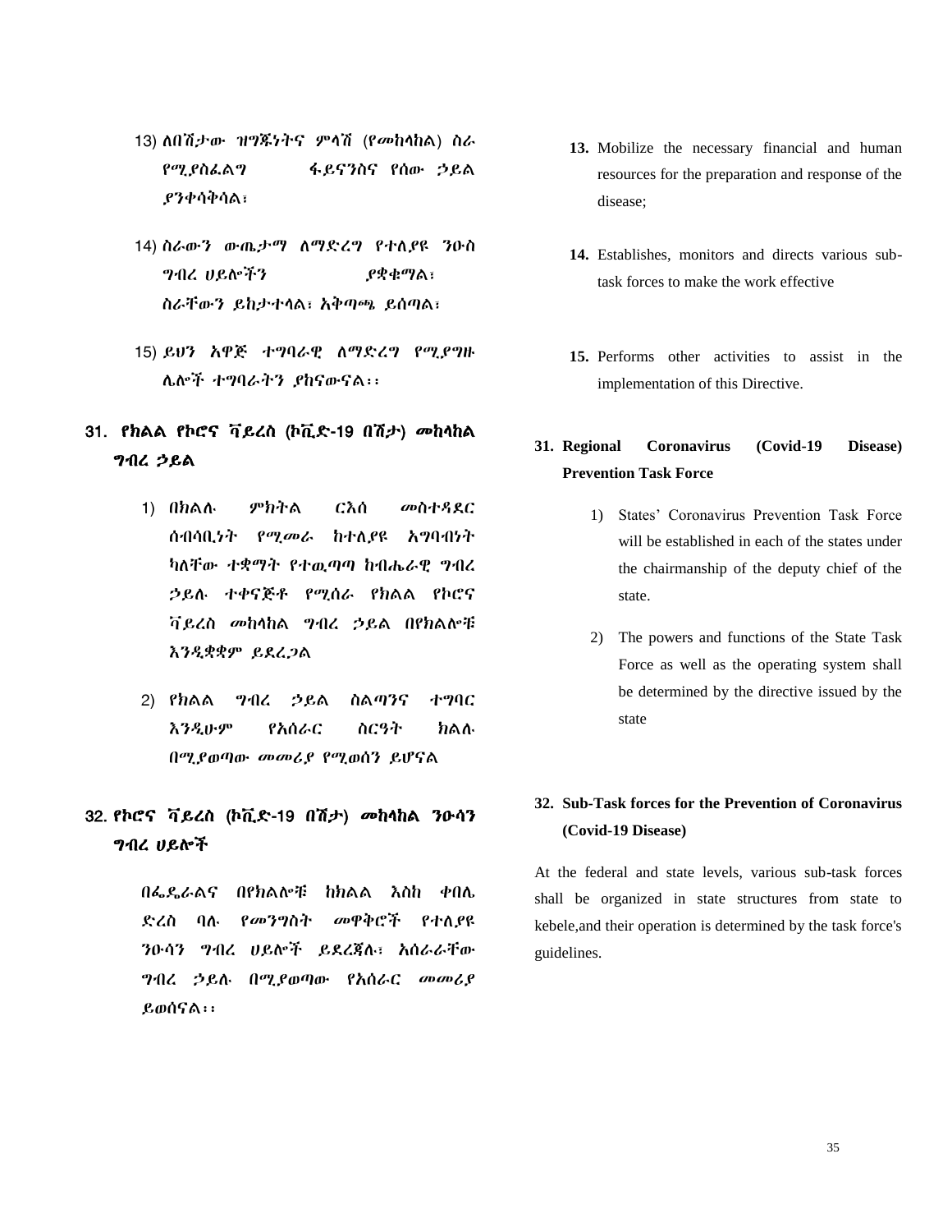13) ለበሽታው ዝግጁነትና ምላሽ (የመከላከል) ስራ የሚያስፈልግ ፋይናንስና የሰው ኃይል ያንቀሳቅሳል፣

14) ስራውን ውጤታማ ለማድረግ የተለያዩ ንዑስ ግብረ ሀይሎችን ያቋቁማል፣ ስራቸውን ይከታተላል፣ አቅጣጫ ይሰጣል፣

15) ይህን አዋጅ ተግባራዊ ለማድረግ የሚያግዙ ሌሎች ተግባራትን ያከናውናል፡፡

**13.** Mobilize the necessary financial and human resources for the preparation and response of the disease;

**14.** Establishes, monitors and directs various sub-task forces to make the work effective

**15.** Performs other activities to assist in the implementation of this Directive.

## 31. የክልል የኮሮና ቫይረስ (ኮቪድ-19 በሽታ) መከላከል ግብረ ኃይል

1) በክልሉ ምክትል ርእሰ መስተዳድር ሰብሳቢነት የሚመራ ከተለያዩ አግባብነት ካለቸው ተቋማት የተዉጣጣ ከብሔራዊ ግብረ ኃይሉ ተቀናጅቶ የሚሰራ የክልል የኮሮና ቫይረስ መከላከል ግብረ ኃይል በየክልሎቹ እንዲቋቋም ይደረጋል

2) የክልል ግብረ ኃይል ስልጣንና ተግባር እንዲሁም የአሰራር ስርዓት ክልሉ በሚያወጣው መመሪያ የሚወሰን ይሆናል

## 31. Regional Coronavirus (Covid-19 Disease) Prevention Task Force

1) States' Coronavirus Prevention Task Force will be established in each of the states under the chairmanship of the deputy chief of the state.

2) The powers and functions of the State Task Force as well as the operating system shall be determined by the directive issued by the state

## 32. የኮሮና ቫይረስ (ኮቪድ-19 በሽታ) መከላከል ንዑሳን ግብረ ሀይሎች

በፌዴራልና በየክልሎቹ ከክልል እስከ ቀበሌ ድረስ ባሉ የመንግስት መዋቅሮች የተለያዩ ንዑሳን ግብረ ሀይሎች ይደረጃሉ፣ አሰራራቸው ግብረ ኃይሉ በሚያወጣው የአሰራር መመሪያ ይወሰናል፡፡

## 32. Sub-Task forces for the Prevention of Coronavirus (Covid-19 Disease)

At the federal and state levels, various sub-task forces shall be organized in state structures from state to kebele,and their operation is determined by the task force's guidelines.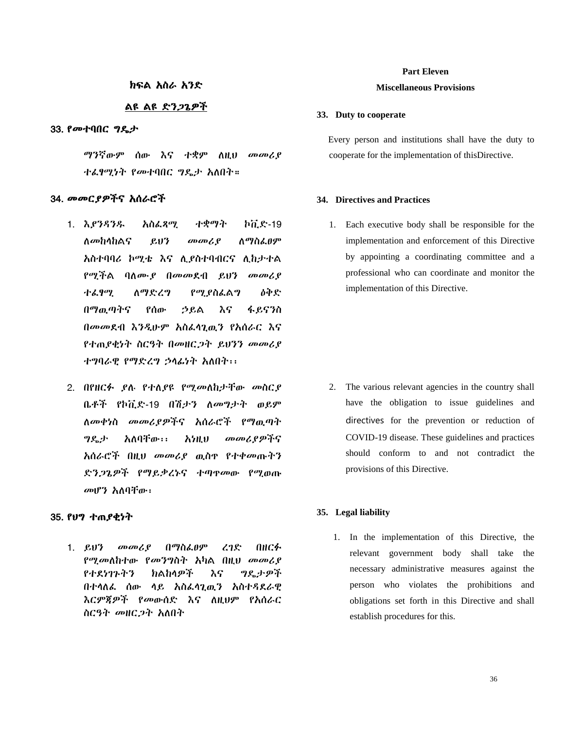## ክፍል አስራ አንድ

## ልዩ ልዩ ድንጋጌዎች

### 33. የመተባበር ግዴታ

ማንኛውም ሰው እና ተቋም ለዚህ መመሪያ ተፈፃሚነት የመተባበር ግዴታ አለበት።

### 34. መመርያዎችና አሰራሮች

1. እያንዳንዱ አስፈጻሚ ተቋማት ኮቪድ-19 ለመከላከልና ይህን መመሪያ ለማስፈፀም አስተባባሪ ኮሚቴ እና ሊያስተባብርና ሊከታተል የሚችል ባለሙያ በመመደብ ይህን መመሪያ ተፈፃሚ ለማድረግ የሚያስፈልግ ዕቅድ በማዉጣትና የሰው ኃይል እና ፋይናንስ በመመደብ እንዲሁም አስፈላጊዉን የአሰራር እና የተጠያቂነት ስርዓት በመዘርጋት ይህንን መመሪያ ተግባራዊ የማድረግ ኃላፊነት አለበት፡፡

2. በየዘርፉ ያሉ የተለያዩ የሚመለከታቸው መስርያ ቤቶች የኮቪድ-19 በሽታን ለመግታት ወይም ለመቀነስ መመሪያዎችና አሰራሮች የማዉጣት ግዴታ አለባቸው፡፡ እነዚህ መመሪያዎችና አሰራሮች በዚህ መመሪያ ዉስጥ የተቀመጡትን ድንጋጌዎች የማይቃረኑና ተጣጥመው የሚወጡ መሆን አለባቸው፡

### 35. የህግ ተጠያቂነት

1. ይህን መመሪያ በማስፈፀም ረገድ በዘርፉ የሚመለከተው የመንግስት አካል በዚህ መመሪያ የተደነገጉትን ክልከላዎች እና ግዴታዎች በተላለፈ ሰው ላይ አስፈላጊዉን አስተዳደራዊ እርምጃዎች የመውሰድ እና ለዚህም የአሰራር ስርዓት መዘርጋት አለበት

## Part Eleven

## Miscellaneous Provisions

### 33. Duty to cooperate

Every person and institutions shall have the duty to cooperate for the implementation of thisDirective.

### 34. Directives and Practices

1. Each executive body shall be responsible for the implementation and enforcement of this Directive by appointing a coordinating committee and a professional who can coordinate and monitor the implementation of this Directive.

2. The various relevant agencies in the country shall have the obligation to issue guidelines and directives for the prevention or reduction of COVID-19 disease. These guidelines and practices should conform to and not contradict the provisions of this Directive.

### 35. Legal liability

1. In the implementation of this Directive, the relevant government body shall take the necessary administrative measures against the person who violates the prohibitions and obligations set forth in this Directive and shall establish procedures for this.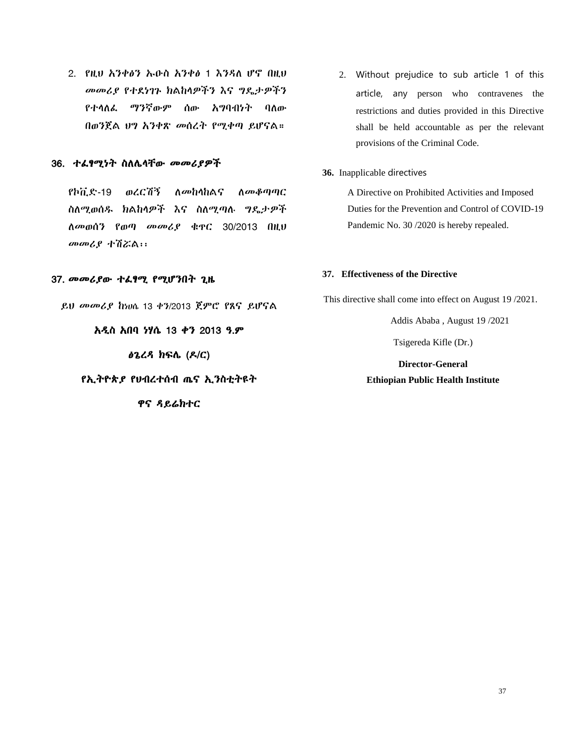2. የዚህ አንቀፅን ኡዑስ አንቀፅ 1 እንዳለ ሆኖ በዚህ መመሪያ የተደነገጉ ክልከላዎችን እና ግዴታዎችን የተላለፈ ማንኛውም ሰው አግባብነት ባለው በወንጀል ህግ አንቀጽ መሰረት የሚቀጣ ይሆናል።

## 36. ተፈፃሚነት ስለሌላቸው መመሪያዎች

የኮቪድ-19 ወረርሽኝ ለመከላከልና ለመቆጣጠር ስለሚወሰዱ ክልከላዎች እና ስለሚጣሉ ግዴታዎች ለመወሰን የወጣ መመሪያ ቁጥር 30/2013 በዚህ መመሪያ ተሽሯል፡፡

## 37. መመሪያው ተፈፃሚ የሚሆንበት ጊዜ

ይህ መመሪያ ከነሀሴ 13 ቀን/2013 ጀምሮ የጸና ይሆናል

**አዲስ አበባ ነሃሴ 13 ቀን 2013 ዓ.ም**

**ፅጌረዳ ክፍሌ (ዶ/ር)**

**የኢትዮጵያ የህብረተሰብ ጤና ኢንስቲትዩት**

**ዋና ዳይሬክተር**

2. Without prejudice to sub article 1 of this article, any person who contravenes the restrictions and duties provided in this Directive shall be held accountable as per the relevant provisions of the Criminal Code.

**36.** Inapplicable directives

A Directive on Prohibited Activities and Imposed Duties for the Prevention and Control of COVID-19 Pandemic No. 30 /2020 is hereby repealed.

**37. Effectiveness of the Directive**

This directive shall come into effect on August 19 /2021.

Addis Ababa , August 19 /2021

Tsigereda Kifle (Dr.)

**Director-General**

**Ethiopian Public Health Institute**